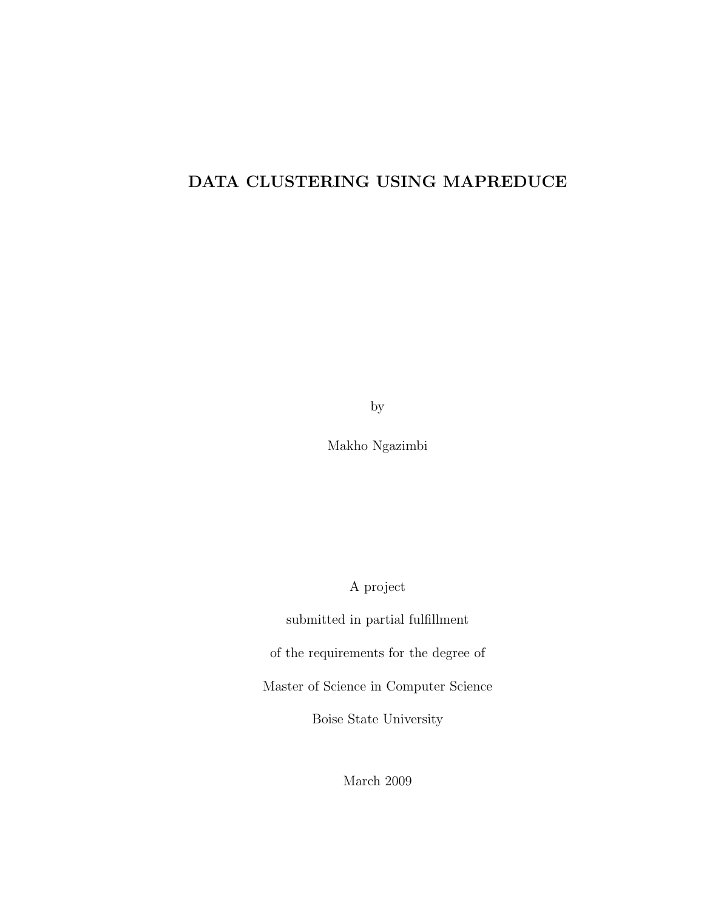# DATA CLUSTERING USING MAPREDUCE

by

Makho Ngazimbi

A project

submitted in partial fulfillment

of the requirements for the degree of

Master of Science in Computer Science

Boise State University

March 2009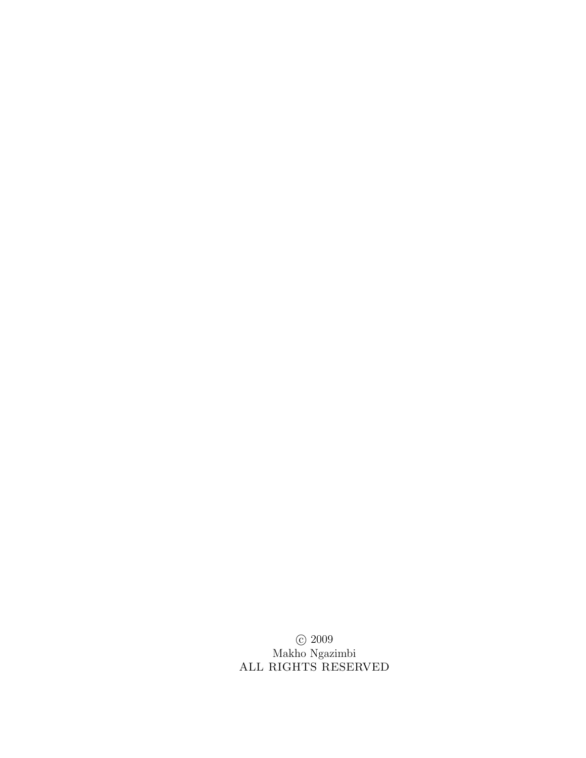© 2009
Makho Ngazimbi
ALL RIGHTS RESERVED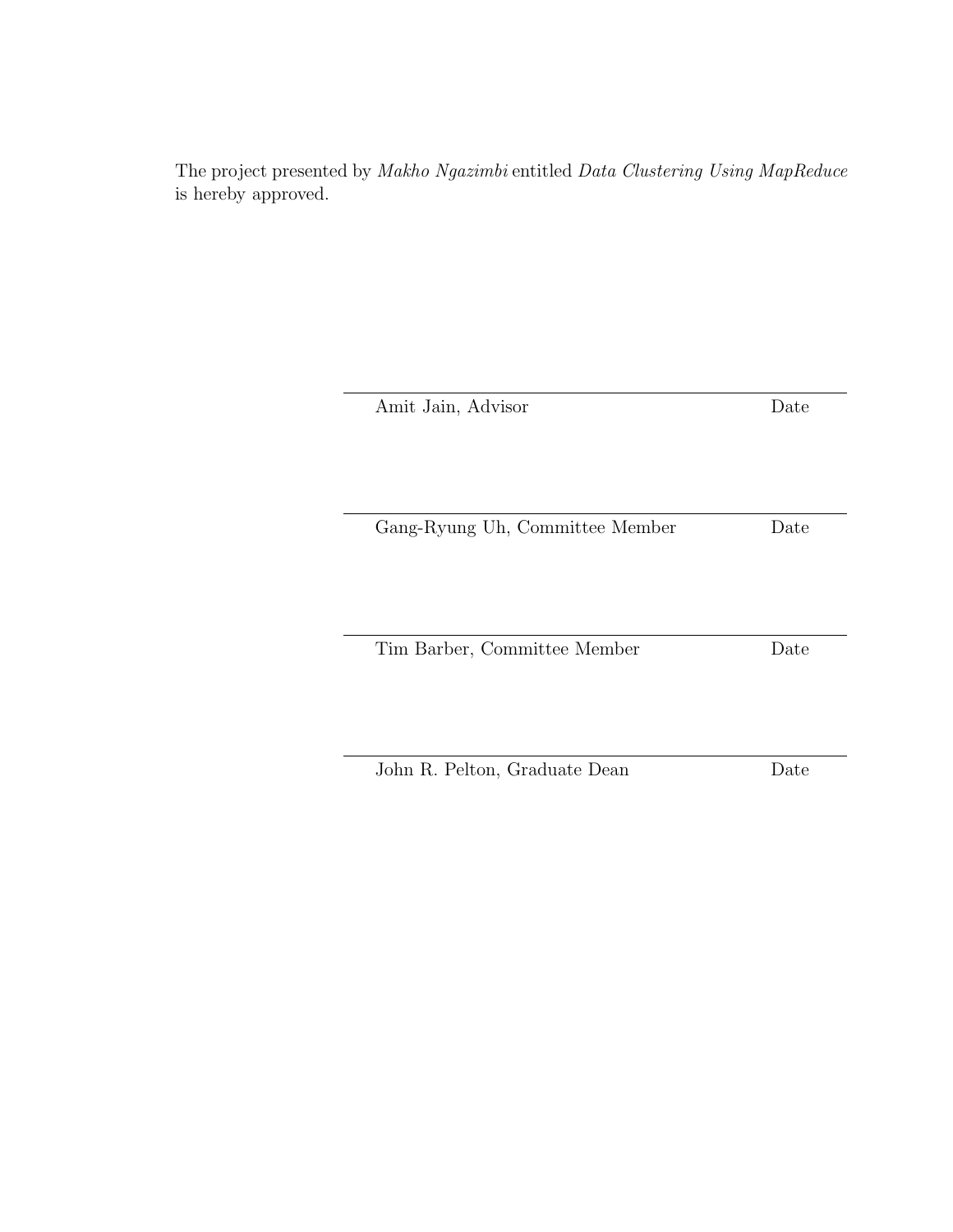The project presented by *Makho Ngazimbi* entitled *Data Clustering Using MapReduce* is hereby approved.

Amit Jain, Advisor    Date

Gang-Ryung Uh, Committee Member    Date

Tim Barber, Committee Member    Date

John R. Pelton, Graduate Dean    Date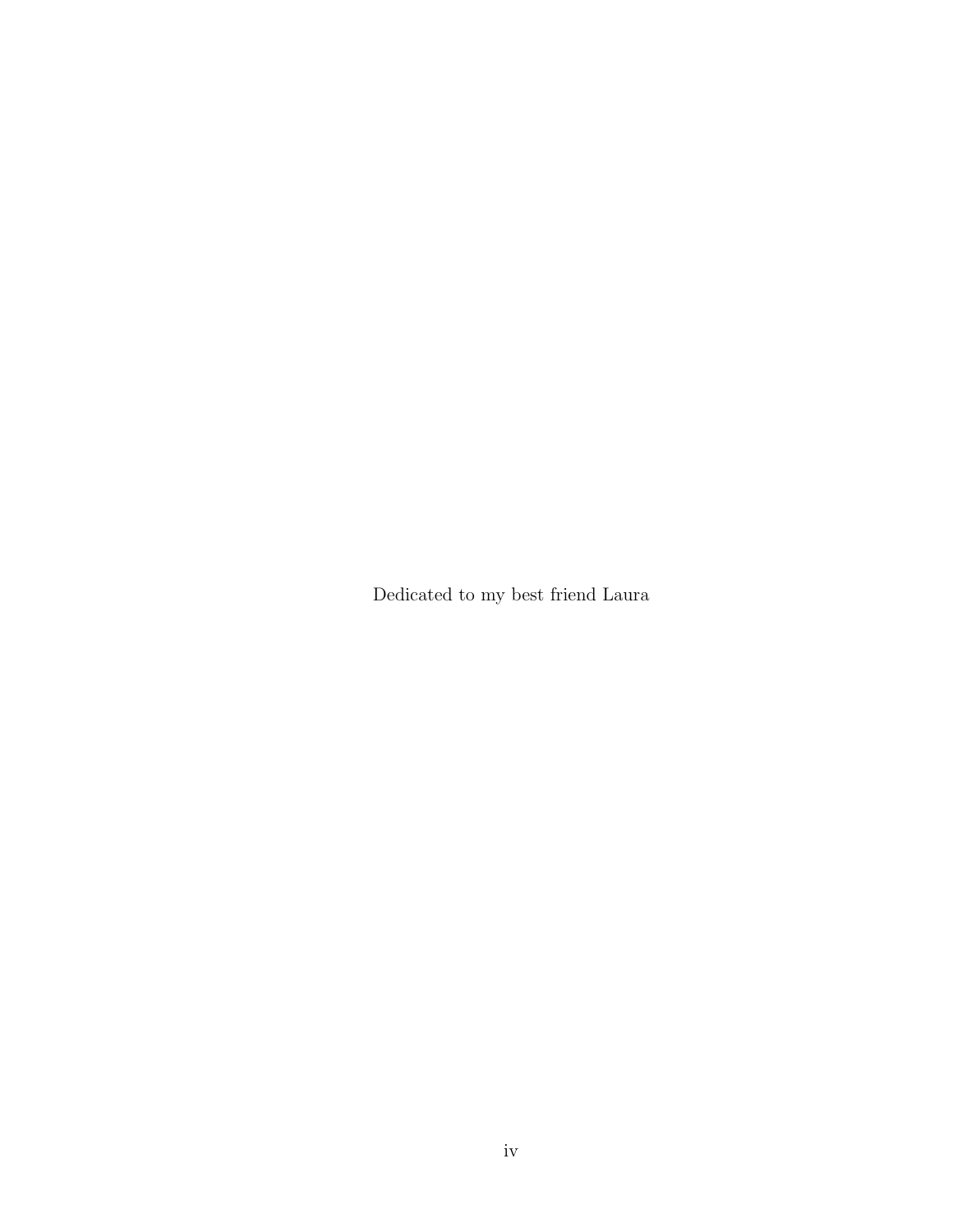Dedicated to my best friend Laura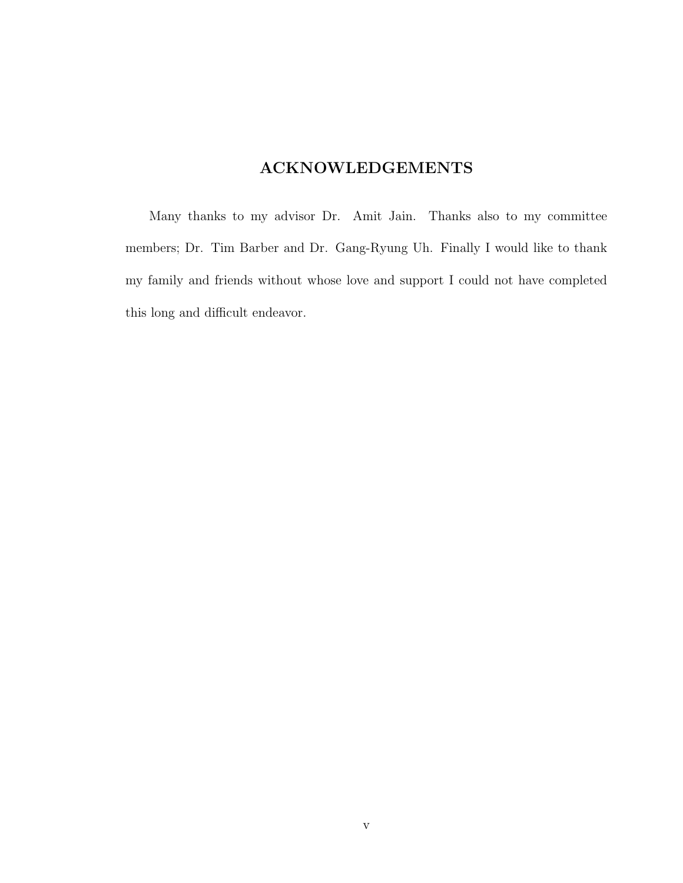# ACKNOWLEDGEMENTS

Many thanks to my advisor Dr. Amit Jain. Thanks also to my committee members; Dr. Tim Barber and Dr. Gang-Ryung Uh. Finally I would like to thank my family and friends without whose love and support I could not have completed this long and difficult endeavor.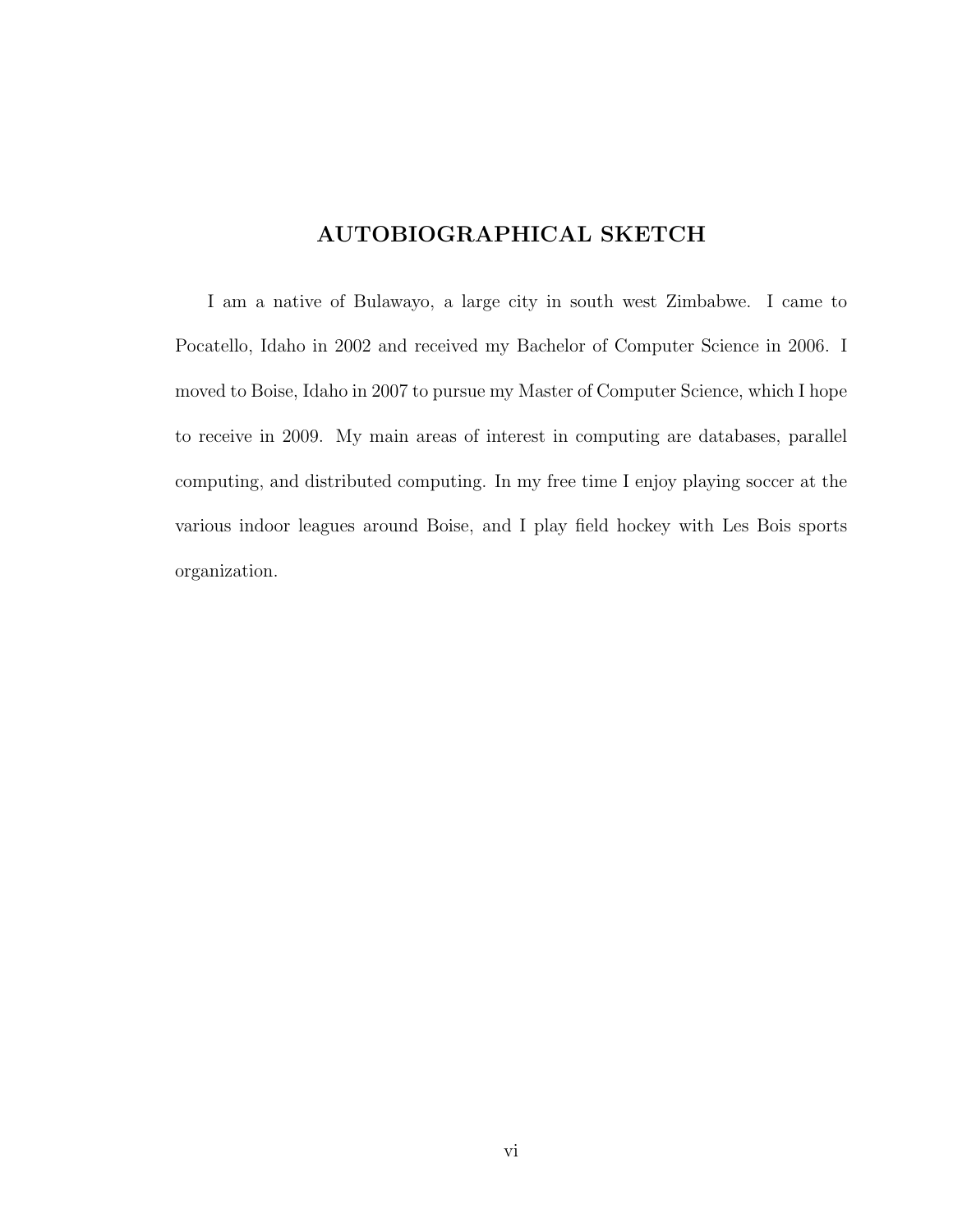# AUTOBIOGRAPHICAL SKETCH

I am a native of Bulawayo, a large city in south west Zimbabwe. I came to Pocatello, Idaho in 2002 and received my Bachelor of Computer Science in 2006. I moved to Boise, Idaho in 2007 to pursue my Master of Computer Science, which I hope to receive in 2009. My main areas of interest in computing are databases, parallel computing, and distributed computing. In my free time I enjoy playing soccer at the various indoor leagues around Boise, and I play field hockey with Les Bois sports organization.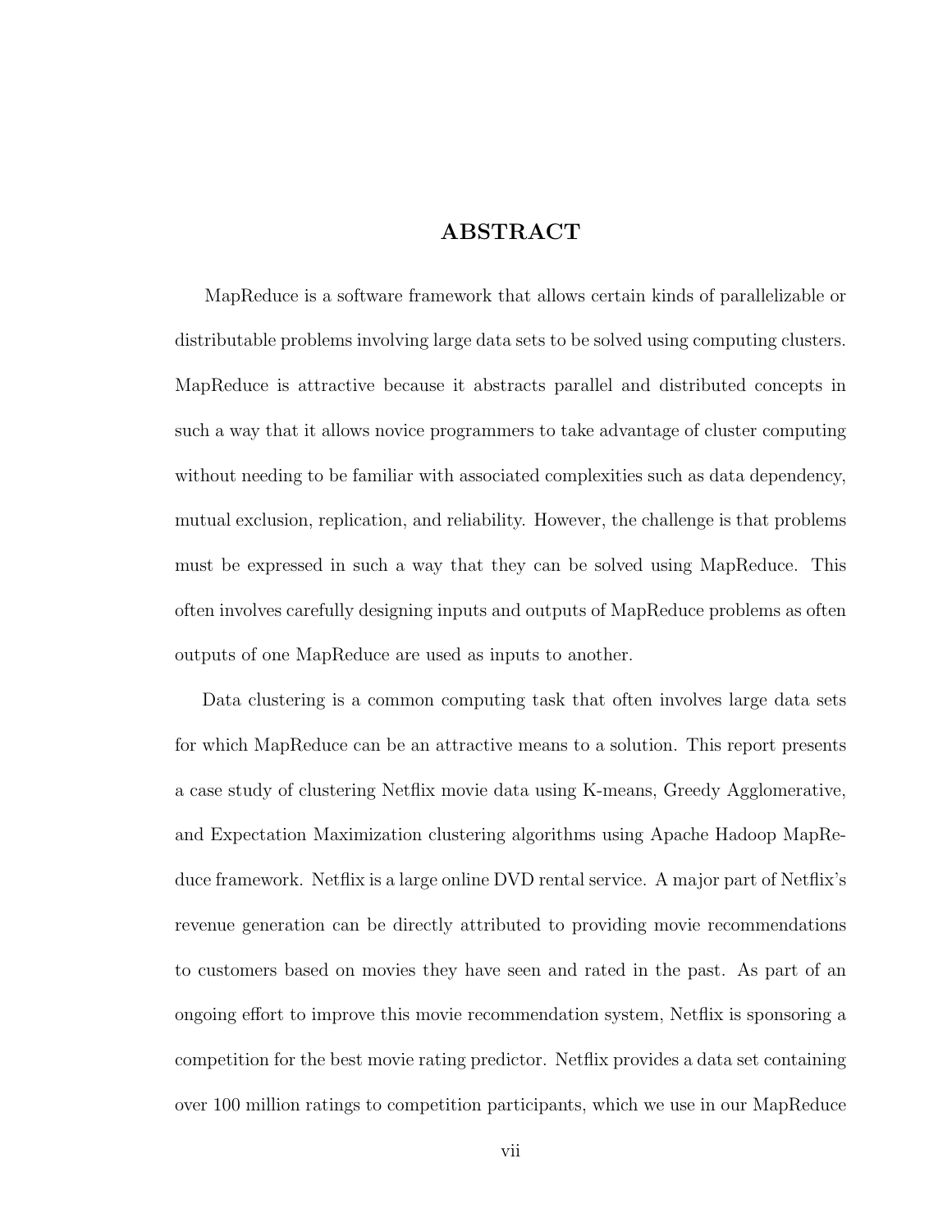# ABSTRACT

MapReduce is a software framework that allows certain kinds of parallelizable or distributable problems involving large data sets to be solved using computing clusters. MapReduce is attractive because it abstracts parallel and distributed concepts in such a way that it allows novice programmers to take advantage of cluster computing without needing to be familiar with associated complexities such as data dependency, mutual exclusion, replication, and reliability. However, the challenge is that problems must be expressed in such a way that they can be solved using MapReduce. This often involves carefully designing inputs and outputs of MapReduce problems as often outputs of one MapReduce are used as inputs to another.

Data clustering is a common computing task that often involves large data sets for which MapReduce can be an attractive means to a solution. This report presents a case study of clustering Netflix movie data using K-means, Greedy Agglomerative, and Expectation Maximization clustering algorithms using Apache Hadoop MapReduce framework. Netflix is a large online DVD rental service. A major part of Netflix's revenue generation can be directly attributed to providing movie recommendations to customers based on movies they have seen and rated in the past. As part of an ongoing effort to improve this movie recommendation system, Netflix is sponsoring a competition for the best movie rating predictor. Netflix provides a data set containing over 100 million ratings to competition participants, which we use in our MapReduce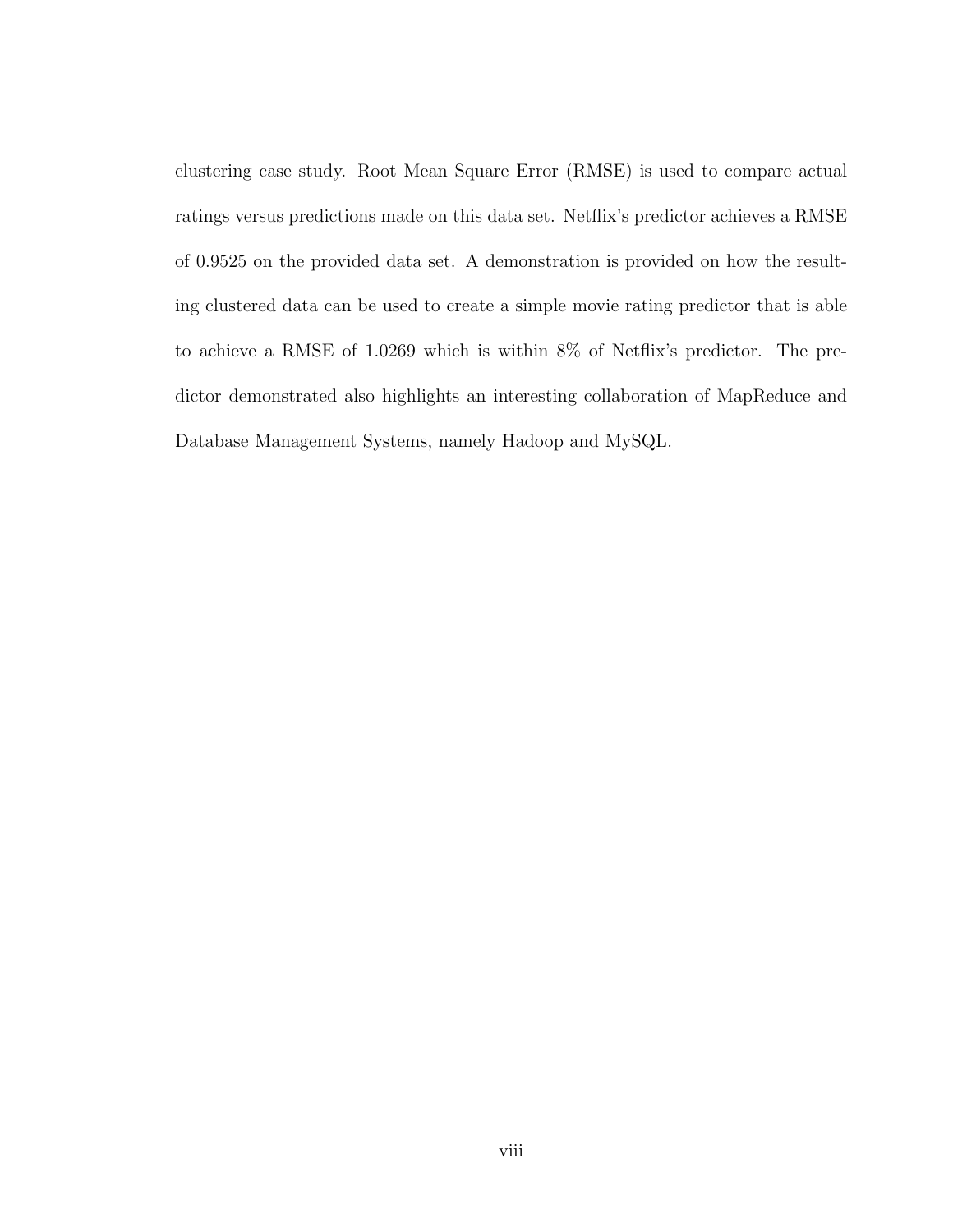clustering case study. Root Mean Square Error (RMSE) is used to compare actual ratings versus predictions made on this data set. Netflix's predictor achieves a RMSE of 0.9525 on the provided data set. A demonstration is provided on how the resulting clustered data can be used to create a simple movie rating predictor that is able to achieve a RMSE of 1.0269 which is within 8% of Netflix's predictor. The predictor demonstrated also highlights an interesting collaboration of MapReduce and Database Management Systems, namely Hadoop and MySQL.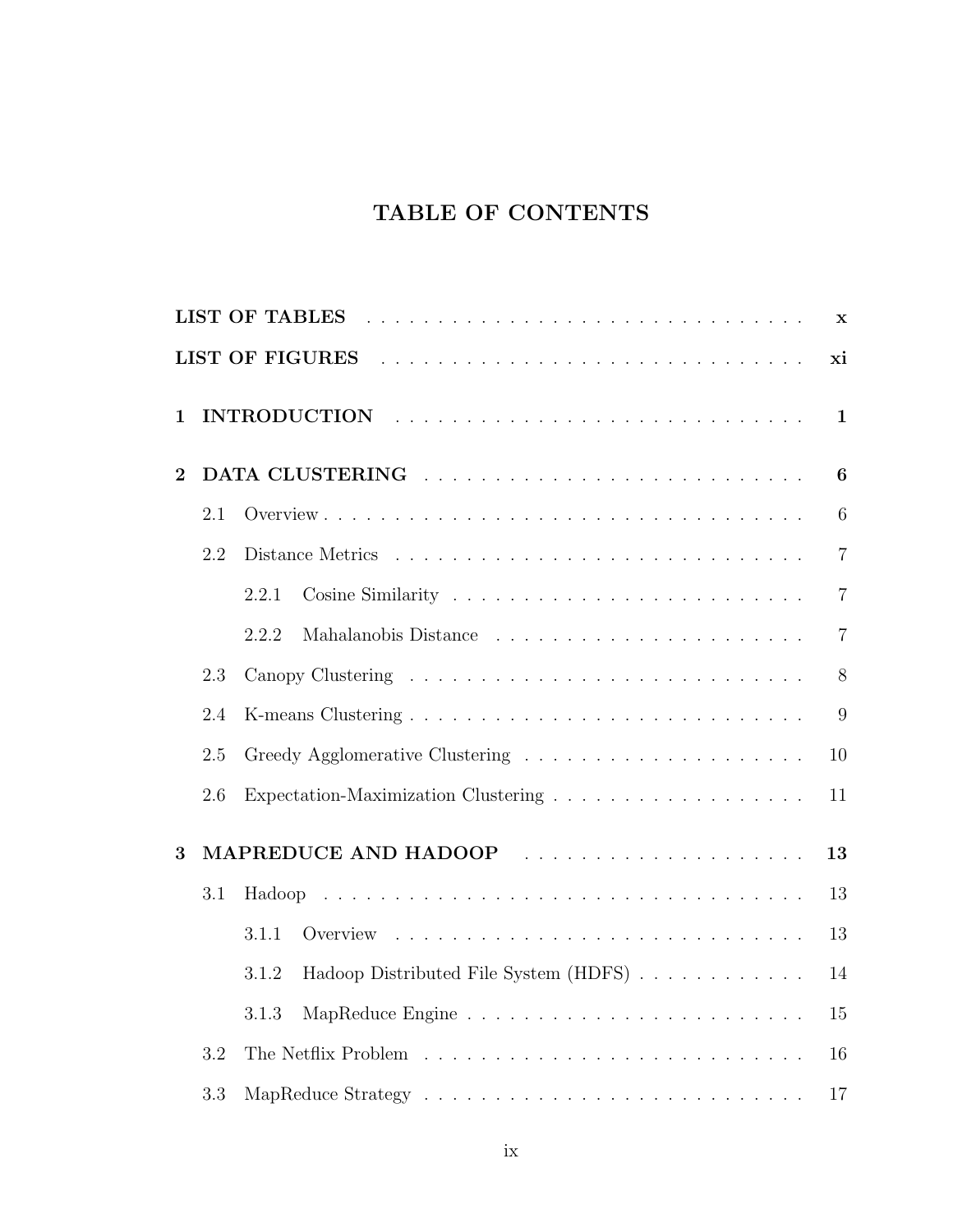# TABLE OF CONTENTS

**LIST OF TABLES** . . . . . . . . . . . . . . . . . . . . . . . . . . . . . . . . **x**

**LIST OF FIGURES** . . . . . . . . . . . . . . . . . . . . . . . . . . . . . . . **xi**

**1 INTRODUCTION** . . . . . . . . . . . . . . . . . . . . . . . . . . . . . . **1**

**2 DATA CLUSTERING** . . . . . . . . . . . . . . . . . . . . . . . . . . . . **6**

- 2.1 Overview . . . . . . . . . . . . . . . . . . . . . . . . . . . . . . . . . 6
- 2.2 Distance Metrics . . . . . . . . . . . . . . . . . . . . . . . . . . . . . 7
  - 2.2.1 Cosine Similarity . . . . . . . . . . . . . . . . . . . . . . . . . 7
  - 2.2.2 Mahalanobis Distance . . . . . . . . . . . . . . . . . . . . . . 7
- 2.3 Canopy Clustering . . . . . . . . . . . . . . . . . . . . . . . . . . . . 8
- 2.4 K-means Clustering . . . . . . . . . . . . . . . . . . . . . . . . . . . 9
- 2.5 Greedy Agglomerative Clustering . . . . . . . . . . . . . . . . . . . . 10
- 2.6 Expectation-Maximization Clustering . . . . . . . . . . . . . . . . . . 11

**3 MAPREDUCE AND HADOOP** . . . . . . . . . . . . . . . . . . . . **13**

- 3.1 Hadoop . . . . . . . . . . . . . . . . . . . . . . . . . . . . . . . . . . 13
  - 3.1.1 Overview . . . . . . . . . . . . . . . . . . . . . . . . . . . . . 13
  - 3.1.2 Hadoop Distributed File System (HDFS) . . . . . . . . . . . . 14
  - 3.1.3 MapReduce Engine . . . . . . . . . . . . . . . . . . . . . . . . 15
- 3.2 The Netflix Problem . . . . . . . . . . . . . . . . . . . . . . . . . . . 16
- 3.3 MapReduce Strategy . . . . . . . . . . . . . . . . . . . . . . . . . . . 17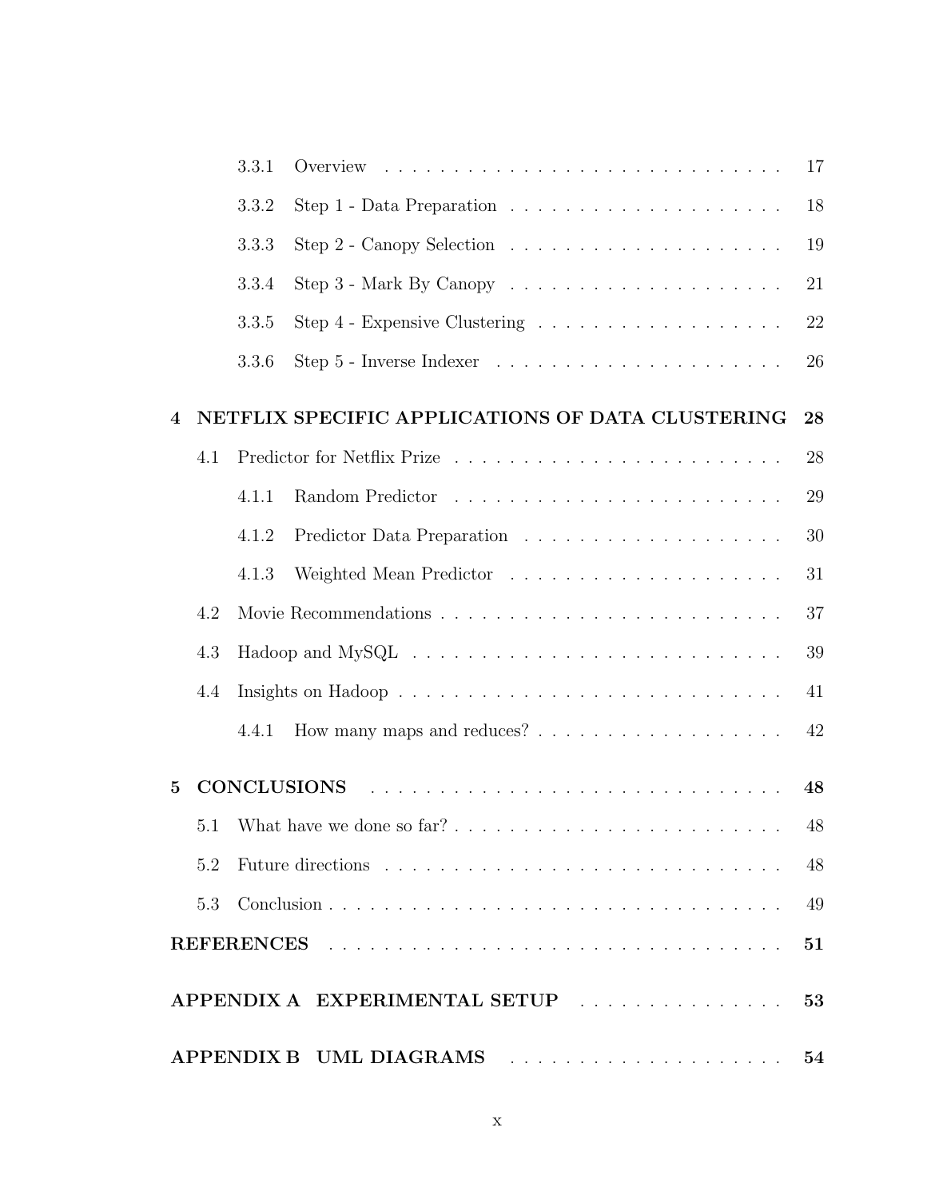3.3.1 Overview . . . . . . . . . . . . . . . . . . . . . . . . . . . . 17

3.3.2 Step 1 - Data Preparation . . . . . . . . . . . . . . . . . . . . 18

3.3.3 Step 2 - Canopy Selection . . . . . . . . . . . . . . . . . . . . 19

3.3.4 Step 3 - Mark By Canopy . . . . . . . . . . . . . . . . . . . . 21

3.3.5 Step 4 - Expensive Clustering . . . . . . . . . . . . . . . . . . 22

3.3.6 Step 5 - Inverse Indexer . . . . . . . . . . . . . . . . . . . . . 26

**4 NETFLIX SPECIFIC APPLICATIONS OF DATA CLUSTERING 28**

4.1 Predictor for Netflix Prize . . . . . . . . . . . . . . . . . . . . . . . . 28

4.1.1 Random Predictor . . . . . . . . . . . . . . . . . . . . . . . . 29

4.1.2 Predictor Data Preparation . . . . . . . . . . . . . . . . . . . 30

4.1.3 Weighted Mean Predictor . . . . . . . . . . . . . . . . . . . . 31

4.2 Movie Recommendations . . . . . . . . . . . . . . . . . . . . . . . . . 37

4.3 Hadoop and MySQL . . . . . . . . . . . . . . . . . . . . . . . . . . . 39

4.4 Insights on Hadoop . . . . . . . . . . . . . . . . . . . . . . . . . . . . 41

4.4.1 How many maps and reduces? . . . . . . . . . . . . . . . . . . 42

**5 CONCLUSIONS . . . . . . . . . . . . . . . . . . . . . . . . . . . . . 48**

5.1 What have we done so far? . . . . . . . . . . . . . . . . . . . . . . . . 48

5.2 Future directions . . . . . . . . . . . . . . . . . . . . . . . . . . . . . 48

5.3 Conclusion . . . . . . . . . . . . . . . . . . . . . . . . . . . . . . . . . 49

**REFERENCES . . . . . . . . . . . . . . . . . . . . . . . . . . . . . . . 51**

**APPENDIX A EXPERIMENTAL SETUP . . . . . . . . . . . . . . . 53**

**APPENDIX B UML DIAGRAMS . . . . . . . . . . . . . . . . . . . . 54**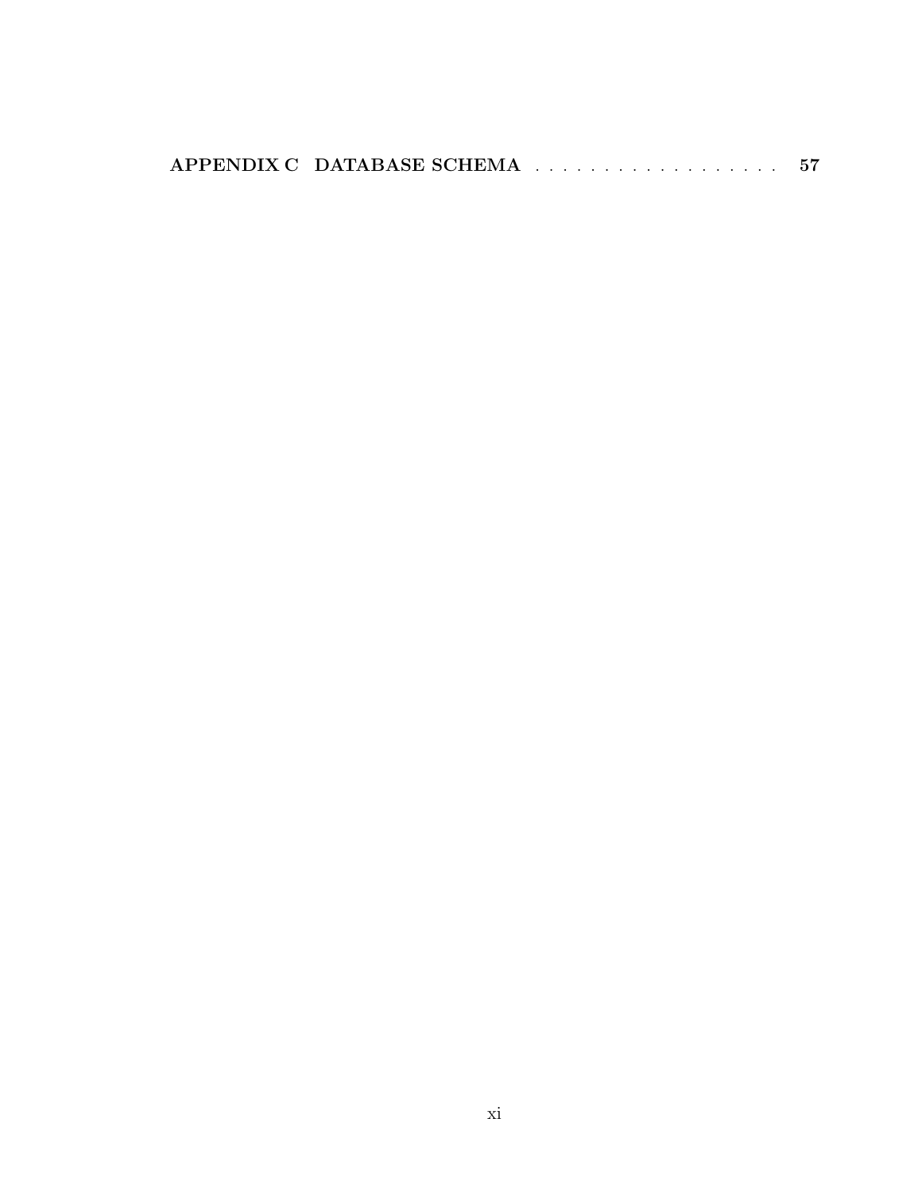**APPENDIX C DATABASE SCHEMA** . . . . . . . . . . . . . . . . . . . **57**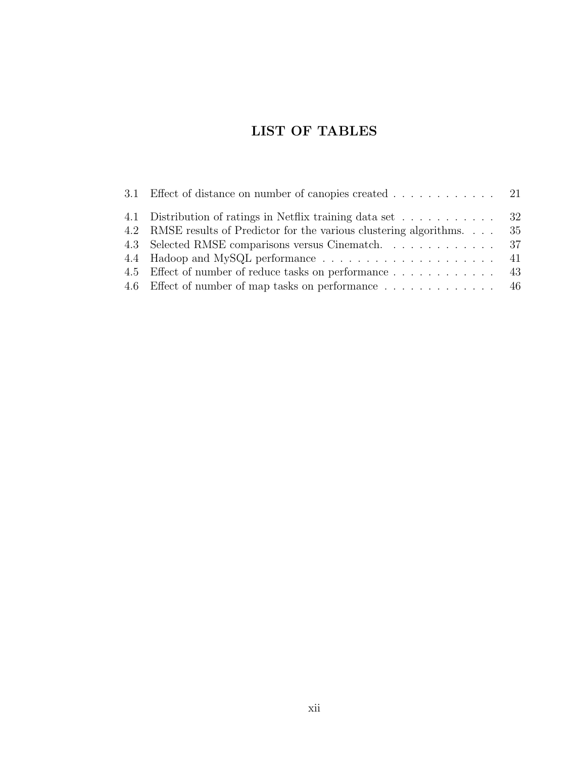# LIST OF TABLES

3.1 Effect of distance on number of canopies created . . . . . . . . . . . . 21

4.1 Distribution of ratings in Netflix training data set . . . . . . . . . . . 32
4.2 RMSE results of Predictor for the various clustering algorithms. . . . 35
4.3 Selected RMSE comparisons versus Cinematch. . . . . . . . . . . . . 37
4.4 Hadoop and MySQL performance . . . . . . . . . . . . . . . . . . . . 41
4.5 Effect of number of reduce tasks on performance . . . . . . . . . . . . 43
4.6 Effect of number of map tasks on performance . . . . . . . . . . . . . 46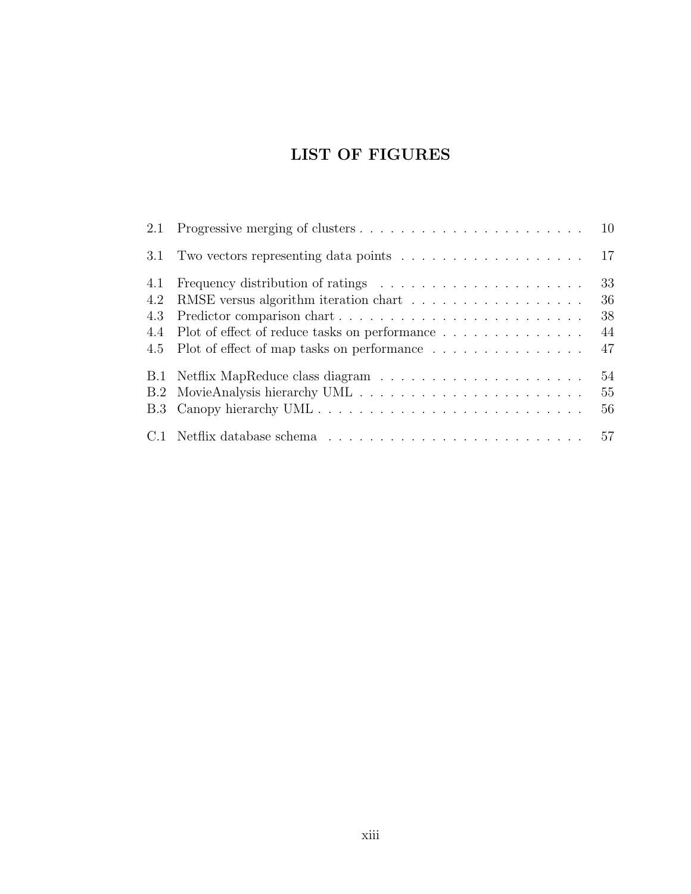# LIST OF FIGURES

| | | |
|---|---|---|
| 2.1 | Progressive merging of clusters | 10 |
| 3.1 | Two vectors representing data points | 17 |
| 4.1 | Frequency distribution of ratings | 33 |
| 4.2 | RMSE versus algorithm iteration chart | 36 |
| 4.3 | Predictor comparison chart | 38 |
| 4.4 | Plot of effect of reduce tasks on performance | 44 |
| 4.5 | Plot of effect of map tasks on performance | 47 |
| B.1 | Netflix MapReduce class diagram | 54 |
| B.2 | MovieAnalysis hierarchy UML | 55 |
| B.3 | Canopy hierarchy UML | 56 |
| C.1 | Netflix database schema | 57 |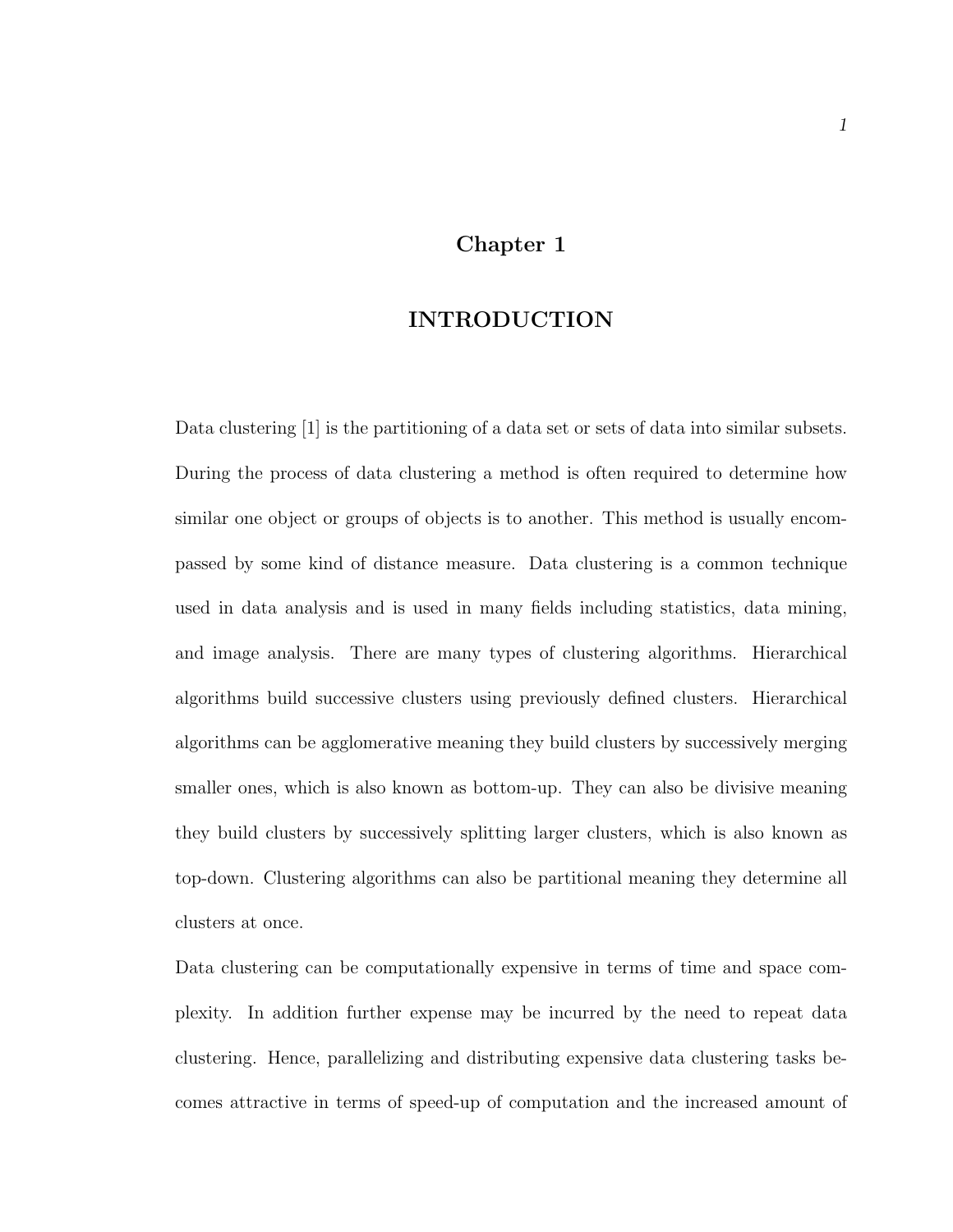# Chapter 1

# INTRODUCTION

Data clustering [1] is the partitioning of a data set or sets of data into similar subsets. During the process of data clustering a method is often required to determine how similar one object or groups of objects is to another. This method is usually encompassed by some kind of distance measure. Data clustering is a common technique used in data analysis and is used in many fields including statistics, data mining, and image analysis. There are many types of clustering algorithms. Hierarchical algorithms build successive clusters using previously defined clusters. Hierarchical algorithms can be agglomerative meaning they build clusters by successively merging smaller ones, which is also known as bottom-up. They can also be divisive meaning they build clusters by successively splitting larger clusters, which is also known as top-down. Clustering algorithms can also be partitional meaning they determine all clusters at once.

Data clustering can be computationally expensive in terms of time and space complexity. In addition further expense may be incurred by the need to repeat data clustering. Hence, parallelizing and distributing expensive data clustering tasks becomes attractive in terms of speed-up of computation and the increased amount of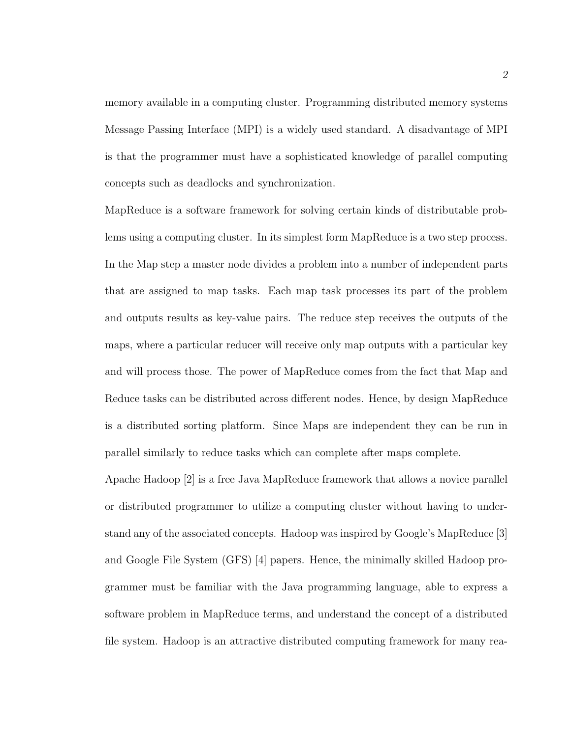memory available in a computing cluster. Programming distributed memory systems Message Passing Interface (MPI) is a widely used standard. A disadvantage of MPI is that the programmer must have a sophisticated knowledge of parallel computing concepts such as deadlocks and synchronization.

MapReduce is a software framework for solving certain kinds of distributable problems using a computing cluster. In its simplest form MapReduce is a two step process. In the Map step a master node divides a problem into a number of independent parts that are assigned to map tasks. Each map task processes its part of the problem and outputs results as key-value pairs. The reduce step receives the outputs of the maps, where a particular reducer will receive only map outputs with a particular key and will process those. The power of MapReduce comes from the fact that Map and Reduce tasks can be distributed across different nodes. Hence, by design MapReduce is a distributed sorting platform. Since Maps are independent they can be run in parallel similarly to reduce tasks which can complete after maps complete.

Apache Hadoop [2] is a free Java MapReduce framework that allows a novice parallel or distributed programmer to utilize a computing cluster without having to understand any of the associated concepts. Hadoop was inspired by Google's MapReduce [3] and Google File System (GFS) [4] papers. Hence, the minimally skilled Hadoop programmer must be familiar with the Java programming language, able to express a software problem in MapReduce terms, and understand the concept of a distributed file system. Hadoop is an attractive distributed computing framework for many rea-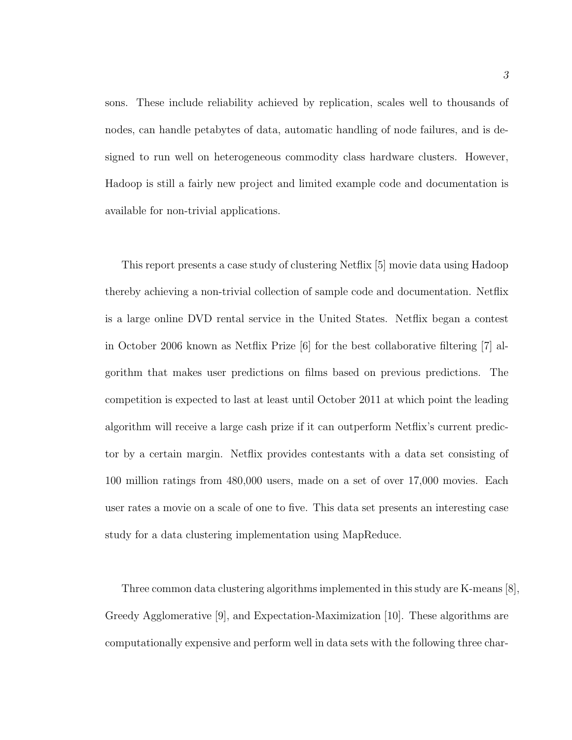sons. These include reliability achieved by replication, scales well to thousands of nodes, can handle petabytes of data, automatic handling of node failures, and is designed to run well on heterogeneous commodity class hardware clusters. However, Hadoop is still a fairly new project and limited example code and documentation is available for non-trivial applications.

This report presents a case study of clustering Netflix [5] movie data using Hadoop thereby achieving a non-trivial collection of sample code and documentation. Netflix is a large online DVD rental service in the United States. Netflix began a contest in October 2006 known as Netflix Prize [6] for the best collaborative filtering [7] algorithm that makes user predictions on films based on previous predictions. The competition is expected to last at least until October 2011 at which point the leading algorithm will receive a large cash prize if it can outperform Netflix's current predictor by a certain margin. Netflix provides contestants with a data set consisting of 100 million ratings from 480,000 users, made on a set of over 17,000 movies. Each user rates a movie on a scale of one to five. This data set presents an interesting case study for a data clustering implementation using MapReduce.

Three common data clustering algorithms implemented in this study are K-means [8], Greedy Agglomerative [9], and Expectation-Maximization [10]. These algorithms are computationally expensive and perform well in data sets with the following three char-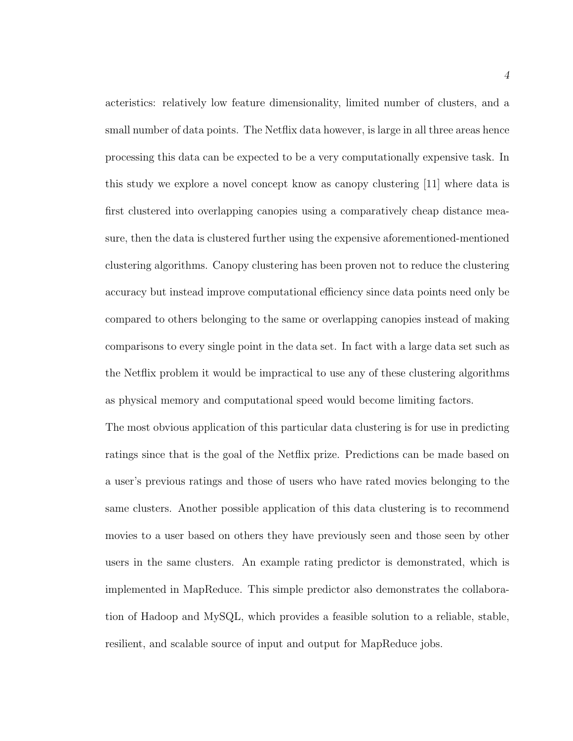acteristics: relatively low feature dimensionality, limited number of clusters, and a small number of data points. The Netflix data however, is large in all three areas hence processing this data can be expected to be a very computationally expensive task. In this study we explore a novel concept know as canopy clustering [11] where data is first clustered into overlapping canopies using a comparatively cheap distance measure, then the data is clustered further using the expensive aforementioned-mentioned clustering algorithms. Canopy clustering has been proven not to reduce the clustering accuracy but instead improve computational efficiency since data points need only be compared to others belonging to the same or overlapping canopies instead of making comparisons to every single point in the data set. In fact with a large data set such as the Netflix problem it would be impractical to use any of these clustering algorithms as physical memory and computational speed would become limiting factors.

The most obvious application of this particular data clustering is for use in predicting ratings since that is the goal of the Netflix prize. Predictions can be made based on a user's previous ratings and those of users who have rated movies belonging to the same clusters. Another possible application of this data clustering is to recommend movies to a user based on others they have previously seen and those seen by other users in the same clusters. An example rating predictor is demonstrated, which is implemented in MapReduce. This simple predictor also demonstrates the collaboration of Hadoop and MySQL, which provides a feasible solution to a reliable, stable, resilient, and scalable source of input and output for MapReduce jobs.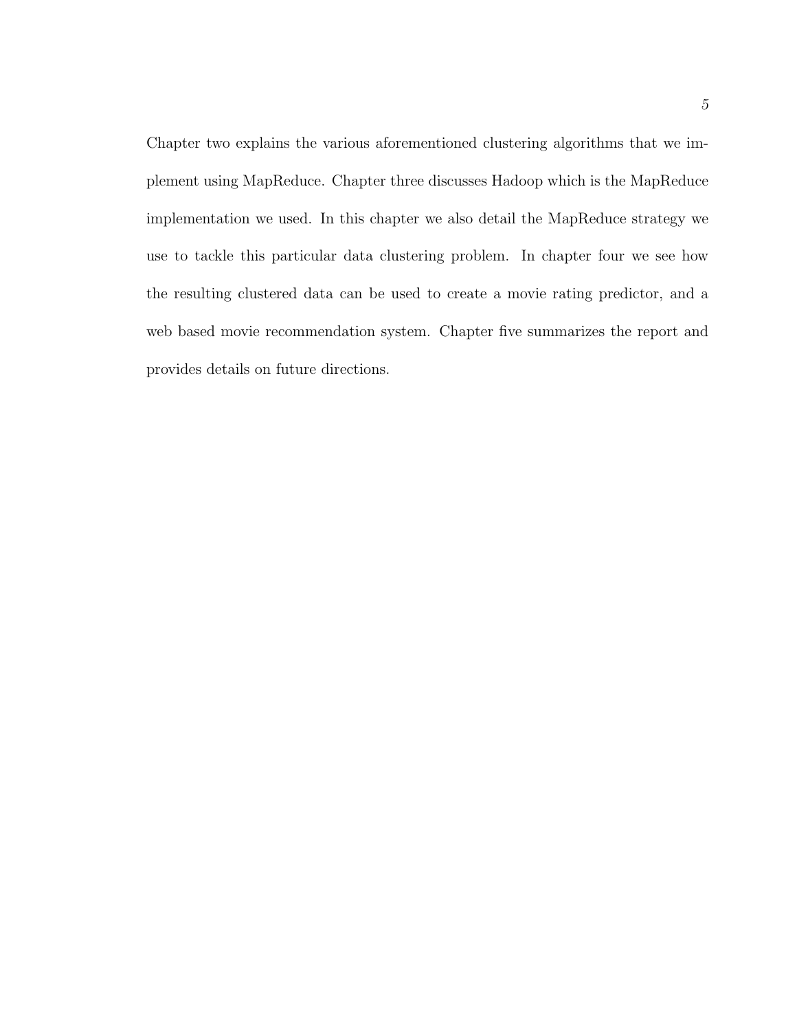Chapter two explains the various aforementioned clustering algorithms that we implement using MapReduce. Chapter three discusses Hadoop which is the MapReduce implementation we used. In this chapter we also detail the MapReduce strategy we use to tackle this particular data clustering problem. In chapter four we see how the resulting clustered data can be used to create a movie rating predictor, and a web based movie recommendation system. Chapter five summarizes the report and provides details on future directions.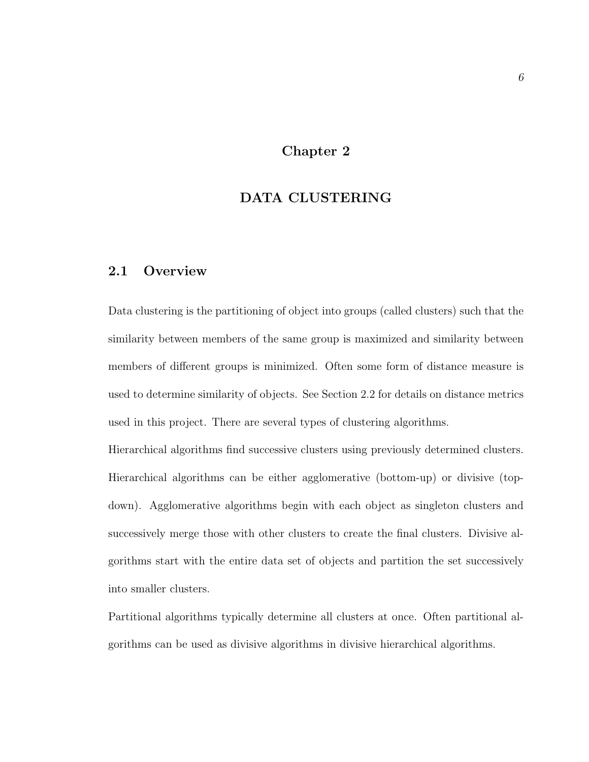# Chapter 2

# DATA CLUSTERING

## 2.1 Overview

Data clustering is the partitioning of object into groups (called clusters) such that the similarity between members of the same group is maximized and similarity between members of different groups is minimized. Often some form of distance measure is used to determine similarity of objects. See Section 2.2 for details on distance metrics used in this project. There are several types of clustering algorithms.

Hierarchical algorithms find successive clusters using previously determined clusters. Hierarchical algorithms can be either agglomerative (bottom-up) or divisive (top-down). Agglomerative algorithms begin with each object as singleton clusters and successively merge those with other clusters to create the final clusters. Divisive algorithms start with the entire data set of objects and partition the set successively into smaller clusters.

Partitional algorithms typically determine all clusters at once. Often partitional algorithms can be used as divisive algorithms in divisive hierarchical algorithms.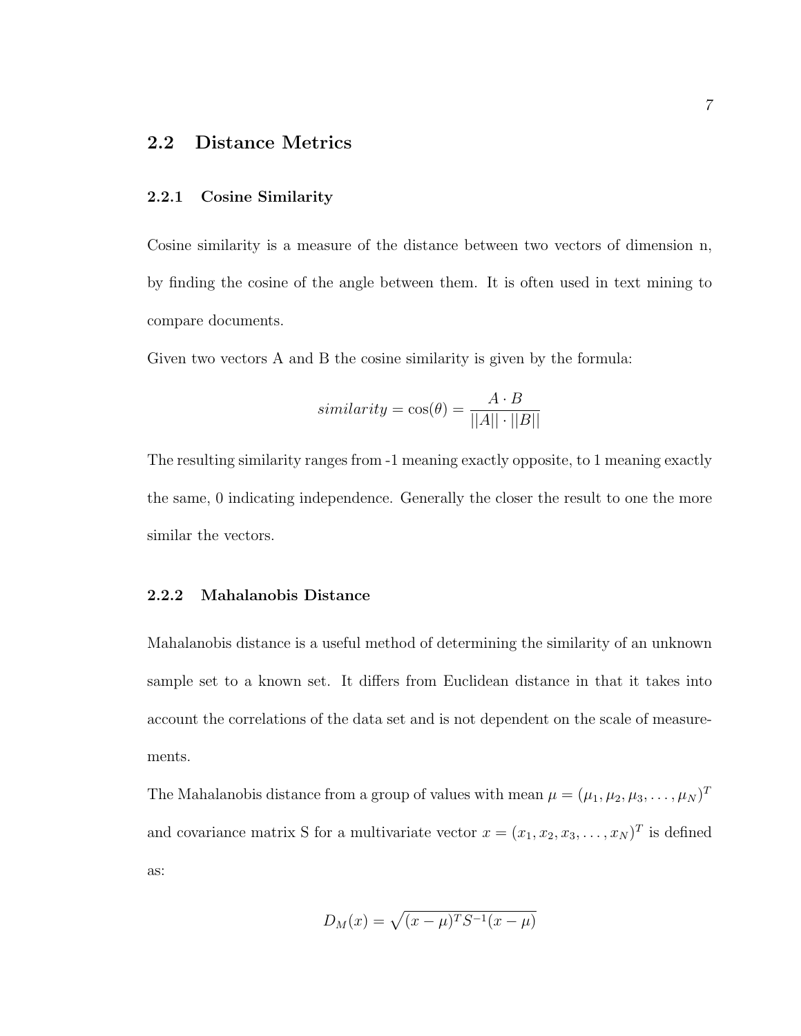## 2.2 Distance Metrics

### 2.2.1 Cosine Similarity

Cosine similarity is a measure of the distance between two vectors of dimension n, by finding the cosine of the angle between them. It is often used in text mining to compare documents.

Given two vectors A and B the cosine similarity is given by the formula:

$$similarity = \cos(\theta) = \frac{A \cdot B}{||A|| \cdot ||B||}$$

The resulting similarity ranges from -1 meaning exactly opposite, to 1 meaning exactly the same, 0 indicating independence. Generally the closer the result to one the more similar the vectors.

### 2.2.2 Mahalanobis Distance

Mahalanobis distance is a useful method of determining the similarity of an unknown sample set to a known set. It differs from Euclidean distance in that it takes into account the correlations of the data set and is not dependent on the scale of measurements.

The Mahalanobis distance from a group of values with mean $\mu = (\mu_1, \mu_2, \mu_3, \ldots, \mu_N)^T$ and covariance matrix S for a multivariate vector $x = (x_1, x_2, x_3, \ldots, x_N)^T$ is defined as:

$$D_M(x) = \sqrt{(x - \mu)^T S^{-1} (x - \mu)}$$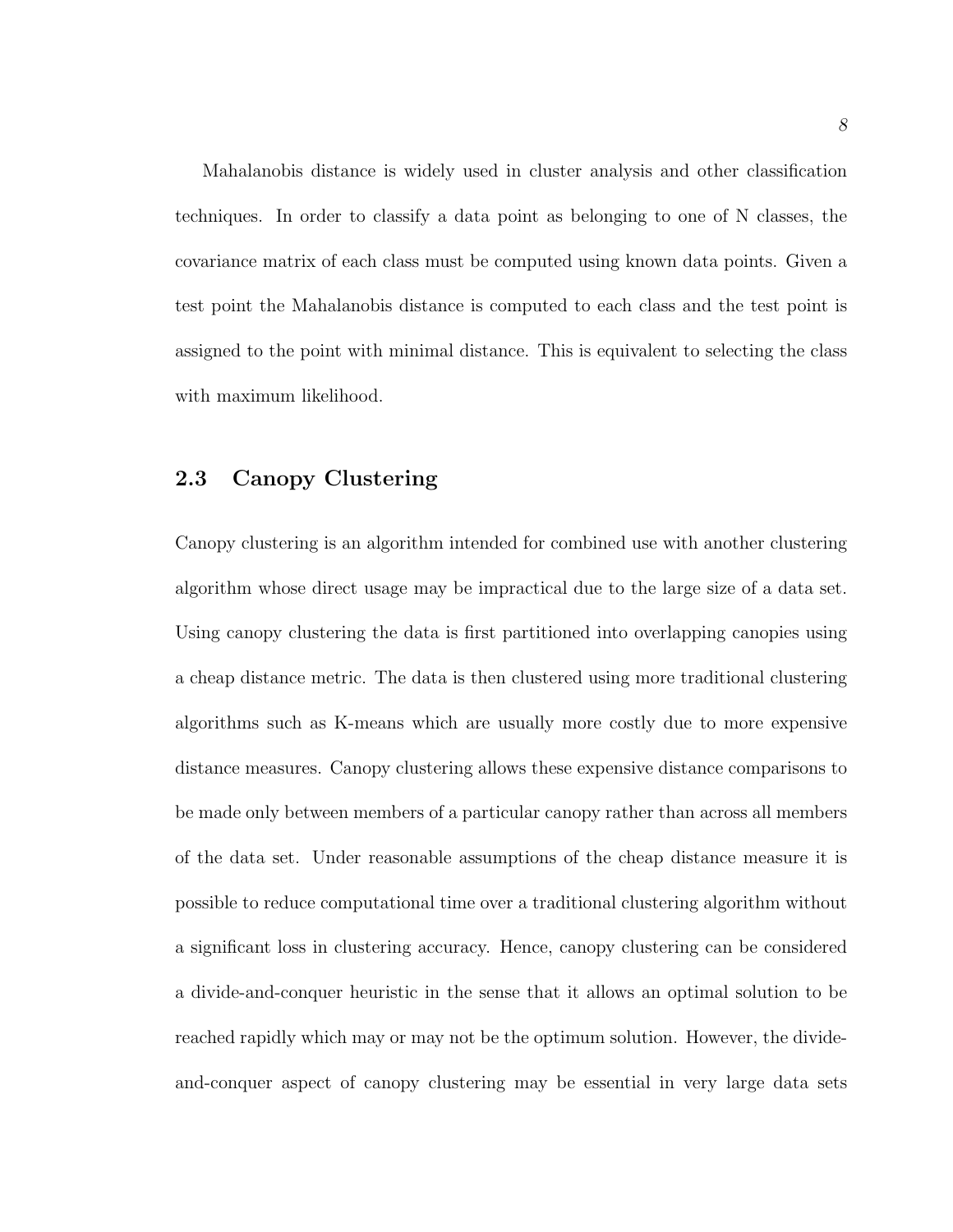Mahalanobis distance is widely used in cluster analysis and other classification techniques. In order to classify a data point as belonging to one of N classes, the covariance matrix of each class must be computed using known data points. Given a test point the Mahalanobis distance is computed to each class and the test point is assigned to the point with minimal distance. This is equivalent to selecting the class with maximum likelihood.

## 2.3 Canopy Clustering

Canopy clustering is an algorithm intended for combined use with another clustering algorithm whose direct usage may be impractical due to the large size of a data set. Using canopy clustering the data is first partitioned into overlapping canopies using a cheap distance metric. The data is then clustered using more traditional clustering algorithms such as K-means which are usually more costly due to more expensive distance measures. Canopy clustering allows these expensive distance comparisons to be made only between members of a particular canopy rather than across all members of the data set. Under reasonable assumptions of the cheap distance measure it is possible to reduce computational time over a traditional clustering algorithm without a significant loss in clustering accuracy. Hence, canopy clustering can be considered a divide-and-conquer heuristic in the sense that it allows an optimal solution to be reached rapidly which may or may not be the optimum solution. However, the divide-and-conquer aspect of canopy clustering may be essential in very large data sets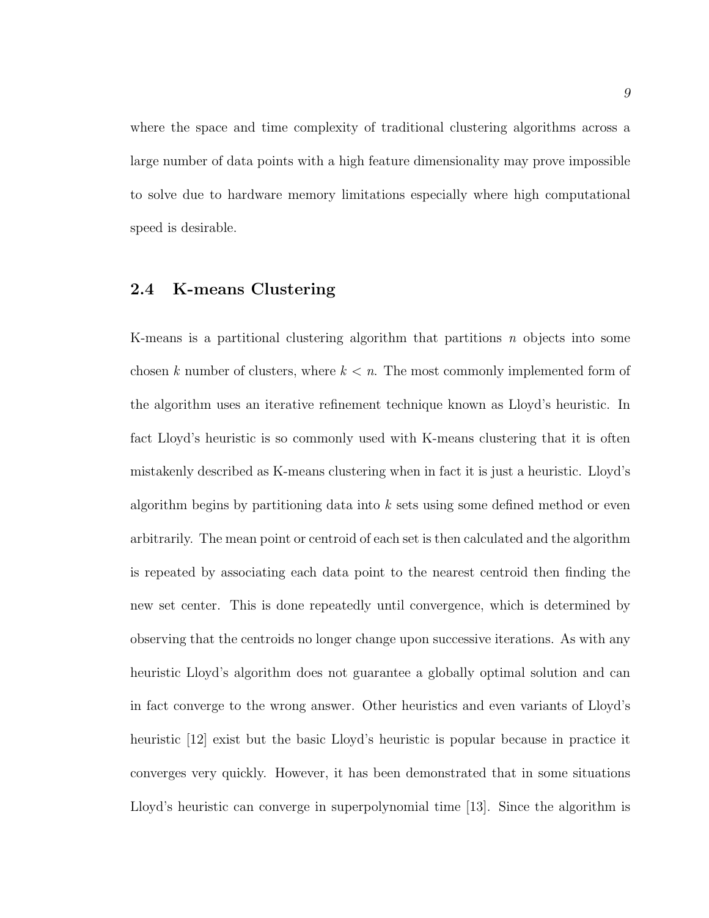where the space and time complexity of traditional clustering algorithms across a large number of data points with a high feature dimensionality may prove impossible to solve due to hardware memory limitations especially where high computational speed is desirable.

## 2.4 K-means Clustering

K-means is a partitional clustering algorithm that partitions $n$ objects into some chosen $k$ number of clusters, where $k < n$. The most commonly implemented form of the algorithm uses an iterative refinement technique known as Lloyd's heuristic. In fact Lloyd's heuristic is so commonly used with K-means clustering that it is often mistakenly described as K-means clustering when in fact it is just a heuristic. Lloyd's algorithm begins by partitioning data into $k$ sets using some defined method or even arbitrarily. The mean point or centroid of each set is then calculated and the algorithm is repeated by associating each data point to the nearest centroid then finding the new set center. This is done repeatedly until convergence, which is determined by observing that the centroids no longer change upon successive iterations. As with any heuristic Lloyd's algorithm does not guarantee a globally optimal solution and can in fact converge to the wrong answer. Other heuristics and even variants of Lloyd's heuristic [12] exist but the basic Lloyd's heuristic is popular because in practice it converges very quickly. However, it has been demonstrated that in some situations Lloyd's heuristic can converge in superpolynomial time [13]. Since the algorithm is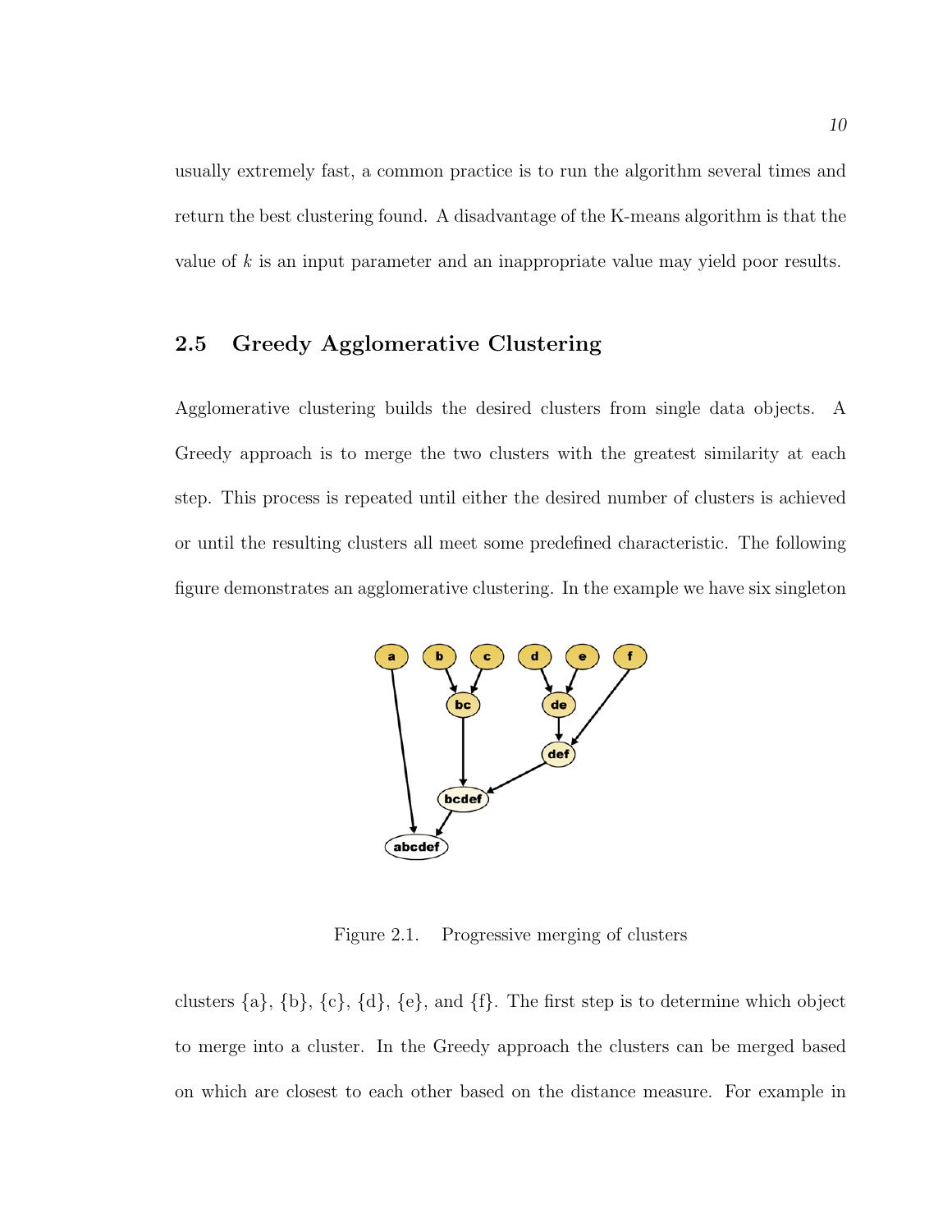usually extremely fast, a common practice is to run the algorithm several times and return the best clustering found. A disadvantage of the K-means algorithm is that the value of $k$ is an input parameter and an inappropriate value may yield poor results.

## 2.5 Greedy Agglomerative Clustering

Agglomerative clustering builds the desired clusters from single data objects. A Greedy approach is to merge the two clusters with the greatest similarity at each step. This process is repeated until either the desired number of clusters is achieved or until the resulting clusters all meet some predefined characteristic. The following figure demonstrates an agglomerative clustering. In the example we have six singleton

Figure 2.1. Progressive merging of clusters

clusters {a}, {b}, {c}, {d}, {e}, and {f}. The first step is to determine which object to merge into a cluster. In the Greedy approach the clusters can be merged based on which are closest to each other based on the distance measure. For example in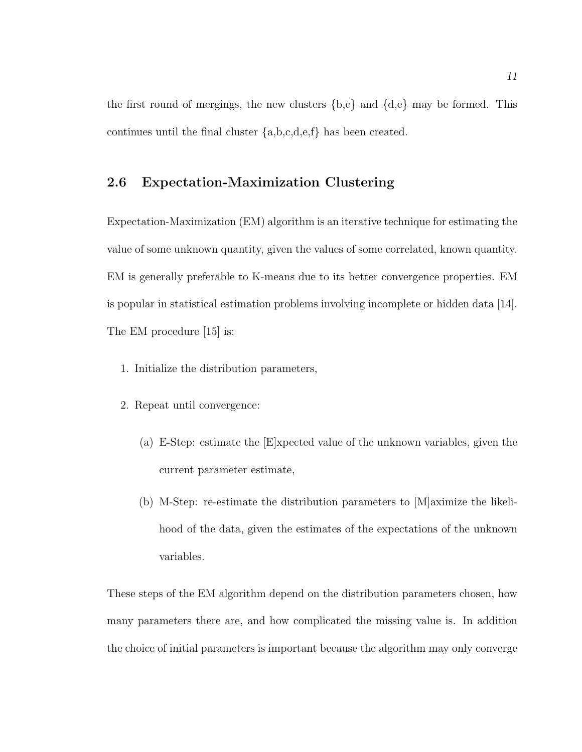the first round of mergings, the new clusters {b,c} and {d,e} may be formed. This continues until the final cluster {a,b,c,d,e,f} has been created.

## 2.6 Expectation-Maximization Clustering

Expectation-Maximization (EM) algorithm is an iterative technique for estimating the value of some unknown quantity, given the values of some correlated, known quantity. EM is generally preferable to K-means due to its better convergence properties. EM is popular in statistical estimation problems involving incomplete or hidden data [14]. The EM procedure [15] is:

1. Initialize the distribution parameters,
2. Repeat until convergence:
   (a) E-Step: estimate the [E]xpected value of the unknown variables, given the current parameter estimate,
   (b) M-Step: re-estimate the distribution parameters to [M]aximize the likelihood of the data, given the estimates of the expectations of the unknown variables.

These steps of the EM algorithm depend on the distribution parameters chosen, how many parameters there are, and how complicated the missing value is. In addition the choice of initial parameters is important because the algorithm may only converge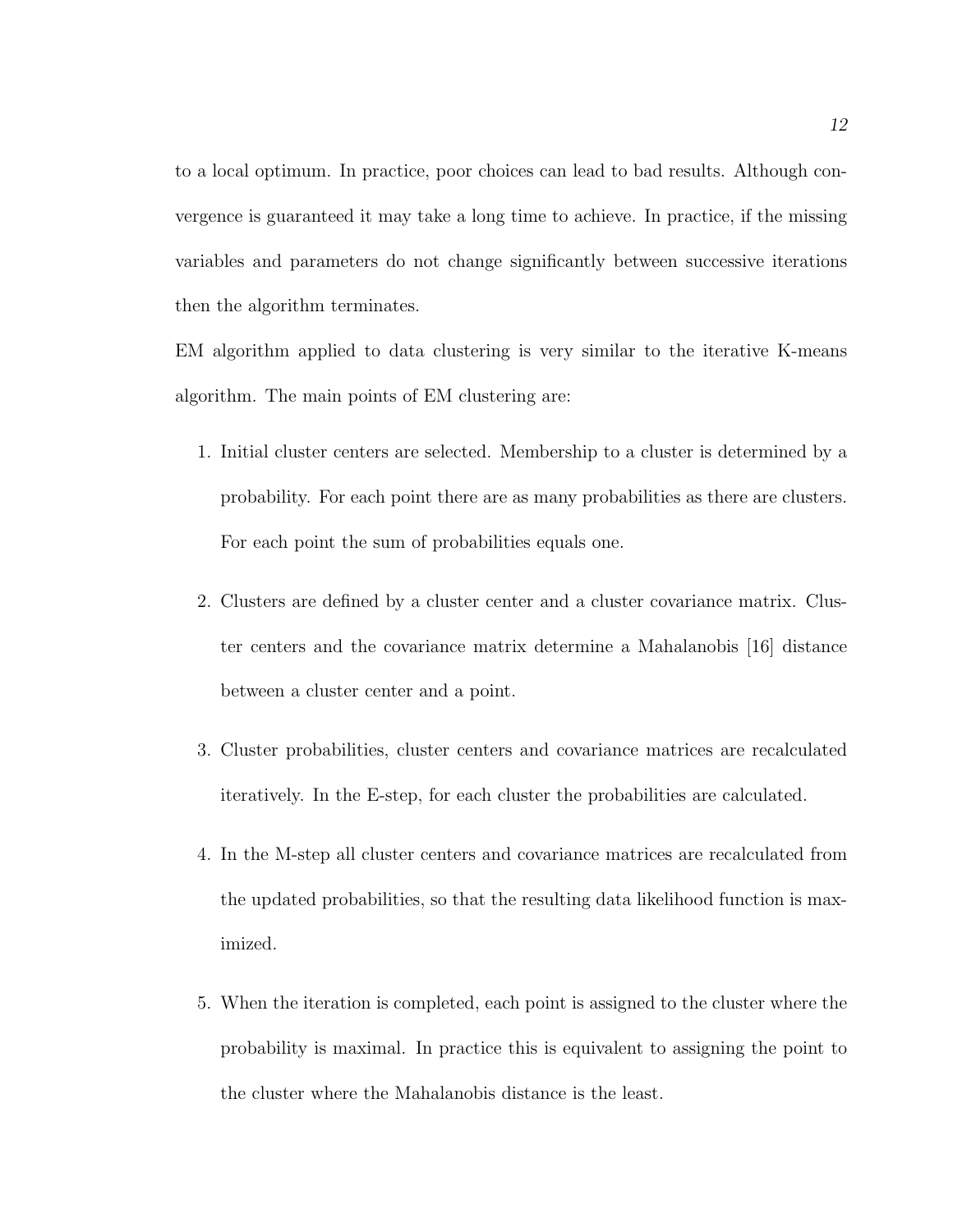to a local optimum. In practice, poor choices can lead to bad results. Although convergence is guaranteed it may take a long time to achieve. In practice, if the missing variables and parameters do not change significantly between successive iterations then the algorithm terminates.

EM algorithm applied to data clustering is very similar to the iterative K-means algorithm. The main points of EM clustering are:

1. Initial cluster centers are selected. Membership to a cluster is determined by a probability. For each point there are as many probabilities as there are clusters. For each point the sum of probabilities equals one.

2. Clusters are defined by a cluster center and a cluster covariance matrix. Cluster centers and the covariance matrix determine a Mahalanobis [16] distance between a cluster center and a point.

3. Cluster probabilities, cluster centers and covariance matrices are recalculated iteratively. In the E-step, for each cluster the probabilities are calculated.

4. In the M-step all cluster centers and covariance matrices are recalculated from the updated probabilities, so that the resulting data likelihood function is maximized.

5. When the iteration is completed, each point is assigned to the cluster where the probability is maximal. In practice this is equivalent to assigning the point to the cluster where the Mahalanobis distance is the least.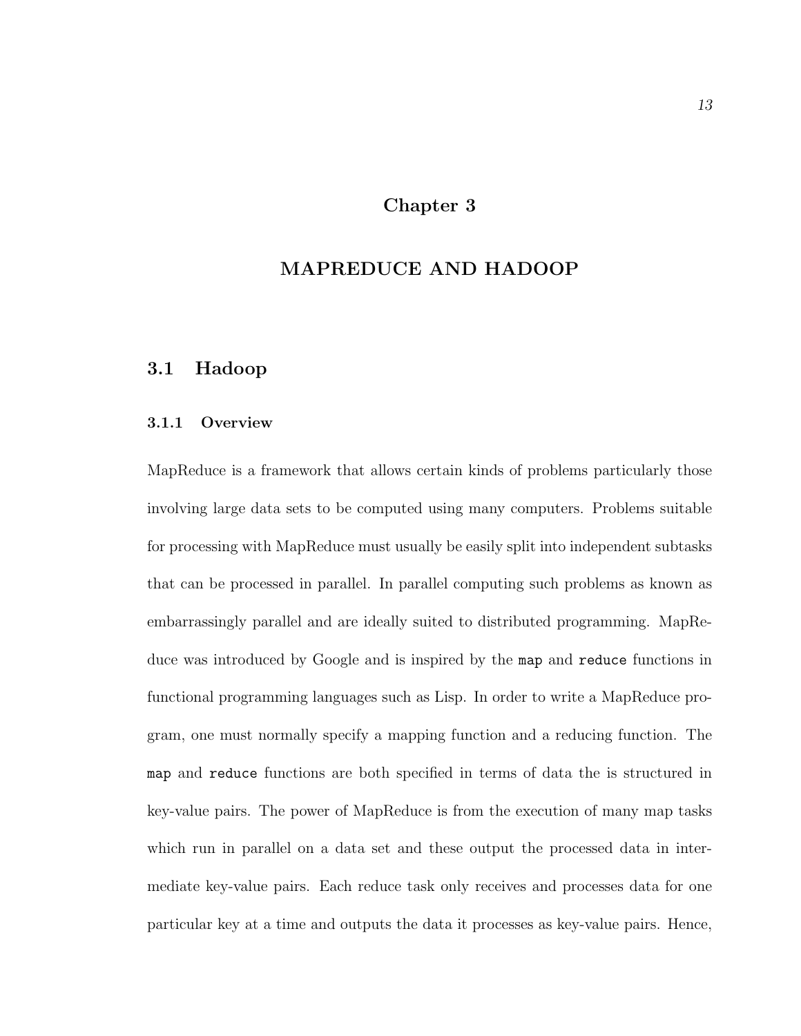# Chapter 3

# MAPREDUCE AND HADOOP

## 3.1 Hadoop

### 3.1.1 Overview

MapReduce is a framework that allows certain kinds of problems particularly those involving large data sets to be computed using many computers. Problems suitable for processing with MapReduce must usually be easily split into independent subtasks that can be processed in parallel. In parallel computing such problems as known as embarrassingly parallel and are ideally suited to distributed programming. MapReduce was introduced by Google and is inspired by the `map` and `reduce` functions in functional programming languages such as Lisp. In order to write a MapReduce program, one must normally specify a mapping function and a reducing function. The `map` and `reduce` functions are both specified in terms of data the is structured in key-value pairs. The power of MapReduce is from the execution of many map tasks which run in parallel on a data set and these output the processed data in intermediate key-value pairs. Each reduce task only receives and processes data for one particular key at a time and outputs the data it processes as key-value pairs. Hence,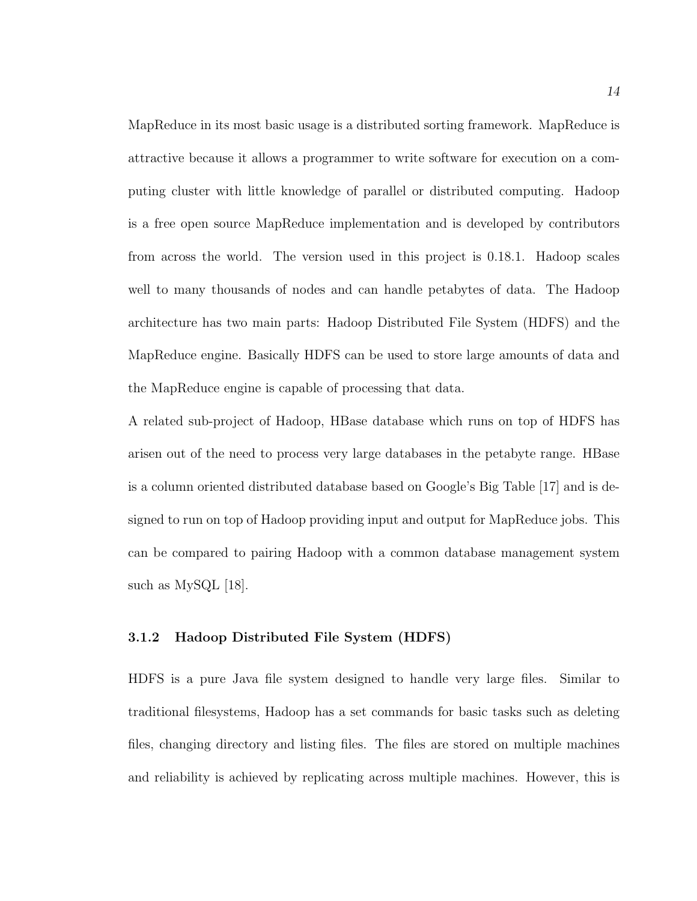MapReduce in its most basic usage is a distributed sorting framework. MapReduce is attractive because it allows a programmer to write software for execution on a computing cluster with little knowledge of parallel or distributed computing. Hadoop is a free open source MapReduce implementation and is developed by contributors from across the world. The version used in this project is 0.18.1. Hadoop scales well to many thousands of nodes and can handle petabytes of data. The Hadoop architecture has two main parts: Hadoop Distributed File System (HDFS) and the MapReduce engine. Basically HDFS can be used to store large amounts of data and the MapReduce engine is capable of processing that data.

A related sub-project of Hadoop, HBase database which runs on top of HDFS has arisen out of the need to process very large databases in the petabyte range. HBase is a column oriented distributed database based on Google's Big Table [17] and is designed to run on top of Hadoop providing input and output for MapReduce jobs. This can be compared to pairing Hadoop with a common database management system such as MySQL [18].

### 3.1.2 Hadoop Distributed File System (HDFS)

HDFS is a pure Java file system designed to handle very large files. Similar to traditional filesystems, Hadoop has a set commands for basic tasks such as deleting files, changing directory and listing files. The files are stored on multiple machines and reliability is achieved by replicating across multiple machines. However, this is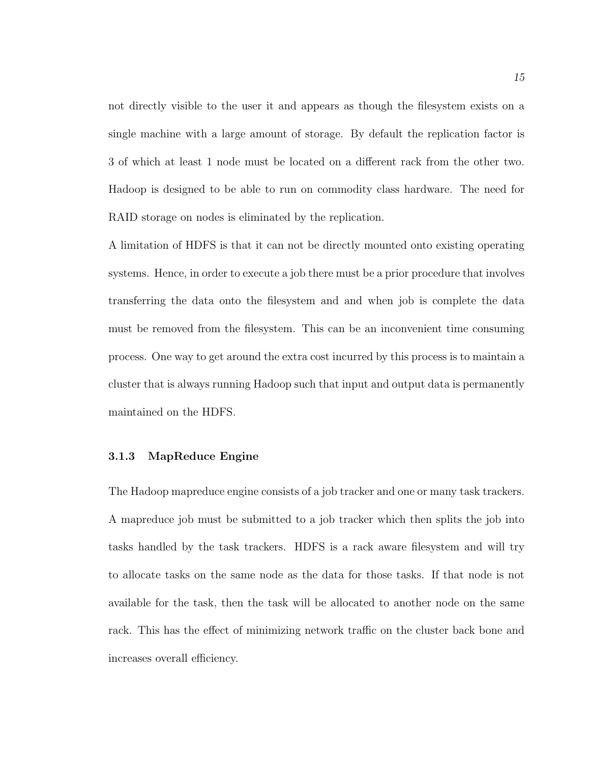not directly visible to the user it and appears as though the filesystem exists on a single machine with a large amount of storage. By default the replication factor is 3 of which at least 1 node must be located on a different rack from the other two. Hadoop is designed to be able to run on commodity class hardware. The need for RAID storage on nodes is eliminated by the replication.

A limitation of HDFS is that it can not be directly mounted onto existing operating systems. Hence, in order to execute a job there must be a prior procedure that involves transferring the data onto the filesystem and and when job is complete the data must be removed from the filesystem. This can be an inconvenient time consuming process. One way to get around the extra cost incurred by this process is to maintain a cluster that is always running Hadoop such that input and output data is permanently maintained on the HDFS.

### 3.1.3 MapReduce Engine

The Hadoop mapreduce engine consists of a job tracker and one or many task trackers. A mapreduce job must be submitted to a job tracker which then splits the job into tasks handled by the task trackers. HDFS is a rack aware filesystem and will try to allocate tasks on the same node as the data for those tasks. If that node is not available for the task, then the task will be allocated to another node on the same rack. This has the effect of minimizing network traffic on the cluster back bone and increases overall efficiency.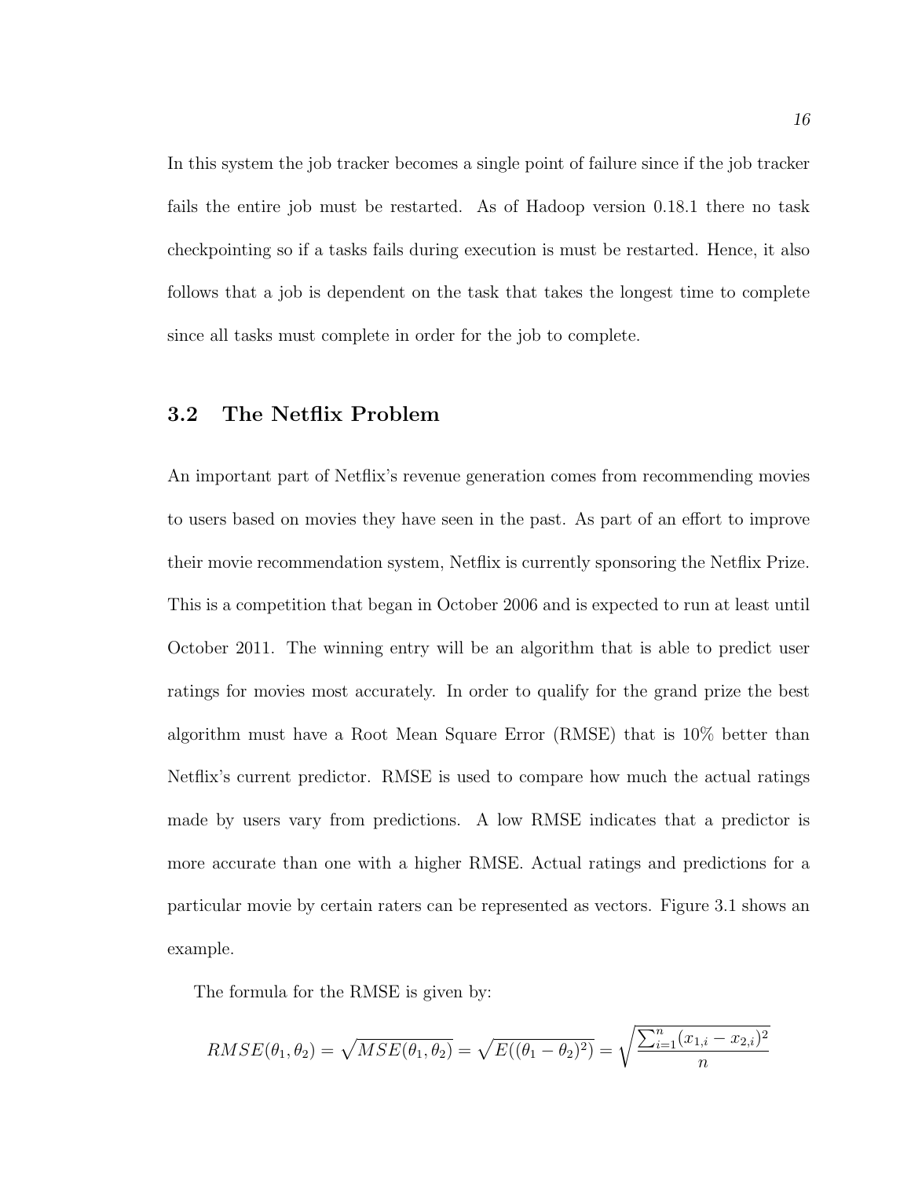In this system the job tracker becomes a single point of failure since if the job tracker fails the entire job must be restarted. As of Hadoop version 0.18.1 there no task checkpointing so if a tasks fails during execution is must be restarted. Hence, it also follows that a job is dependent on the task that takes the longest time to complete since all tasks must complete in order for the job to complete.

## 3.2 The Netflix Problem

An important part of Netflix's revenue generation comes from recommending movies to users based on movies they have seen in the past. As part of an effort to improve their movie recommendation system, Netflix is currently sponsoring the Netflix Prize. This is a competition that began in October 2006 and is expected to run at least until October 2011. The winning entry will be an algorithm that is able to predict user ratings for movies most accurately. In order to qualify for the grand prize the best algorithm must have a Root Mean Square Error (RMSE) that is 10% better than Netflix's current predictor. RMSE is used to compare how much the actual ratings made by users vary from predictions. A low RMSE indicates that a predictor is more accurate than one with a higher RMSE. Actual ratings and predictions for a particular movie by certain raters can be represented as vectors. Figure 3.1 shows an example.

The formula for the RMSE is given by:

$$RMSE(\theta_1, \theta_2) = \sqrt{MSE(\theta_1, \theta_2)} = \sqrt{E((\theta_1 - \theta_2)^2)} = \sqrt{\frac{\sum_{i=1}^{n}(x_{1,i} - x_{2,i})^2}{n}}$$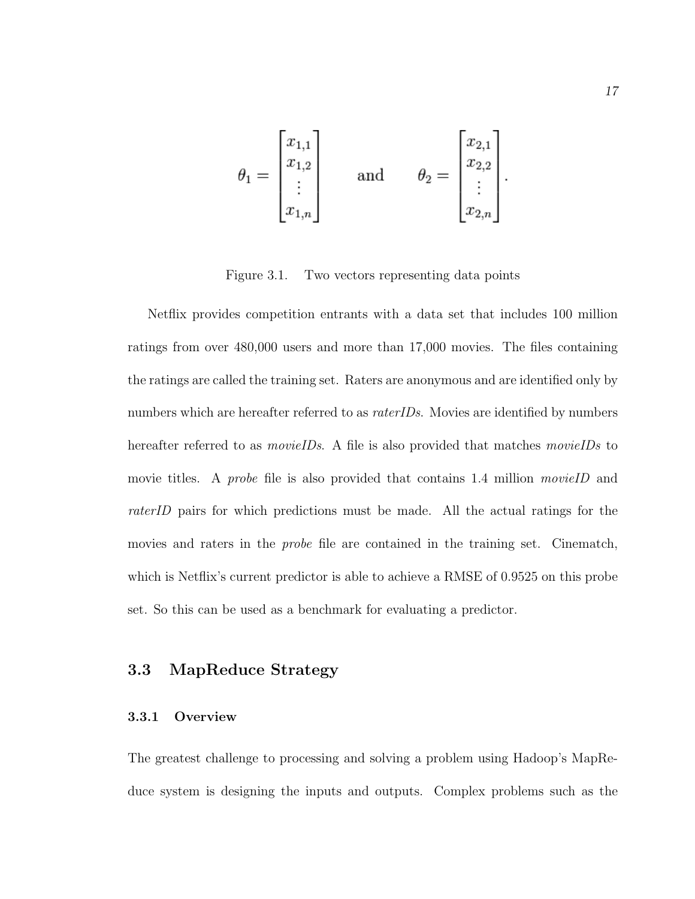$$\theta_1 = \begin{bmatrix} x_{1,1} \\ x_{1,2} \\ \vdots \\ x_{1,n} \end{bmatrix} \qquad \text{and} \qquad \theta_2 = \begin{bmatrix} x_{2,1} \\ x_{2,2} \\ \vdots \\ x_{2,n} \end{bmatrix}.$$

Figure 3.1. Two vectors representing data points

Netflix provides competition entrants with a data set that includes 100 million ratings from over 480,000 users and more than 17,000 movies. The files containing the ratings are called the training set. Raters are anonymous and are identified only by numbers which are hereafter referred to as *raterIDs*. Movies are identified by numbers hereafter referred to as *movieIDs*. A file is also provided that matches *movieIDs* to movie titles. A *probe* file is also provided that contains 1.4 million *movieID* and *raterID* pairs for which predictions must be made. All the actual ratings for the movies and raters in the *probe* file are contained in the training set. Cinematch, which is Netflix's current predictor is able to achieve a RMSE of 0.9525 on this probe set. So this can be used as a benchmark for evaluating a predictor.

## 3.3 MapReduce Strategy

### 3.3.1 Overview

The greatest challenge to processing and solving a problem using Hadoop's MapReduce system is designing the inputs and outputs. Complex problems such as the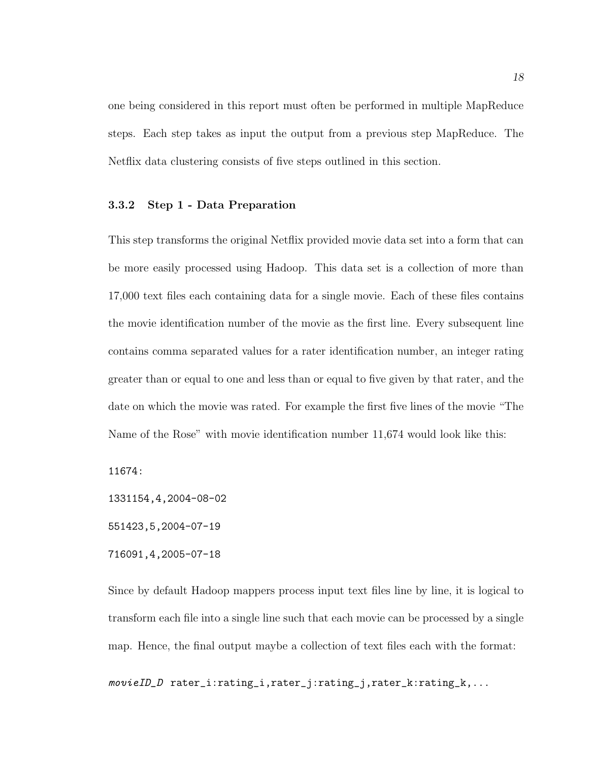one being considered in this report must often be performed in multiple MapReduce steps. Each step takes as input the output from a previous step MapReduce. The Netflix data clustering consists of five steps outlined in this section.

### 3.3.2 Step 1 - Data Preparation

This step transforms the original Netflix provided movie data set into a form that can be more easily processed using Hadoop. This data set is a collection of more than 17,000 text files each containing data for a single movie. Each of these files contains the movie identification number of the movie as the first line. Every subsequent line contains comma separated values for a rater identification number, an integer rating greater than or equal to one and less than or equal to five given by that rater, and the date on which the movie was rated. For example the first five lines of the movie "The Name of the Rose" with movie identification number 11,674 would look like this:

```
11674:
1331154,4,2004-08-02
551423,5,2004-07-19
716091,4,2005-07-18
```

Since by default Hadoop mappers process input text files line by line, it is logical to transform each file into a single line such that each movie can be processed by a single map. Hence, the final output maybe a collection of text files each with the format:

*movieID_D* `rater_i:rating_i,rater_j:rating_j,rater_k:rating_k,...`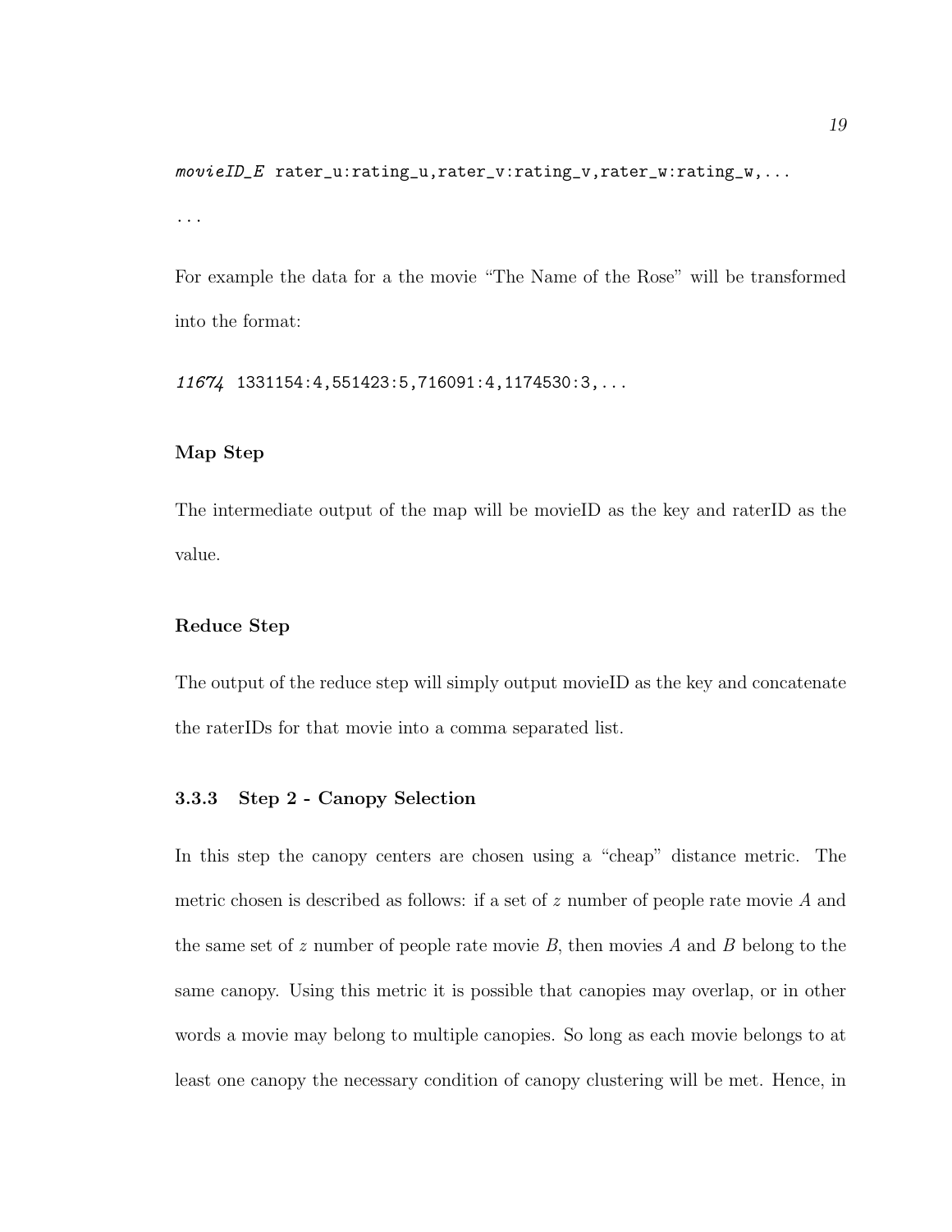*movieID_E* rater_u:rating_u,rater_v:rating_v,rater_w:rating_w,...

...

For example the data for a the movie "The Name of the Rose" will be transformed into the format:

*11674* 1331154:4,551423:5,716091:4,1174530:3,...

**Map Step**

The intermediate output of the map will be movieID as the key and raterID as the value.

**Reduce Step**

The output of the reduce step will simply output movieID as the key and concatenate the raterIDs for that movie into a comma separated list.

### 3.3.3 Step 2 - Canopy Selection

In this step the canopy centers are chosen using a "cheap" distance metric. The metric chosen is described as follows: if a set of $z$ number of people rate movie $A$ and the same set of $z$ number of people rate movie $B$, then movies $A$ and $B$ belong to the same canopy. Using this metric it is possible that canopies may overlap, or in other words a movie may belong to multiple canopies. So long as each movie belongs to at least one canopy the necessary condition of canopy clustering will be met. Hence, in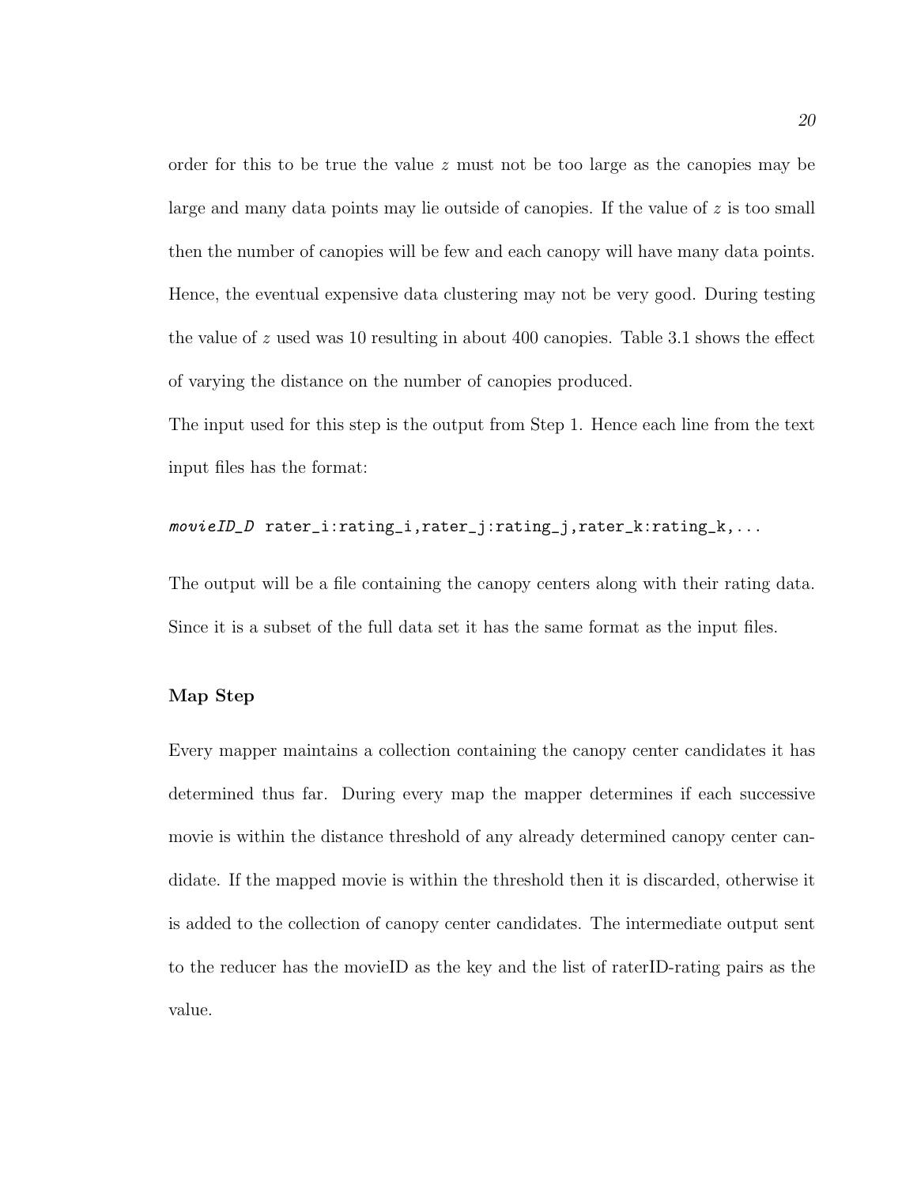order for this to be true the value $z$ must not be too large as the canopies may be large and many data points may lie outside of canopies. If the value of $z$ is too small then the number of canopies will be few and each canopy will have many data points. Hence, the eventual expensive data clustering may not be very good. During testing the value of $z$ used was 10 resulting in about 400 canopies. Table 3.1 shows the effect of varying the distance on the number of canopies produced.

The input used for this step is the output from Step 1. Hence each line from the text input files has the format:

```
movieID_D rater_i:rating_i,rater_j:rating_j,rater_k:rating_k,...
```

The output will be a file containing the canopy centers along with their rating data. Since it is a subset of the full data set it has the same format as the input files.

### Map Step

Every mapper maintains a collection containing the canopy center candidates it has determined thus far. During every map the mapper determines if each successive movie is within the distance threshold of any already determined canopy center candidate. If the mapped movie is within the threshold then it is discarded, otherwise it is added to the collection of canopy center candidates. The intermediate output sent to the reducer has the movieID as the key and the list of raterID-rating pairs as the value.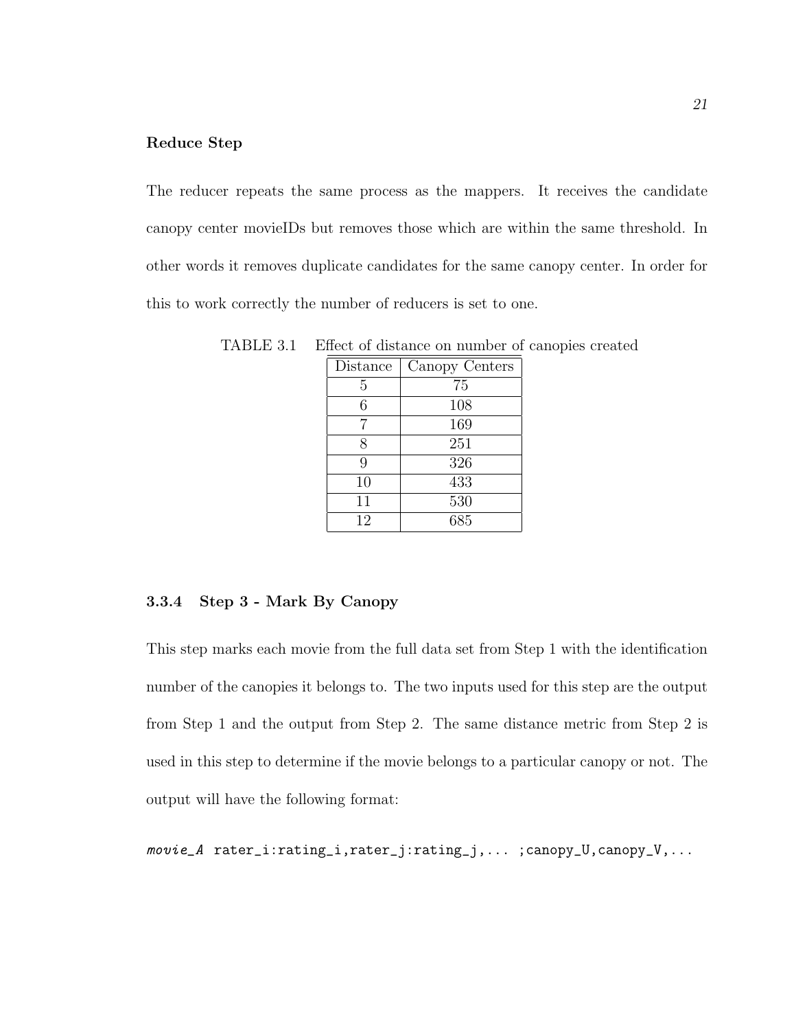**Reduce Step**

The reducer repeats the same process as the mappers. It receives the candidate canopy center movieIDs but removes those which are within the same threshold. In other words it removes duplicate candidates for the same canopy center. In order for this to work correctly the number of reducers is set to one.

TABLE 3.1 Effect of distance on number of canopies created

| Distance | Canopy Centers |
|---|---|
| 5 | 75 |
| 6 | 108 |
| 7 | 169 |
| 8 | 251 |
| 9 | 326 |
| 10 | 433 |
| 11 | 530 |
| 12 | 685 |

### 3.3.4 Step 3 - Mark By Canopy

This step marks each movie from the full data set from Step 1 with the identification number of the canopies it belongs to. The two inputs used for this step are the output from Step 1 and the output from Step 2. The same distance metric from Step 2 is used in this step to determine if the movie belongs to a particular canopy or not. The output will have the following format:

```
movie_A rater_i:rating_i,rater_j:rating_j,... ;canopy_U,canopy_V,...
```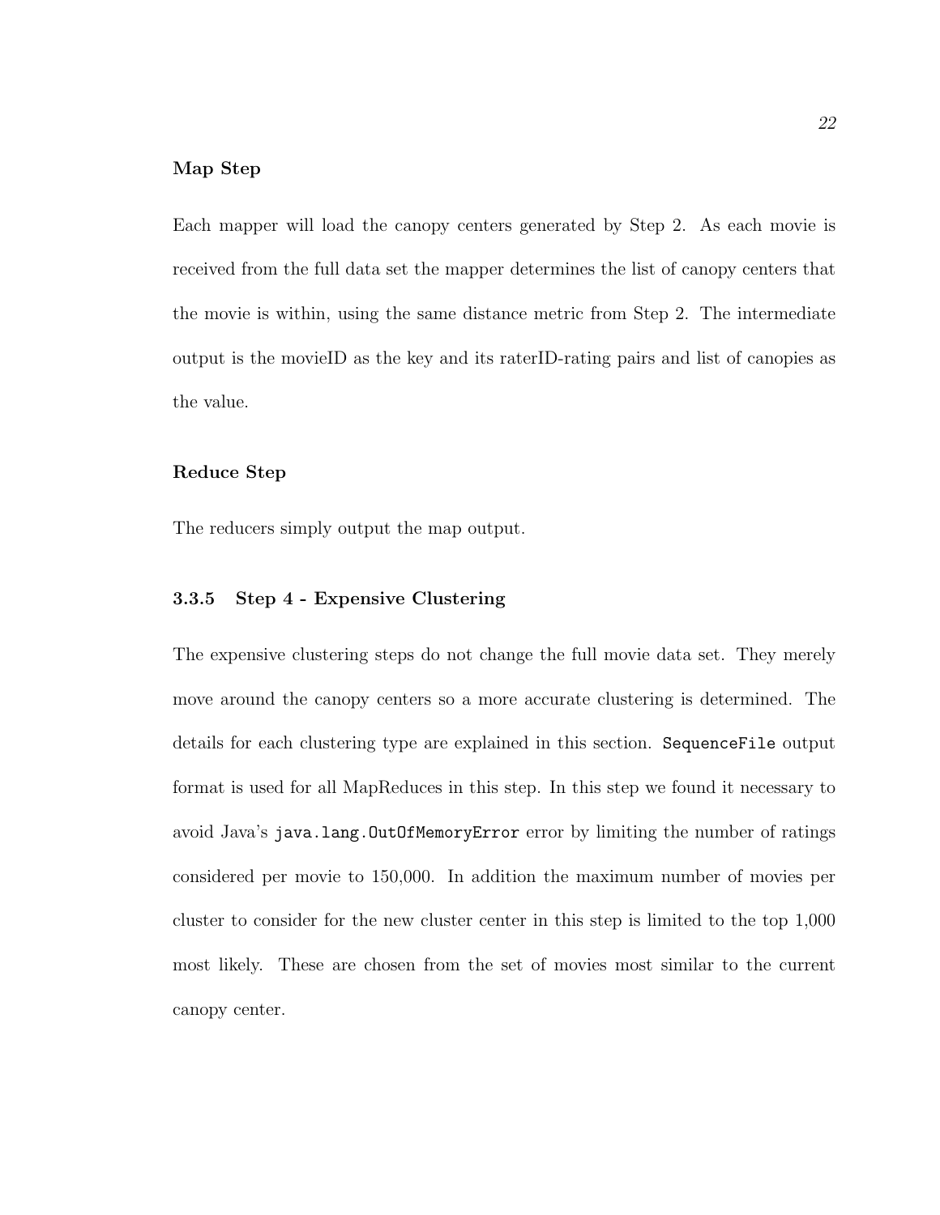#### Map Step

Each mapper will load the canopy centers generated by Step 2. As each movie is received from the full data set the mapper determines the list of canopy centers that the movie is within, using the same distance metric from Step 2. The intermediate output is the movieID as the key and its raterID-rating pairs and list of canopies as the value.

#### Reduce Step

The reducers simply output the map output.

### 3.3.5 Step 4 - Expensive Clustering

The expensive clustering steps do not change the full movie data set. They merely move around the canopy centers so a more accurate clustering is determined. The details for each clustering type are explained in this section. `SequenceFile` output format is used for all MapReduces in this step. In this step we found it necessary to avoid Java's `java.lang.OutOfMemoryError` error by limiting the number of ratings considered per movie to 150,000. In addition the maximum number of movies per cluster to consider for the new cluster center in this step is limited to the top 1,000 most likely. These are chosen from the set of movies most similar to the current canopy center.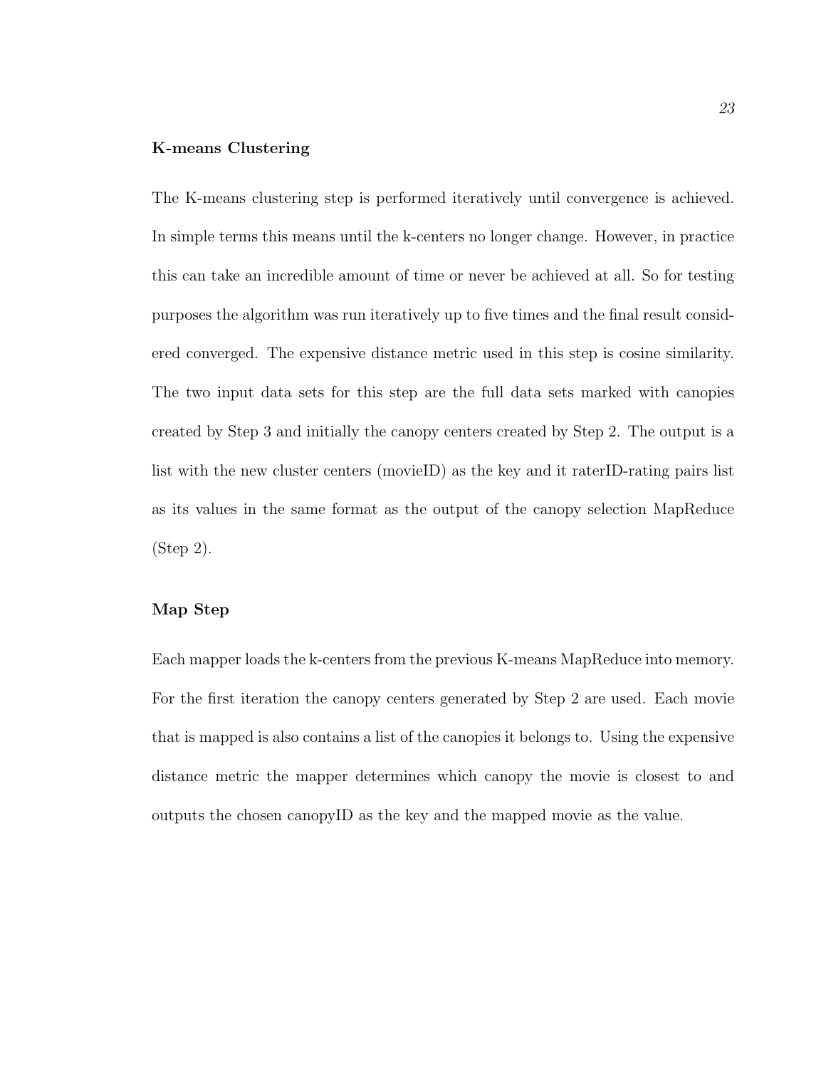### K-means Clustering

The K-means clustering step is performed iteratively until convergence is achieved. In simple terms this means until the k-centers no longer change. However, in practice this can take an incredible amount of time or never be achieved at all. So for testing purposes the algorithm was run iteratively up to five times and the final result considered converged. The expensive distance metric used in this step is cosine similarity. The two input data sets for this step are the full data sets marked with canopies created by Step 3 and initially the canopy centers created by Step 2. The output is a list with the new cluster centers (movieID) as the key and it raterID-rating pairs list as its values in the same format as the output of the canopy selection MapReduce (Step 2).

### Map Step

Each mapper loads the k-centers from the previous K-means MapReduce into memory. For the first iteration the canopy centers generated by Step 2 are used. Each movie that is mapped is also contains a list of the canopies it belongs to. Using the expensive distance metric the mapper determines which canopy the movie is closest to and outputs the chosen canopyID as the key and the mapped movie as the value.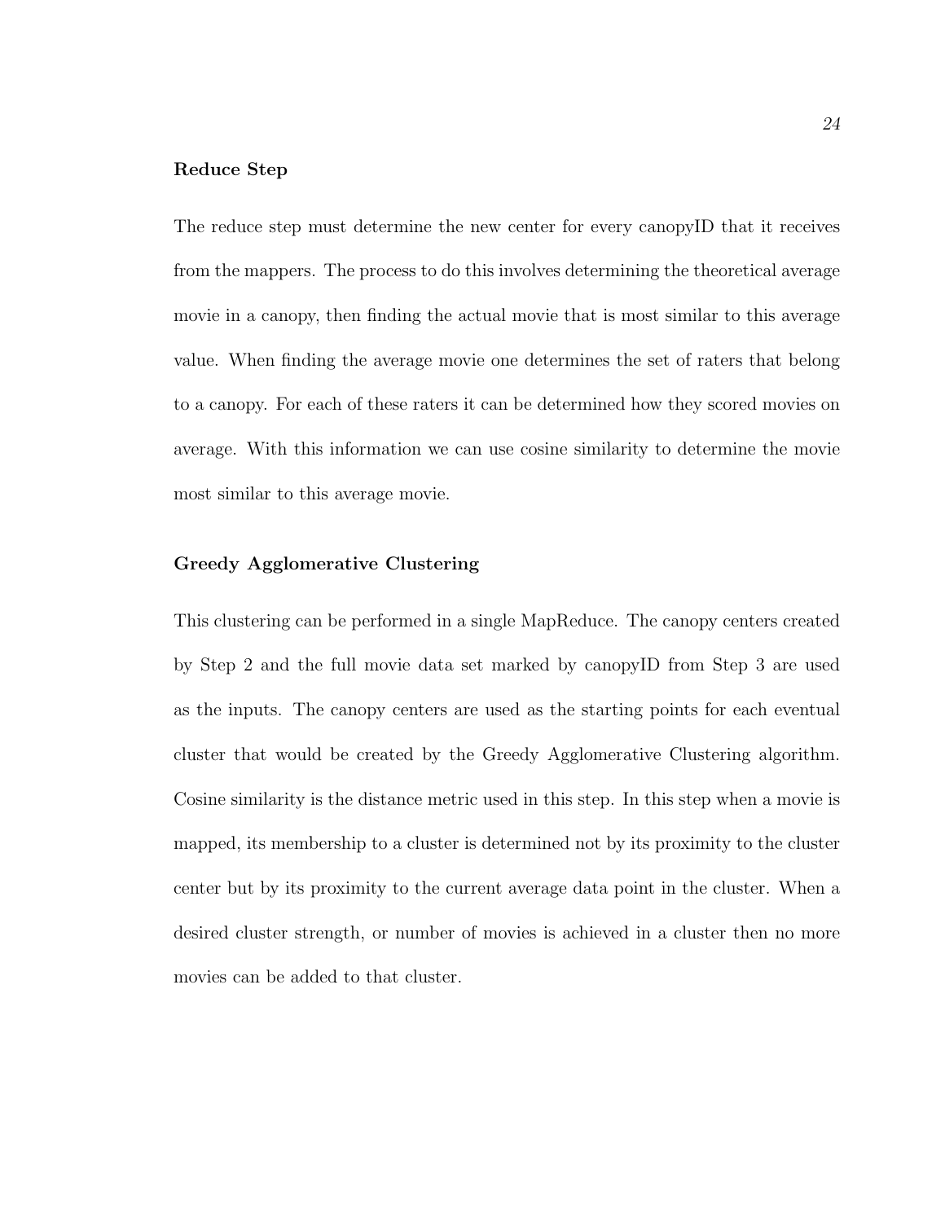### Reduce Step

The reduce step must determine the new center for every canopyID that it receives from the mappers. The process to do this involves determining the theoretical average movie in a canopy, then finding the actual movie that is most similar to this average value. When finding the average movie one determines the set of raters that belong to a canopy. For each of these raters it can be determined how they scored movies on average. With this information we can use cosine similarity to determine the movie most similar to this average movie.

### Greedy Agglomerative Clustering

This clustering can be performed in a single MapReduce. The canopy centers created by Step 2 and the full movie data set marked by canopyID from Step 3 are used as the inputs. The canopy centers are used as the starting points for each eventual cluster that would be created by the Greedy Agglomerative Clustering algorithm. Cosine similarity is the distance metric used in this step. In this step when a movie is mapped, its membership to a cluster is determined not by its proximity to the cluster center but by its proximity to the current average data point in the cluster. When a desired cluster strength, or number of movies is achieved in a cluster then no more movies can be added to that cluster.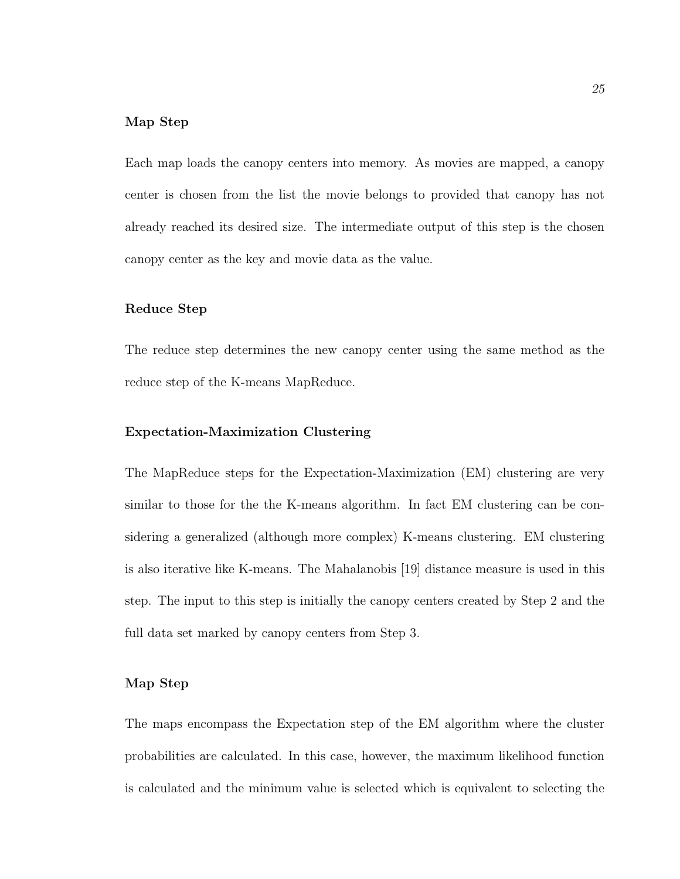### Map Step

Each map loads the canopy centers into memory. As movies are mapped, a canopy center is chosen from the list the movie belongs to provided that canopy has not already reached its desired size. The intermediate output of this step is the chosen canopy center as the key and movie data as the value.

### Reduce Step

The reduce step determines the new canopy center using the same method as the reduce step of the K-means MapReduce.

### Expectation-Maximization Clustering

The MapReduce steps for the Expectation-Maximization (EM) clustering are very similar to those for the the K-means algorithm. In fact EM clustering can be considering a generalized (although more complex) K-means clustering. EM clustering is also iterative like K-means. The Mahalanobis [19] distance measure is used in this step. The input to this step is initially the canopy centers created by Step 2 and the full data set marked by canopy centers from Step 3.

### Map Step

The maps encompass the Expectation step of the EM algorithm where the cluster probabilities are calculated. In this case, however, the maximum likelihood function is calculated and the minimum value is selected which is equivalent to selecting the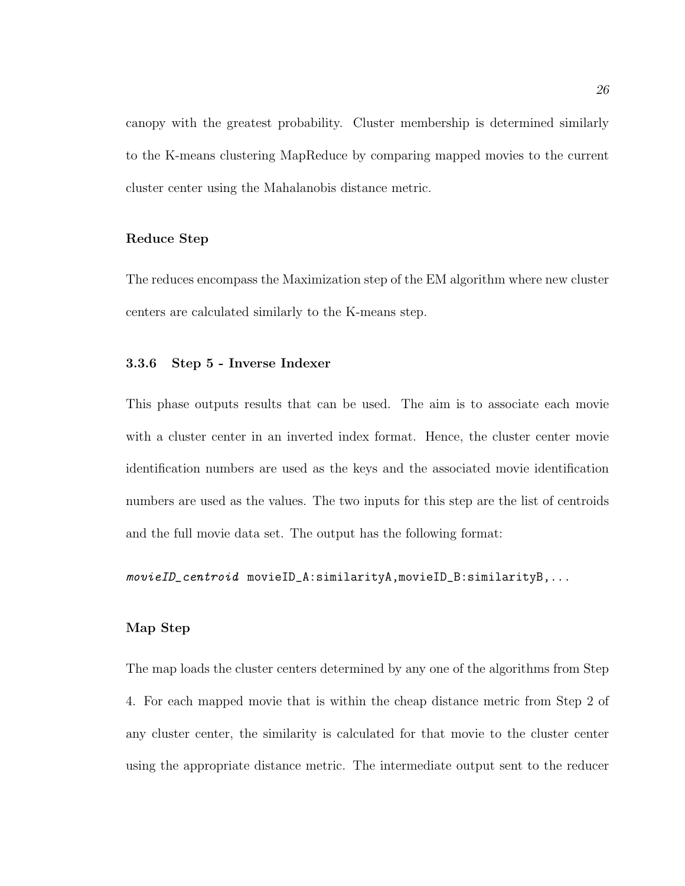canopy with the greatest probability. Cluster membership is determined similarly to the K-means clustering MapReduce by comparing mapped movies to the current cluster center using the Mahalanobis distance metric.

**Reduce Step**

The reduces encompass the Maximization step of the EM algorithm where new cluster centers are calculated similarly to the K-means step.

### 3.3.6 Step 5 - Inverse Indexer

This phase outputs results that can be used. The aim is to associate each movie with a cluster center in an inverted index format. Hence, the cluster center movie identification numbers are used as the keys and the associated movie identification numbers are used as the values. The two inputs for this step are the list of centroids and the full movie data set. The output has the following format:

```
movieID_centroid movieID_A:similarityA,movieID_B:similarityB,...
```

**Map Step**

The map loads the cluster centers determined by any one of the algorithms from Step 4. For each mapped movie that is within the cheap distance metric from Step 2 of any cluster center, the similarity is calculated for that movie to the cluster center using the appropriate distance metric. The intermediate output sent to the reducer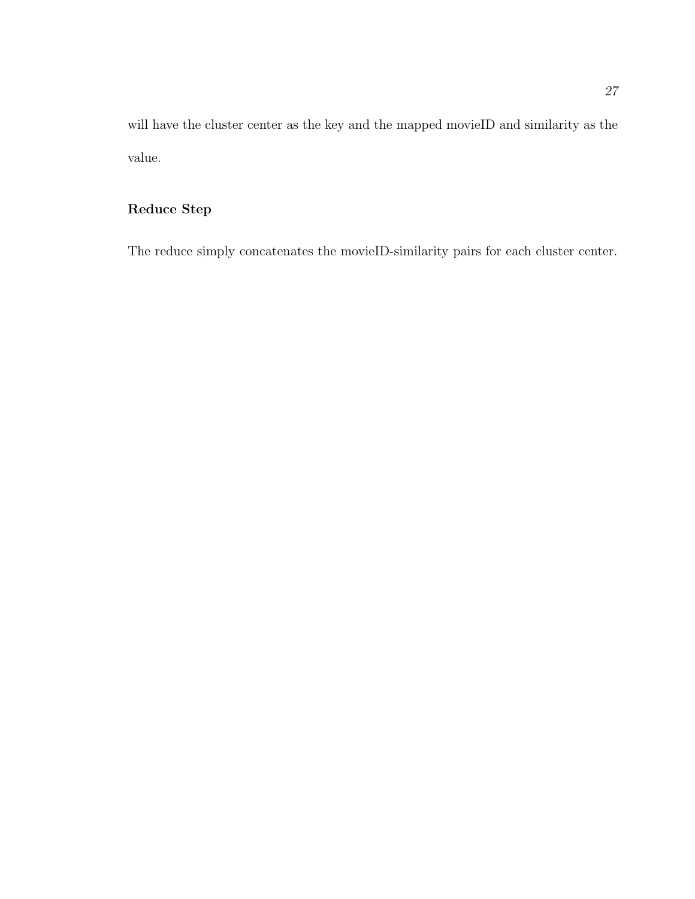will have the cluster center as the key and the mapped movieID and similarity as the value.

### Reduce Step

The reduce simply concatenates the movieID-similarity pairs for each cluster center.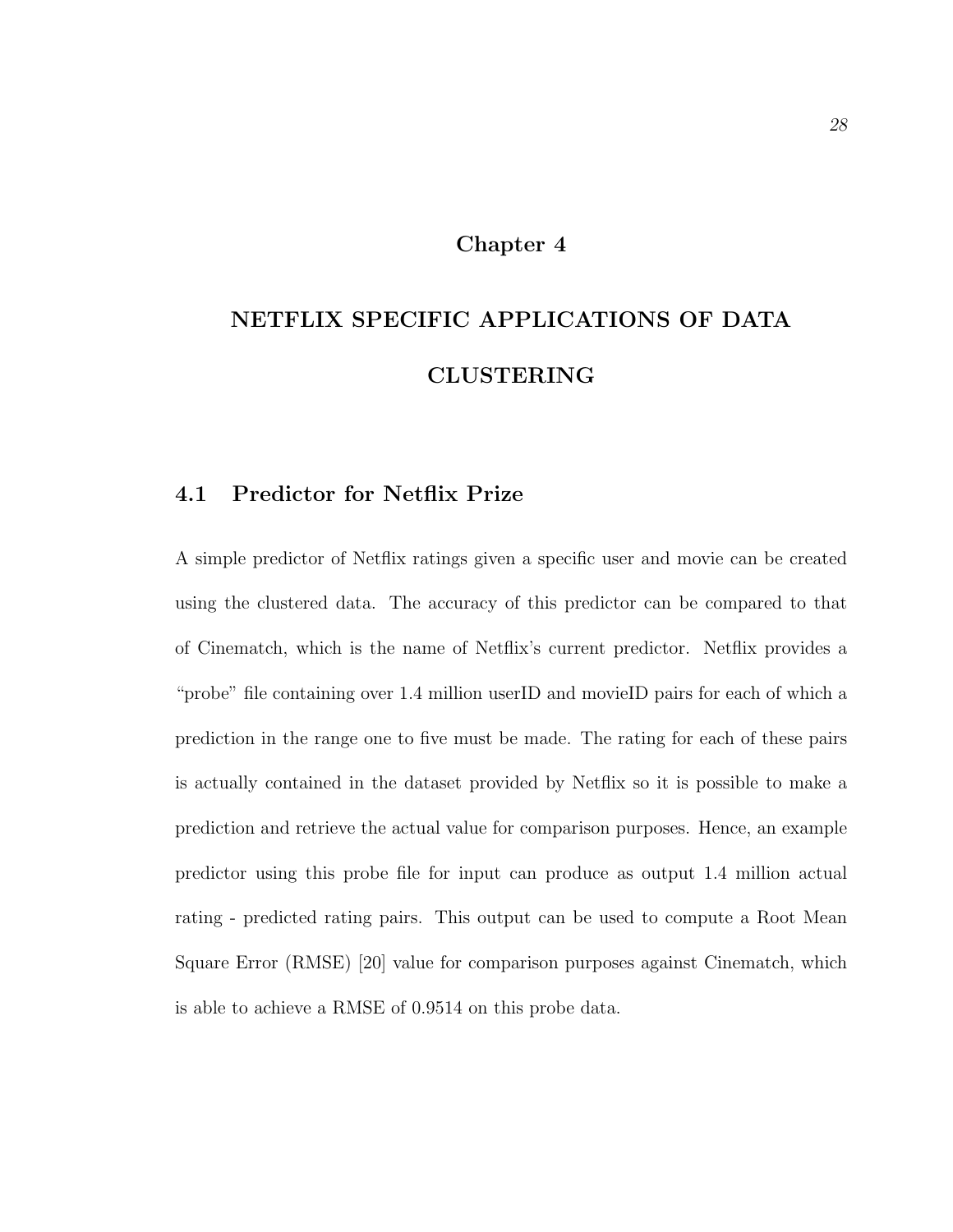# Chapter 4

# NETFLIX SPECIFIC APPLICATIONS OF DATA CLUSTERING

## 4.1 Predictor for Netflix Prize

A simple predictor of Netflix ratings given a specific user and movie can be created using the clustered data. The accuracy of this predictor can be compared to that of Cinematch, which is the name of Netflix's current predictor. Netflix provides a "probe" file containing over 1.4 million userID and movieID pairs for each of which a prediction in the range one to five must be made. The rating for each of these pairs is actually contained in the dataset provided by Netflix so it is possible to make a prediction and retrieve the actual value for comparison purposes. Hence, an example predictor using this probe file for input can produce as output 1.4 million actual rating - predicted rating pairs. This output can be used to compute a Root Mean Square Error (RMSE) [20] value for comparison purposes against Cinematch, which is able to achieve a RMSE of 0.9514 on this probe data.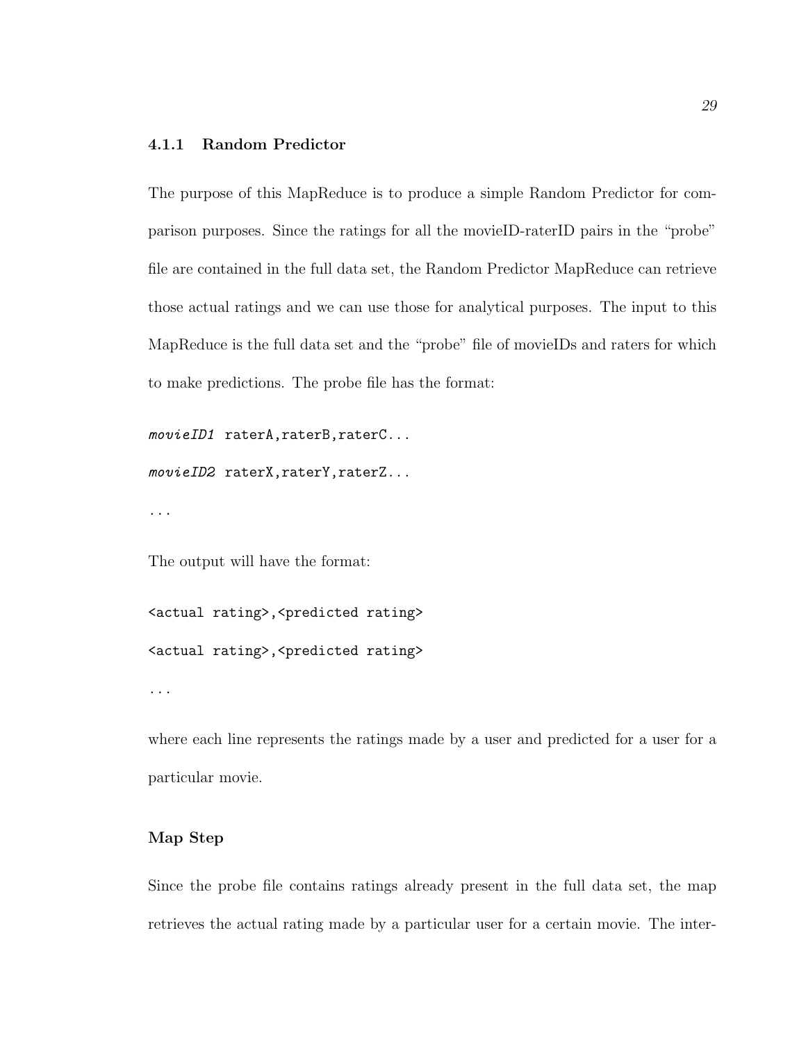### 4.1.1 Random Predictor

The purpose of this MapReduce is to produce a simple Random Predictor for comparison purposes. Since the ratings for all the movieID-raterID pairs in the "probe" file are contained in the full data set, the Random Predictor MapReduce can retrieve those actual ratings and we can use those for analytical purposes. The input to this MapReduce is the full data set and the "probe" file of movieIDs and raters for which to make predictions. The probe file has the format:

*movieID1* raterA,raterB,raterC...

*movieID2* raterX,raterY,raterZ...

...

The output will have the format:

```
<actual rating>,<predicted rating>
<actual rating>,<predicted rating>
...
```

where each line represents the ratings made by a user and predicted for a user for a particular movie.

#### Map Step

Since the probe file contains ratings already present in the full data set, the map retrieves the actual rating made by a particular user for a certain movie. The inter-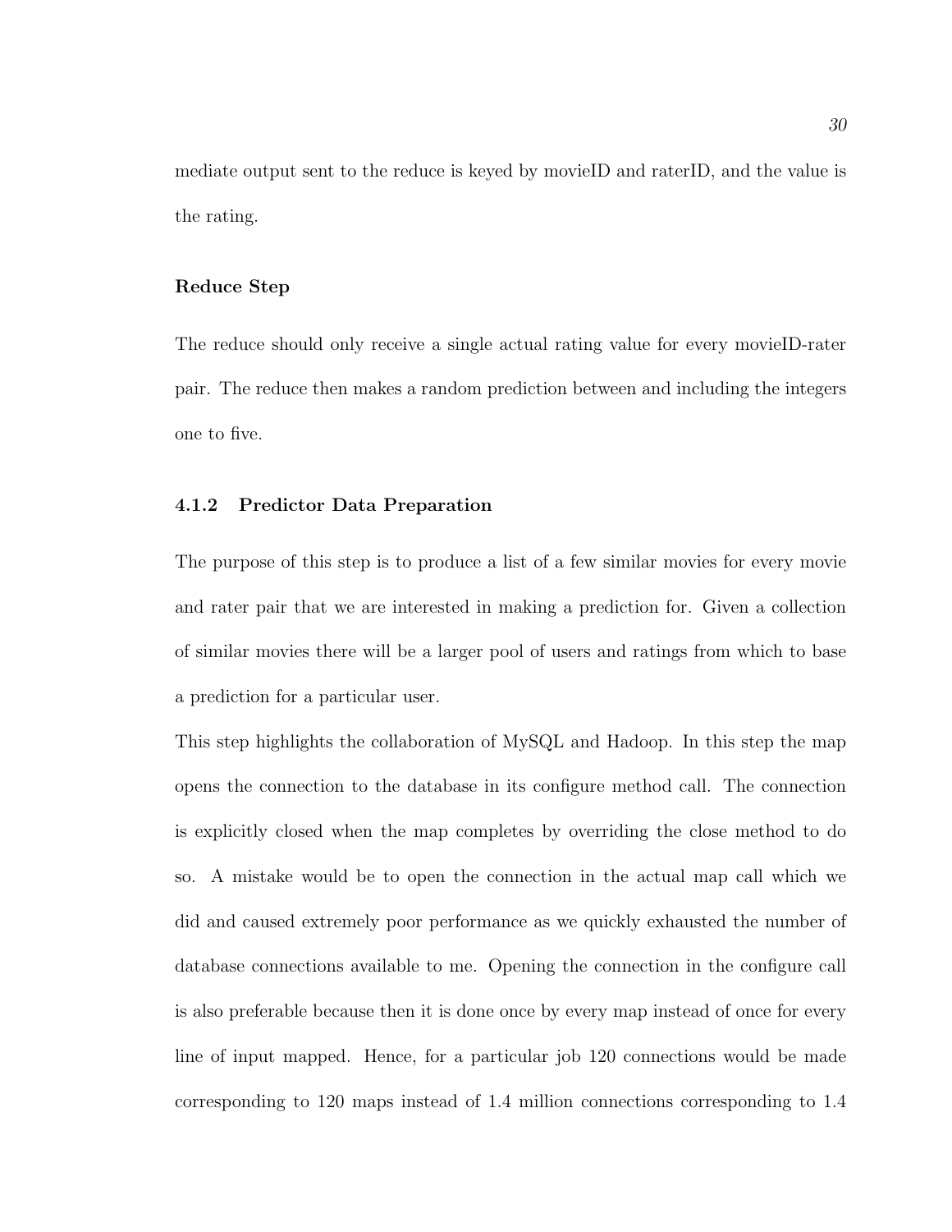mediate output sent to the reduce is keyed by movieID and raterID, and the value is the rating.

**Reduce Step**

The reduce should only receive a single actual rating value for every movieID-rater pair. The reduce then makes a random prediction between and including the integers one to five.

### 4.1.2 Predictor Data Preparation

The purpose of this step is to produce a list of a few similar movies for every movie and rater pair that we are interested in making a prediction for. Given a collection of similar movies there will be a larger pool of users and ratings from which to base a prediction for a particular user.

This step highlights the collaboration of MySQL and Hadoop. In this step the map opens the connection to the database in its configure method call. The connection is explicitly closed when the map completes by overriding the close method to do so. A mistake would be to open the connection in the actual map call which we did and caused extremely poor performance as we quickly exhausted the number of database connections available to me. Opening the connection in the configure call is also preferable because then it is done once by every map instead of once for every line of input mapped. Hence, for a particular job 120 connections would be made corresponding to 120 maps instead of 1.4 million connections corresponding to 1.4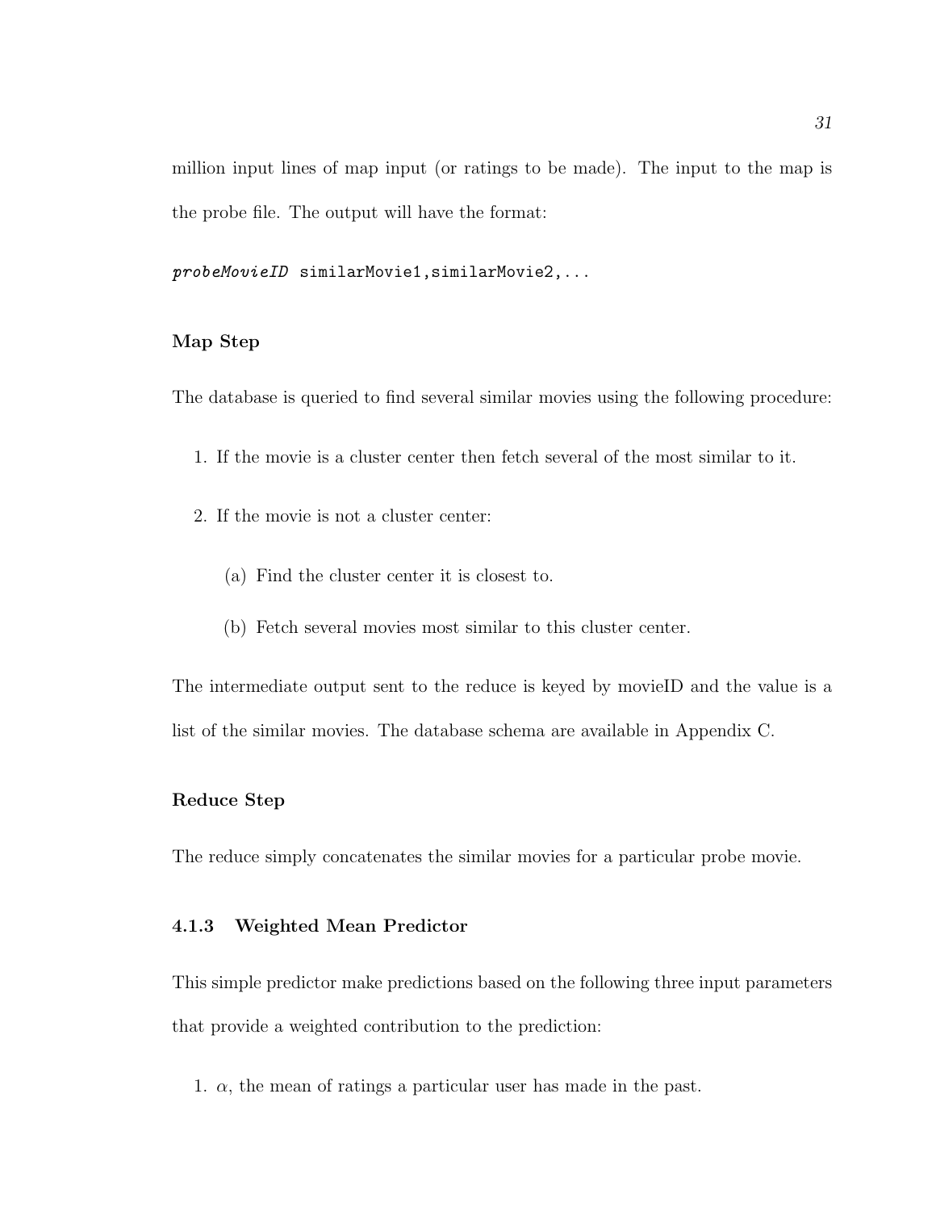million input lines of map input (or ratings to be made). The input to the map is the probe file. The output will have the format:

*probeMovieID* `similarMovie1,similarMovie2,...`

**Map Step**

The database is queried to find several similar movies using the following procedure:

1. If the movie is a cluster center then fetch several of the most similar to it.
2. If the movie is not a cluster center:
   (a) Find the cluster center it is closest to.
   (b) Fetch several movies most similar to this cluster center.

The intermediate output sent to the reduce is keyed by movieID and the value is a list of the similar movies. The database schema are available in Appendix C.

**Reduce Step**

The reduce simply concatenates the similar movies for a particular probe movie.

### 4.1.3 Weighted Mean Predictor

This simple predictor make predictions based on the following three input parameters that provide a weighted contribution to the prediction:

1. $\alpha$, the mean of ratings a particular user has made in the past.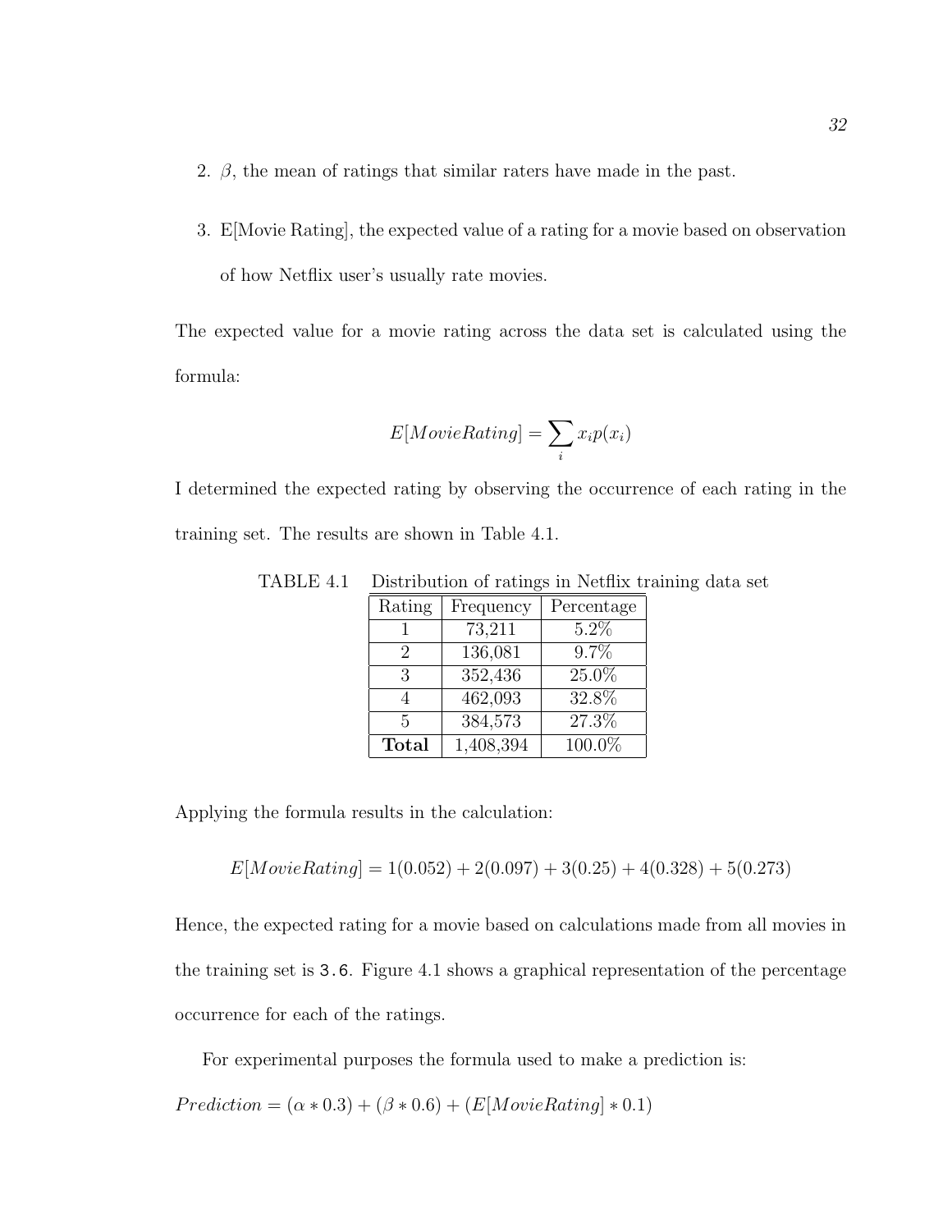2. $\beta$, the mean of ratings that similar raters have made in the past.

3. E[Movie Rating], the expected value of a rating for a movie based on observation of how Netflix user's usually rate movies.

The expected value for a movie rating across the data set is calculated using the formula:

$$E[MovieRating] = \sum_i x_i p(x_i)$$

I determined the expected rating by observing the occurrence of each rating in the training set. The results are shown in Table 4.1.

TABLE 4.1 Distribution of ratings in Netflix training data set

| Rating | Frequency | Percentage |
|---|---|---|
| 1 | 73,211 | 5.2% |
| 2 | 136,081 | 9.7% |
| 3 | 352,436 | 25.0% |
| 4 | 462,093 | 32.8% |
| 5 | 384,573 | 27.3% |
| **Total** | 1,408,394 | 100.0% |

Applying the formula results in the calculation:

$$E[MovieRating] = 1(0.052) + 2(0.097) + 3(0.25) + 4(0.328) + 5(0.273)$$

Hence, the expected rating for a movie based on calculations made from all movies in the training set is `3.6`. Figure 4.1 shows a graphical representation of the percentage occurrence for each of the ratings.

For experimental purposes the formula used to make a prediction is:

$Prediction = (\alpha * 0.3) + (\beta * 0.6) + (E[MovieRating] * 0.1)$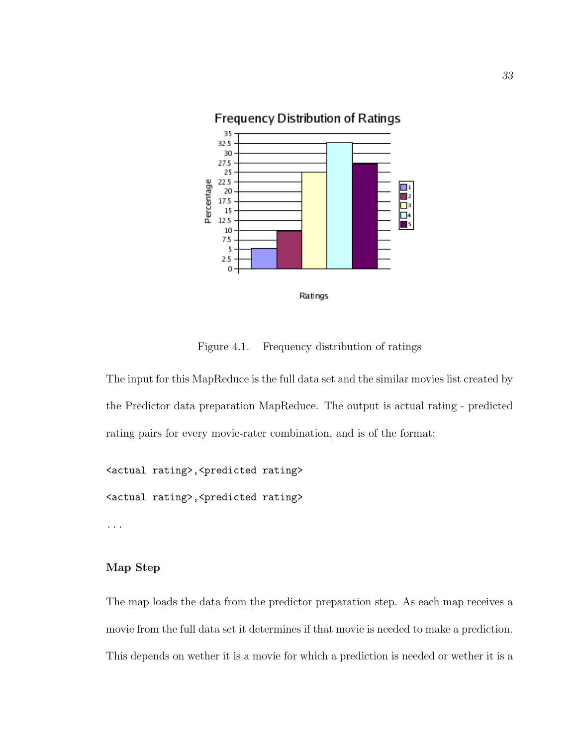Figure 4.1. Frequency distribution of ratings

The input for this MapReduce is the full data set and the similar movies list created by the Predictor data preparation MapReduce. The output is actual rating - predicted rating pairs for every movie-rater combination, and is of the format:

```
<actual rating>,<predicted rating>
<actual rating>,<predicted rating>
...
```

### Map Step

The map loads the data from the predictor preparation step. As each map receives a movie from the full data set it determines if that movie is needed to make a prediction. This depends on wether it is a movie for which a prediction is needed or wether it is a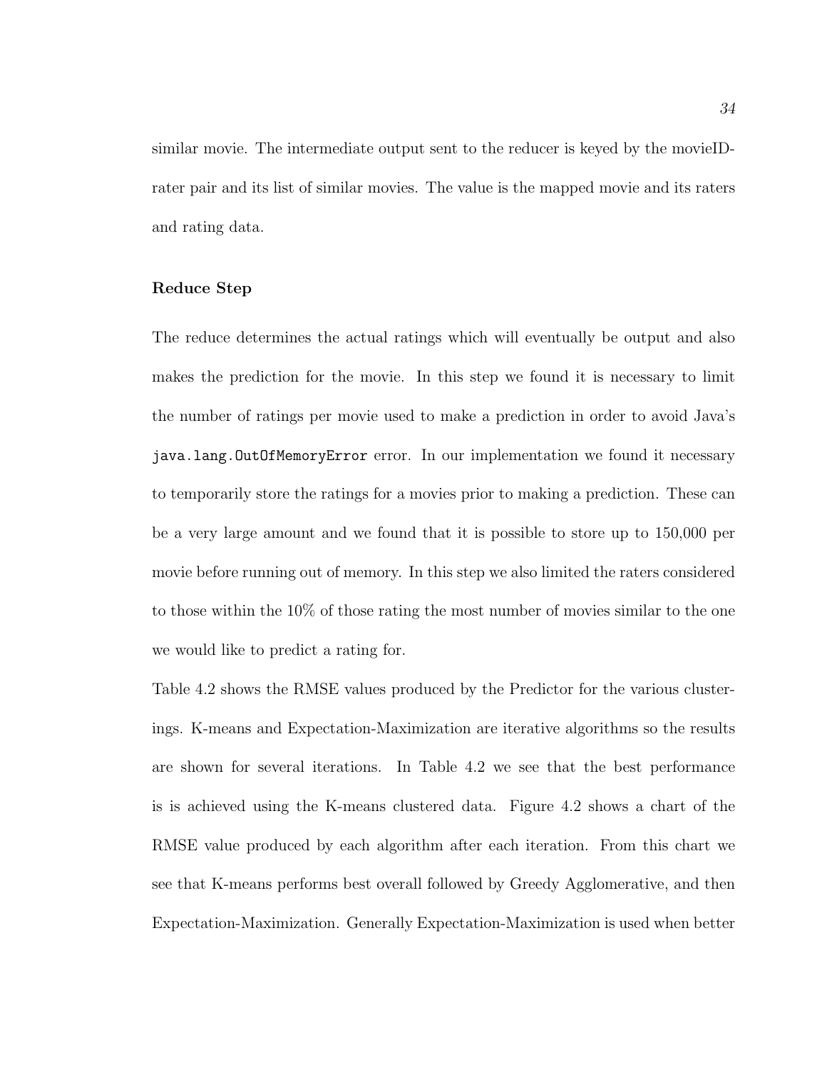similar movie. The intermediate output sent to the reducer is keyed by the movieID-rater pair and its list of similar movies. The value is the mapped movie and its raters and rating data.

### Reduce Step

The reduce determines the actual ratings which will eventually be output and also makes the prediction for the movie. In this step we found it is necessary to limit the number of ratings per movie used to make a prediction in order to avoid Java's `java.lang.OutOfMemoryError` error. In our implementation we found it necessary to temporarily store the ratings for a movies prior to making a prediction. These can be a very large amount and we found that it is possible to store up to 150,000 per movie before running out of memory. In this step we also limited the raters considered to those within the 10% of those rating the most number of movies similar to the one we would like to predict a rating for.

Table 4.2 shows the RMSE values produced by the Predictor for the various clusterings. K-means and Expectation-Maximization are iterative algorithms so the results are shown for several iterations. In Table 4.2 we see that the best performance is is achieved using the K-means clustered data. Figure 4.2 shows a chart of the RMSE value produced by each algorithm after each iteration. From this chart we see that K-means performs best overall followed by Greedy Agglomerative, and then Expectation-Maximization. Generally Expectation-Maximization is used when better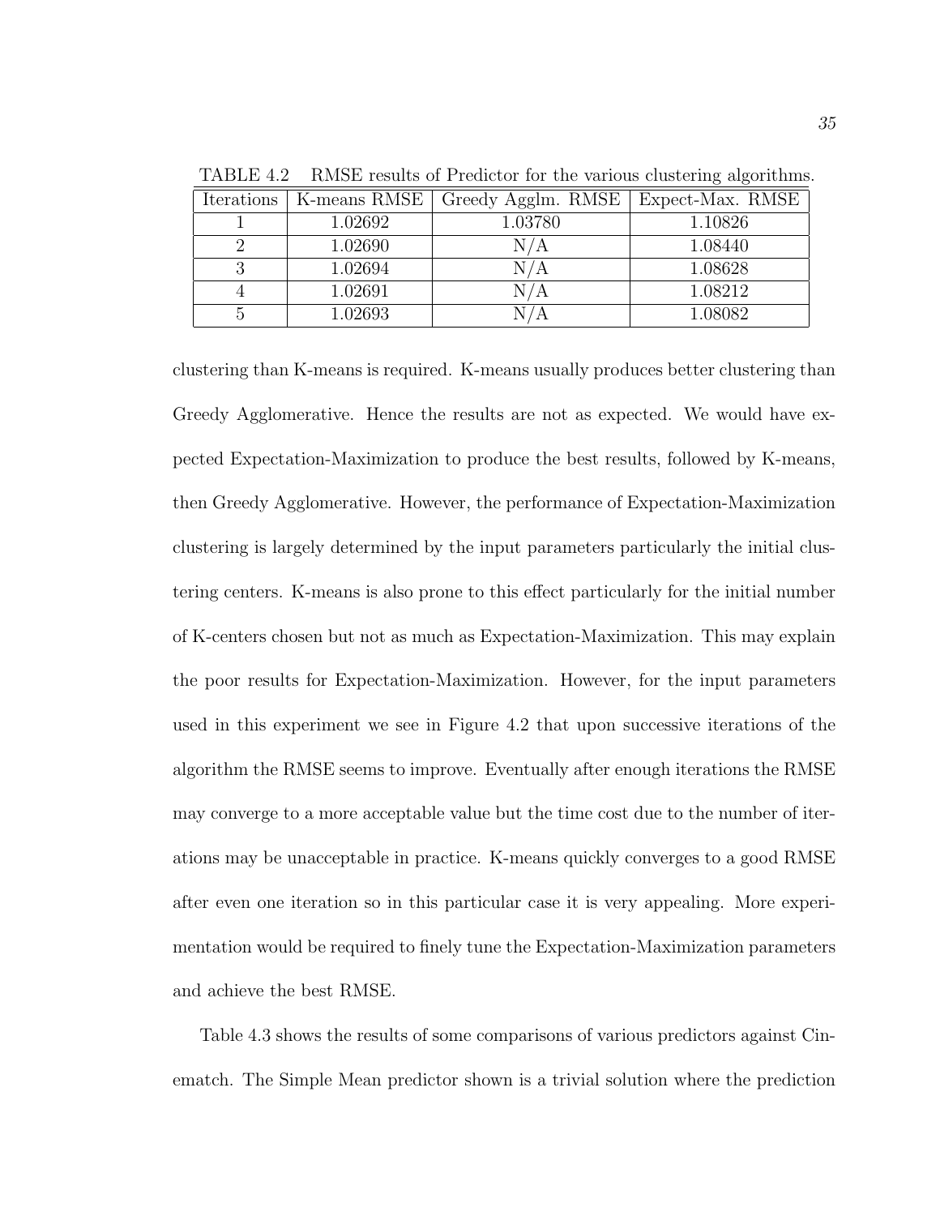TABLE 4.2 RMSE results of Predictor for the various clustering algorithms.

| Iterations | K-means RMSE | Greedy Agglm. RMSE | Expect-Max. RMSE |
| --- | --- | --- | --- |
| 1 | 1.02692 | 1.03780 | 1.10826 |
| 2 | 1.02690 | N/A | 1.08440 |
| 3 | 1.02694 | N/A | 1.08628 |
| 4 | 1.02691 | N/A | 1.08212 |
| 5 | 1.02693 | N/A | 1.08082 |

clustering than K-means is required. K-means usually produces better clustering than Greedy Agglomerative. Hence the results are not as expected. We would have expected Expectation-Maximization to produce the best results, followed by K-means, then Greedy Agglomerative. However, the performance of Expectation-Maximization clustering is largely determined by the input parameters particularly the initial clustering centers. K-means is also prone to this effect particularly for the initial number of K-centers chosen but not as much as Expectation-Maximization. This may explain the poor results for Expectation-Maximization. However, for the input parameters used in this experiment we see in Figure 4.2 that upon successive iterations of the algorithm the RMSE seems to improve. Eventually after enough iterations the RMSE may converge to a more acceptable value but the time cost due to the number of iterations may be unacceptable in practice. K-means quickly converges to a good RMSE after even one iteration so in this particular case it is very appealing. More experimentation would be required to finely tune the Expectation-Maximization parameters and achieve the best RMSE.

Table 4.3 shows the results of some comparisons of various predictors against Cinematch. The Simple Mean predictor shown is a trivial solution where the prediction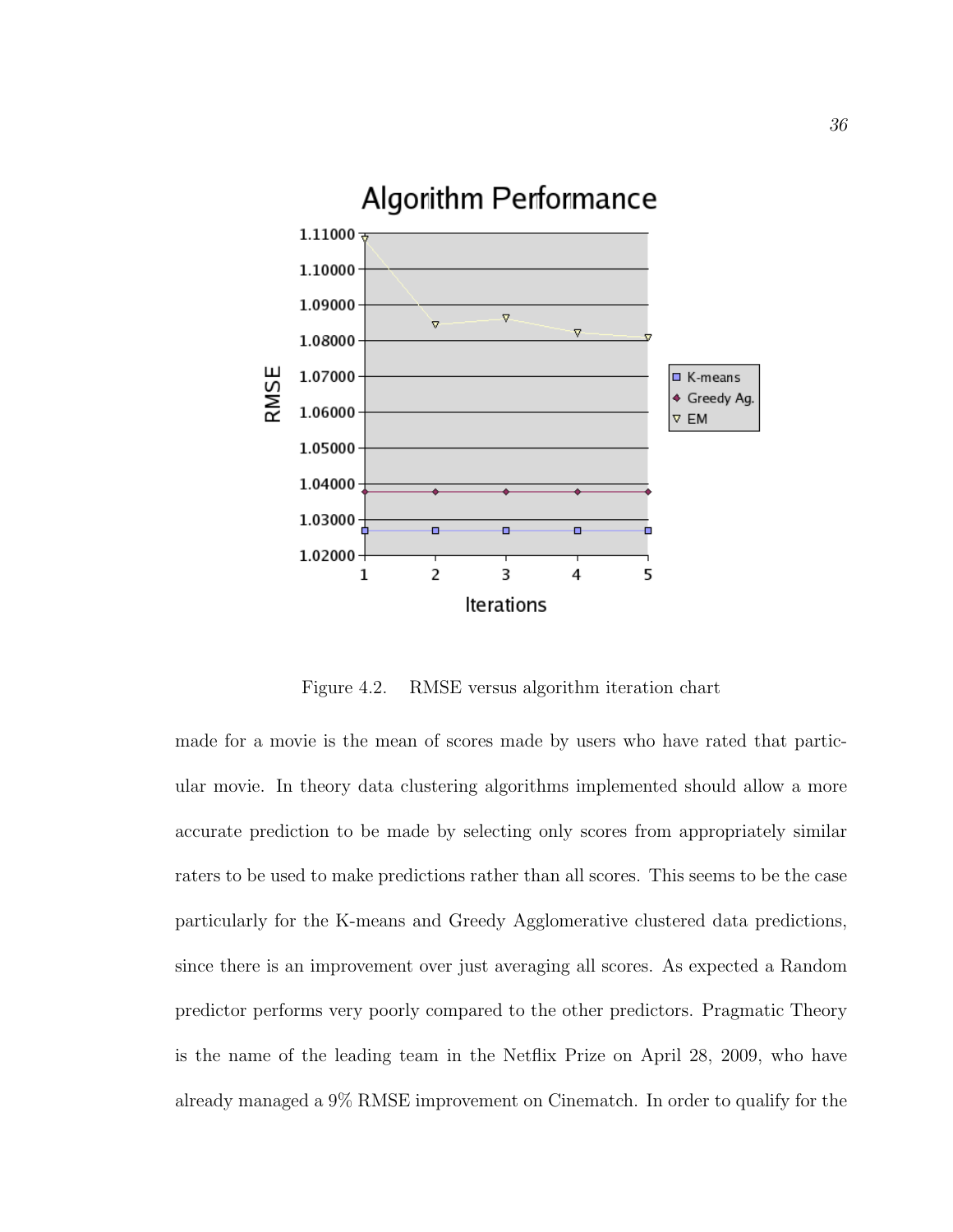Figure 4.2. RMSE versus algorithm iteration chart

made for a movie is the mean of scores made by users who have rated that particular movie. In theory data clustering algorithms implemented should allow a more accurate prediction to be made by selecting only scores from appropriately similar raters to be used to make predictions rather than all scores. This seems to be the case particularly for the K-means and Greedy Agglomerative clustered data predictions, since there is an improvement over just averaging all scores. As expected a Random predictor performs very poorly compared to the other predictors. Pragmatic Theory is the name of the leading team in the Netflix Prize on April 28, 2009, who have already managed a 9% RMSE improvement on Cinematch. In order to qualify for the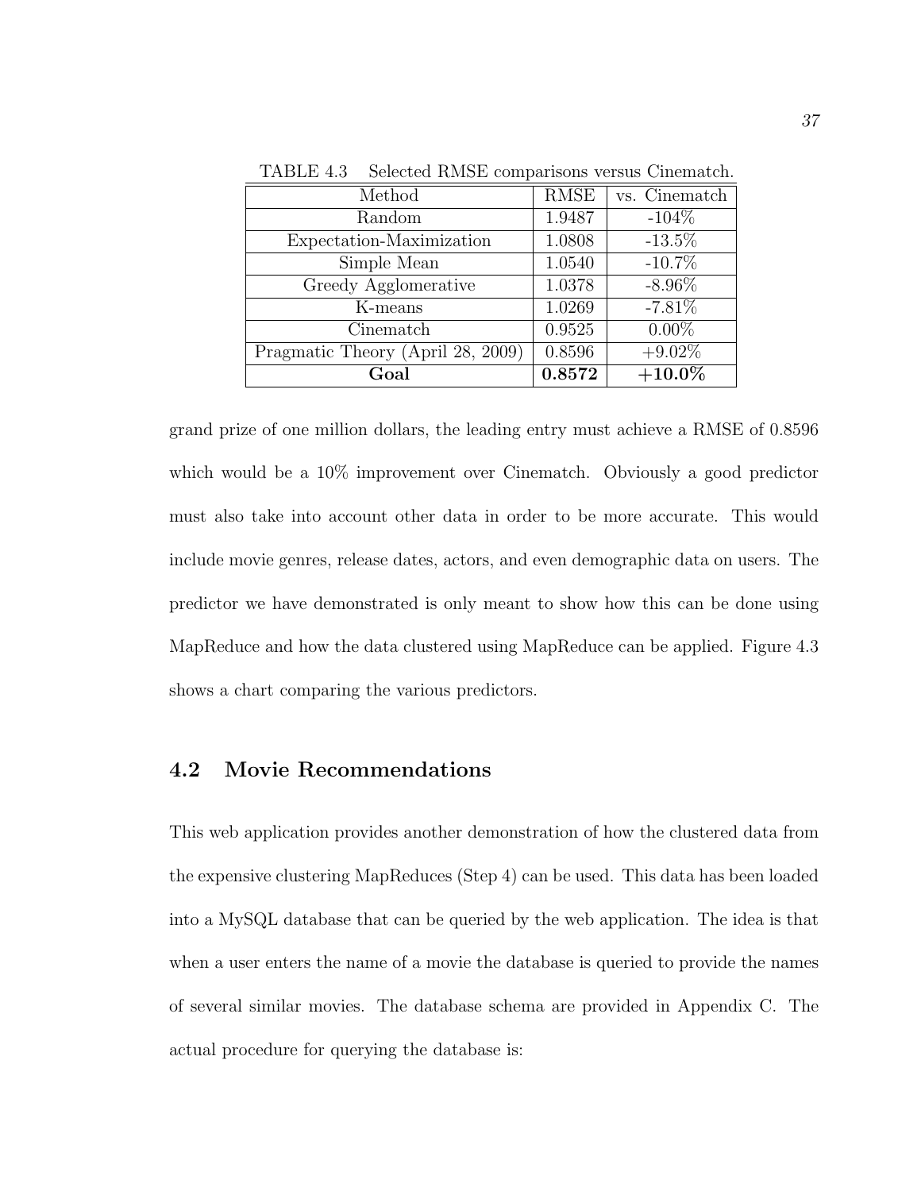TABLE 4.3 Selected RMSE comparisons versus Cinematch.

| Method | RMSE | vs. Cinematch |
|---|---|---|
| Random | 1.9487 | -104% |
| Expectation-Maximization | 1.0808 | -13.5% |
| Simple Mean | 1.0540 | -10.7% |
| Greedy Agglomerative | 1.0378 | -8.96% |
| K-means | 1.0269 | -7.81% |
| Cinematch | 0.9525 | 0.00% |
| Pragmatic Theory (April 28, 2009) | 0.8596 | +9.02% |
| **Goal** | **0.8572** | **+10.0%** |

grand prize of one million dollars, the leading entry must achieve a RMSE of 0.8596 which would be a 10% improvement over Cinematch. Obviously a good predictor must also take into account other data in order to be more accurate. This would include movie genres, release dates, actors, and even demographic data on users. The predictor we have demonstrated is only meant to show how this can be done using MapReduce and how the data clustered using MapReduce can be applied. Figure 4.3 shows a chart comparing the various predictors.

## 4.2 Movie Recommendations

This web application provides another demonstration of how the clustered data from the expensive clustering MapReduces (Step 4) can be used. This data has been loaded into a MySQL database that can be queried by the web application. The idea is that when a user enters the name of a movie the database is queried to provide the names of several similar movies. The database schema are provided in Appendix C. The actual procedure for querying the database is: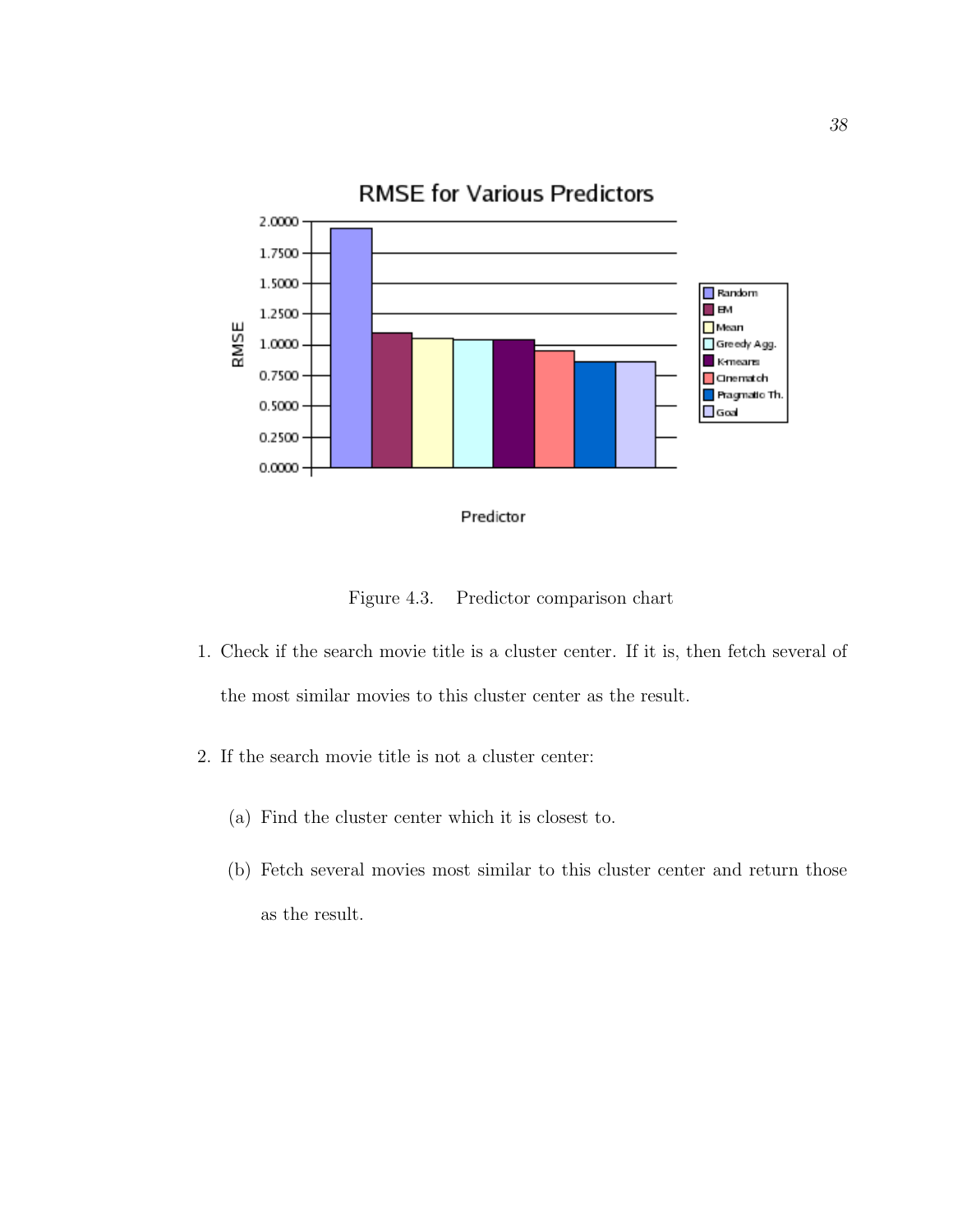Figure 4.3. Predictor comparison chart

1. Check if the search movie title is a cluster center. If it is, then fetch several of the most similar movies to this cluster center as the result.

2. If the search movie title is not a cluster center:

   (a) Find the cluster center which it is closest to.

   (b) Fetch several movies most similar to this cluster center and return those as the result.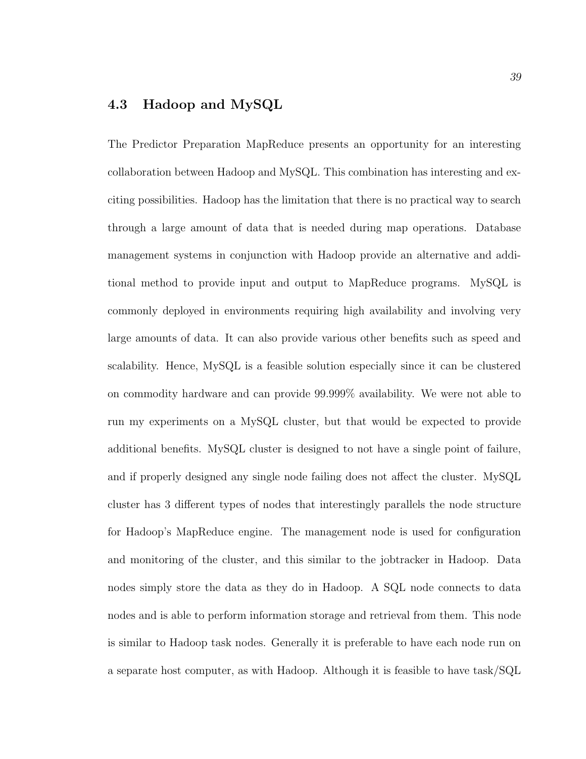## 4.3 Hadoop and MySQL

The Predictor Preparation MapReduce presents an opportunity for an interesting collaboration between Hadoop and MySQL. This combination has interesting and exciting possibilities. Hadoop has the limitation that there is no practical way to search through a large amount of data that is needed during map operations. Database management systems in conjunction with Hadoop provide an alternative and additional method to provide input and output to MapReduce programs. MySQL is commonly deployed in environments requiring high availability and involving very large amounts of data. It can also provide various other benefits such as speed and scalability. Hence, MySQL is a feasible solution especially since it can be clustered on commodity hardware and can provide 99.999% availability. We were not able to run my experiments on a MySQL cluster, but that would be expected to provide additional benefits. MySQL cluster is designed to not have a single point of failure, and if properly designed any single node failing does not affect the cluster. MySQL cluster has 3 different types of nodes that interestingly parallels the node structure for Hadoop's MapReduce engine. The management node is used for configuration and monitoring of the cluster, and this similar to the jobtracker in Hadoop. Data nodes simply store the data as they do in Hadoop. A SQL node connects to data nodes and is able to perform information storage and retrieval from them. This node is similar to Hadoop task nodes. Generally it is preferable to have each node run on a separate host computer, as with Hadoop. Although it is feasible to have task/SQL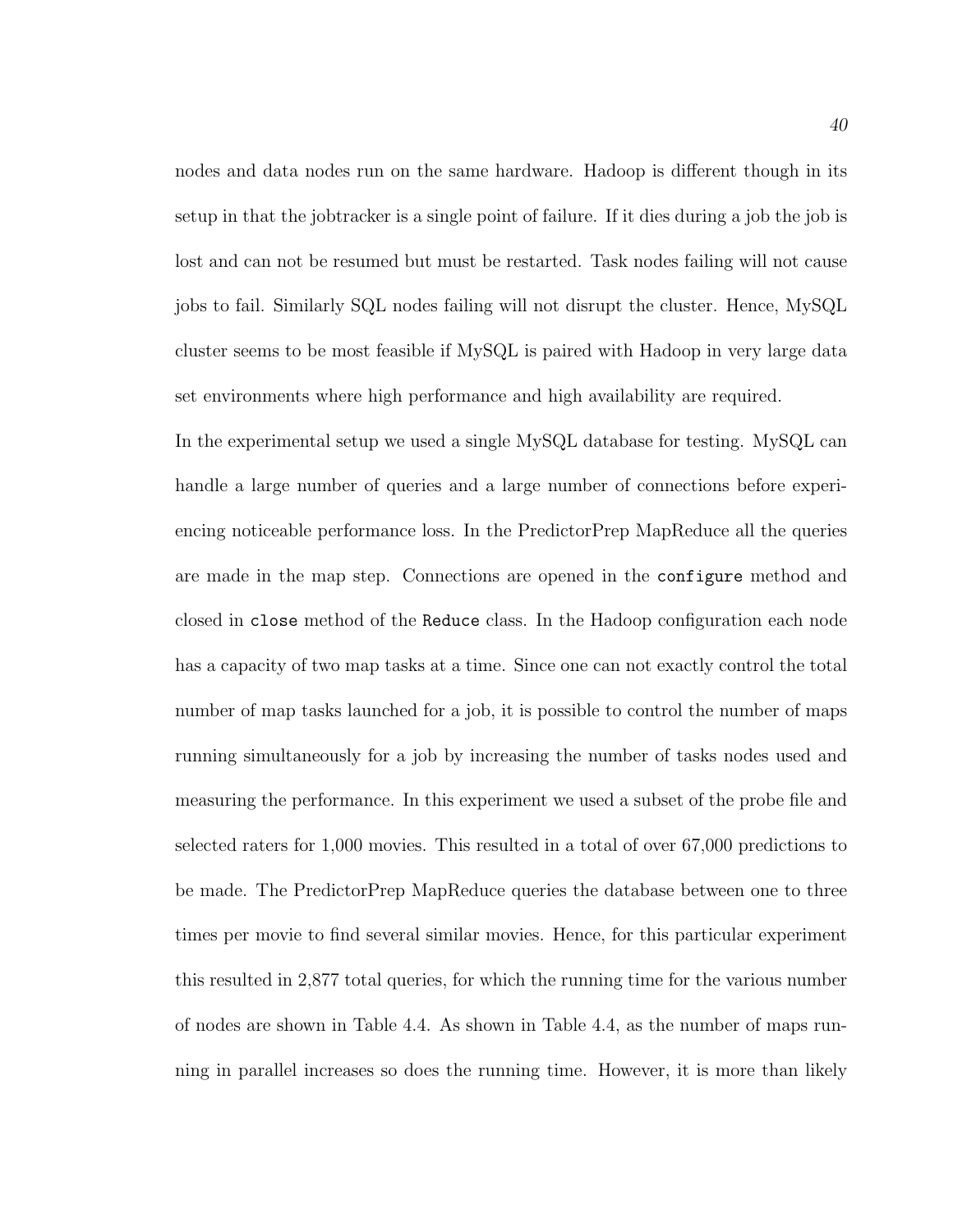nodes and data nodes run on the same hardware. Hadoop is different though in its setup in that the jobtracker is a single point of failure. If it dies during a job the job is lost and can not be resumed but must be restarted. Task nodes failing will not cause jobs to fail. Similarly SQL nodes failing will not disrupt the cluster. Hence, MySQL cluster seems to be most feasible if MySQL is paired with Hadoop in very large data set environments where high performance and high availability are required.

In the experimental setup we used a single MySQL database for testing. MySQL can handle a large number of queries and a large number of connections before experiencing noticeable performance loss. In the PredictorPrep MapReduce all the queries are made in the map step. Connections are opened in the `configure` method and closed in `close` method of the `Reduce` class. In the Hadoop configuration each node has a capacity of two map tasks at a time. Since one can not exactly control the total number of map tasks launched for a job, it is possible to control the number of maps running simultaneously for a job by increasing the number of tasks nodes used and measuring the performance. In this experiment we used a subset of the probe file and selected raters for 1,000 movies. This resulted in a total of over 67,000 predictions to be made. The PredictorPrep MapReduce queries the database between one to three times per movie to find several similar movies. Hence, for this particular experiment this resulted in 2,877 total queries, for which the running time for the various number of nodes are shown in Table 4.4. As shown in Table 4.4, as the number of maps running in parallel increases so does the running time. However, it is more than likely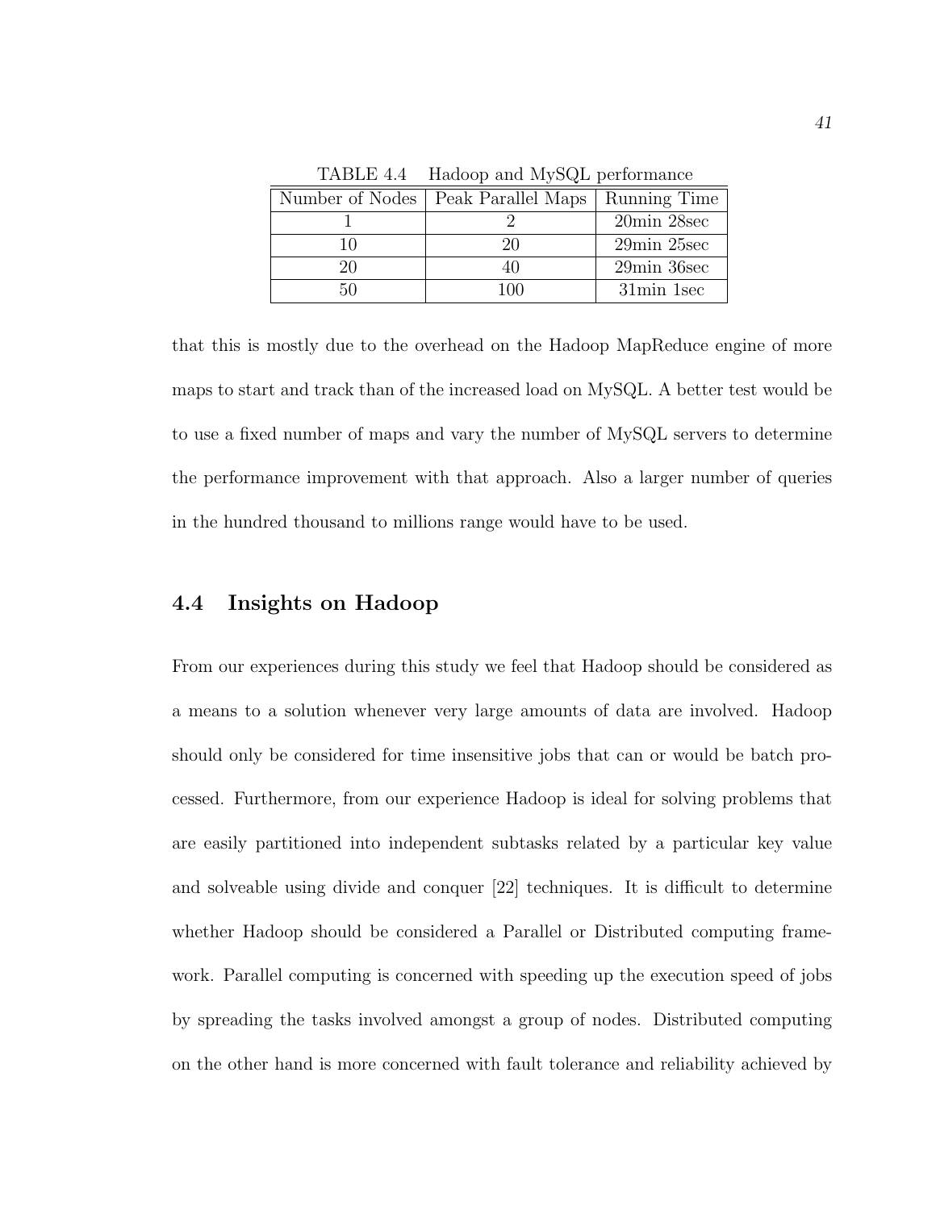TABLE 4.4 Hadoop and MySQL performance

| Number of Nodes | Peak Parallel Maps | Running Time |
|---|---|---|
| 1 | 2 | 20min 28sec |
| 10 | 20 | 29min 25sec |
| 20 | 40 | 29min 36sec |
| 50 | 100 | 31min 1sec |

that this is mostly due to the overhead on the Hadoop MapReduce engine of more maps to start and track than of the increased load on MySQL. A better test would be to use a fixed number of maps and vary the number of MySQL servers to determine the performance improvement with that approach. Also a larger number of queries in the hundred thousand to millions range would have to be used.

## 4.4 Insights on Hadoop

From our experiences during this study we feel that Hadoop should be considered as a means to a solution whenever very large amounts of data are involved. Hadoop should only be considered for time insensitive jobs that can or would be batch processed. Furthermore, from our experience Hadoop is ideal for solving problems that are easily partitioned into independent subtasks related by a particular key value and solveable using divide and conquer [22] techniques. It is difficult to determine whether Hadoop should be considered a Parallel or Distributed computing framework. Parallel computing is concerned with speeding up the execution speed of jobs by spreading the tasks involved amongst a group of nodes. Distributed computing on the other hand is more concerned with fault tolerance and reliability achieved by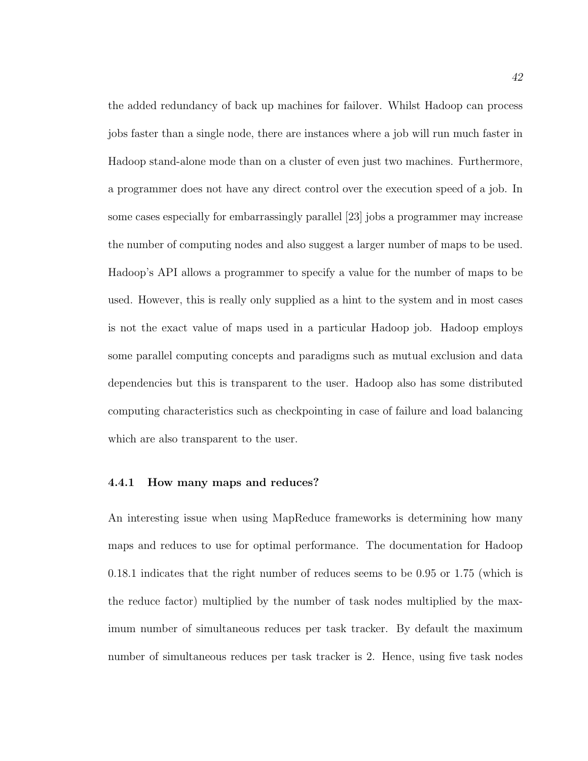the added redundancy of back up machines for failover. Whilst Hadoop can process jobs faster than a single node, there are instances where a job will run much faster in Hadoop stand-alone mode than on a cluster of even just two machines. Furthermore, a programmer does not have any direct control over the execution speed of a job. In some cases especially for embarrassingly parallel [23] jobs a programmer may increase the number of computing nodes and also suggest a larger number of maps to be used. Hadoop's API allows a programmer to specify a value for the number of maps to be used. However, this is really only supplied as a hint to the system and in most cases is not the exact value of maps used in a particular Hadoop job. Hadoop employs some parallel computing concepts and paradigms such as mutual exclusion and data dependencies but this is transparent to the user. Hadoop also has some distributed computing characteristics such as checkpointing in case of failure and load balancing which are also transparent to the user.

### 4.4.1 How many maps and reduces?

An interesting issue when using MapReduce frameworks is determining how many maps and reduces to use for optimal performance. The documentation for Hadoop 0.18.1 indicates that the right number of reduces seems to be 0.95 or 1.75 (which is the reduce factor) multiplied by the number of task nodes multiplied by the maximum number of simultaneous reduces per task tracker. By default the maximum number of simultaneous reduces per task tracker is 2. Hence, using five task nodes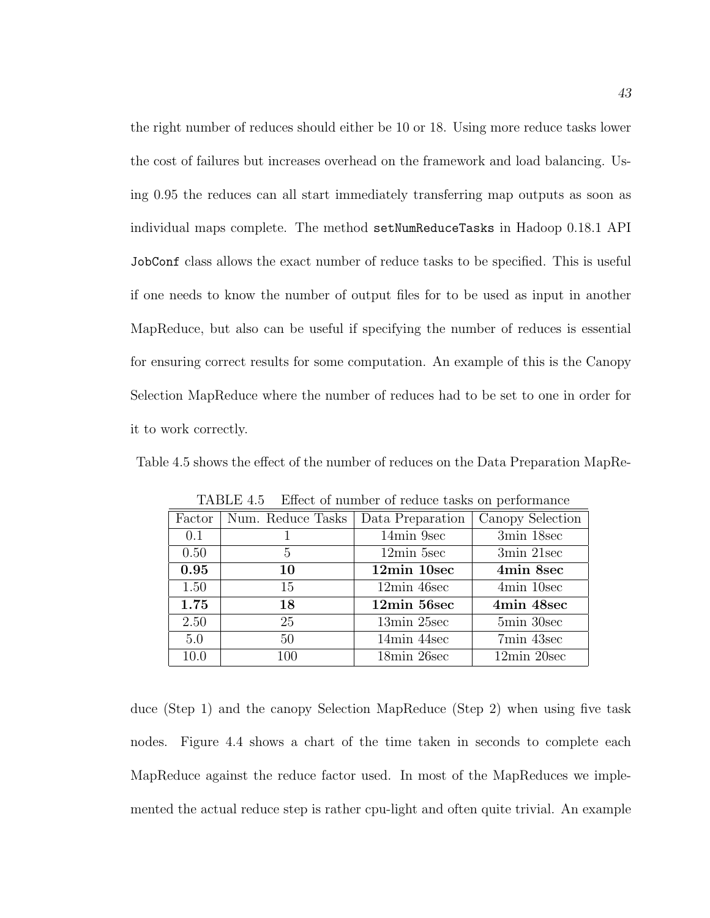the right number of reduces should either be 10 or 18. Using more reduce tasks lower the cost of failures but increases overhead on the framework and load balancing. Using 0.95 the reduces can all start immediately transferring map outputs as soon as individual maps complete. The method `setNumReduceTasks` in Hadoop 0.18.1 API `JobConf` class allows the exact number of reduce tasks to be specified. This is useful if one needs to know the number of output files for to be used as input in another MapReduce, but also can be useful if specifying the number of reduces is essential for ensuring correct results for some computation. An example of this is the Canopy Selection MapReduce where the number of reduces had to be set to one in order for it to work correctly.

Table 4.5 shows the effect of the number of reduces on the Data Preparation MapReduce (Step 1) and the canopy Selection MapReduce (Step 2) when using five task nodes. Figure 4.4 shows a chart of the time taken in seconds to complete each MapReduce against the reduce factor used. In most of the MapReduces we implemented the actual reduce step is rather cpu-light and often quite trivial. An example

TABLE 4.5 Effect of number of reduce tasks on performance

| Factor | Num. Reduce Tasks | Data Preparation | Canopy Selection |
|---|---|---|---|
| 0.1 | 1 | 14min 9sec | 3min 18sec |
| 0.50 | 5 | 12min 5sec | 3min 21sec |
| **0.95** | **10** | **12min 10sec** | **4min 8sec** |
| 1.50 | 15 | 12min 46sec | 4min 10sec |
| **1.75** | **18** | **12min 56sec** | **4min 48sec** |
| 2.50 | 25 | 13min 25sec | 5min 30sec |
| 5.0 | 50 | 14min 44sec | 7min 43sec |
| 10.0 | 100 | 18min 26sec | 12min 20sec |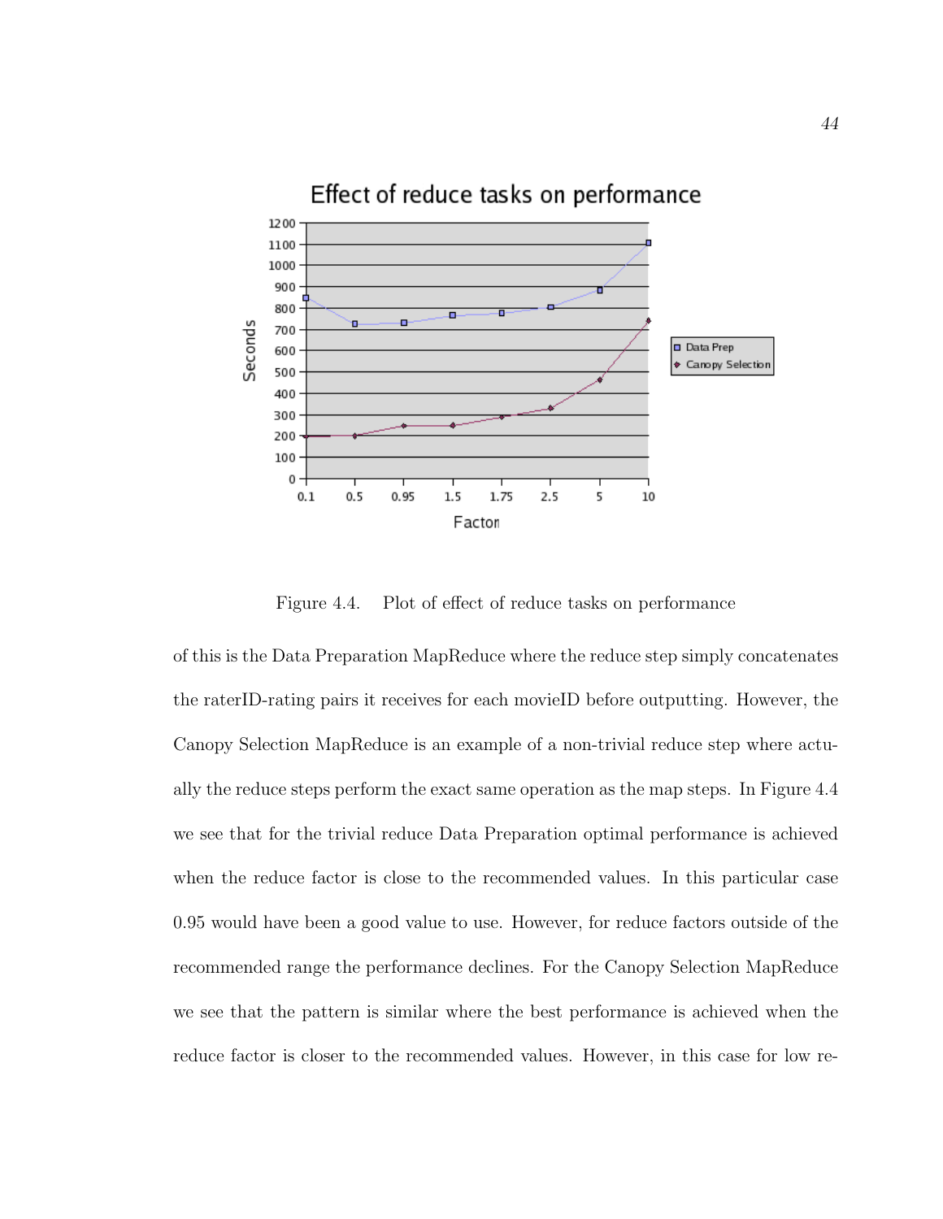Figure 4.4. Plot of effect of reduce tasks on performance

of this is the Data Preparation MapReduce where the reduce step simply concatenates the raterID-rating pairs it receives for each movieID before outputting. However, the Canopy Selection MapReduce is an example of a non-trivial reduce step where actually the reduce steps perform the exact same operation as the map steps. In Figure 4.4 we see that for the trivial reduce Data Preparation optimal performance is achieved when the reduce factor is close to the recommended values. In this particular case 0.95 would have been a good value to use. However, for reduce factors outside of the recommended range the performance declines. For the Canopy Selection MapReduce we see that the pattern is similar where the best performance is achieved when the reduce factor is closer to the recommended values. However, in this case for low re-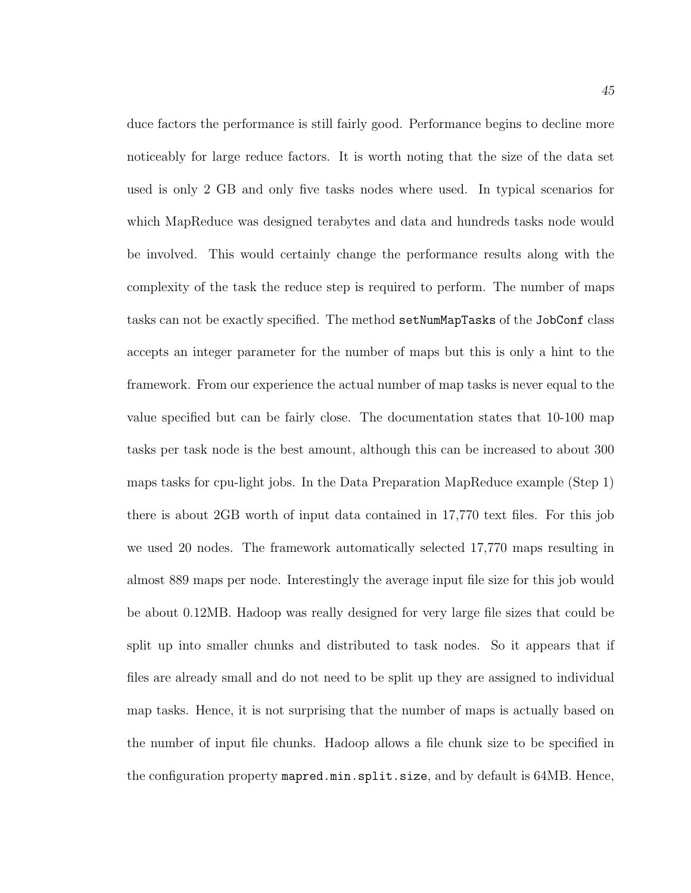duce factors the performance is still fairly good. Performance begins to decline more noticeably for large reduce factors. It is worth noting that the size of the data set used is only 2 GB and only five tasks nodes where used. In typical scenarios for which MapReduce was designed terabytes and data and hundreds tasks node would be involved. This would certainly change the performance results along with the complexity of the task the reduce step is required to perform. The number of maps tasks can not be exactly specified. The method `setNumMapTasks` of the `JobConf` class accepts an integer parameter for the number of maps but this is only a hint to the framework. From our experience the actual number of map tasks is never equal to the value specified but can be fairly close. The documentation states that 10-100 map tasks per task node is the best amount, although this can be increased to about 300 maps tasks for cpu-light jobs. In the Data Preparation MapReduce example (Step 1) there is about 2GB worth of input data contained in 17,770 text files. For this job we used 20 nodes. The framework automatically selected 17,770 maps resulting in almost 889 maps per node. Interestingly the average input file size for this job would be about 0.12MB. Hadoop was really designed for very large file sizes that could be split up into smaller chunks and distributed to task nodes. So it appears that if files are already small and do not need to be split up they are assigned to individual map tasks. Hence, it is not surprising that the number of maps is actually based on the number of input file chunks. Hadoop allows a file chunk size to be specified in the configuration property `mapred.min.split.size`, and by default is 64MB. Hence,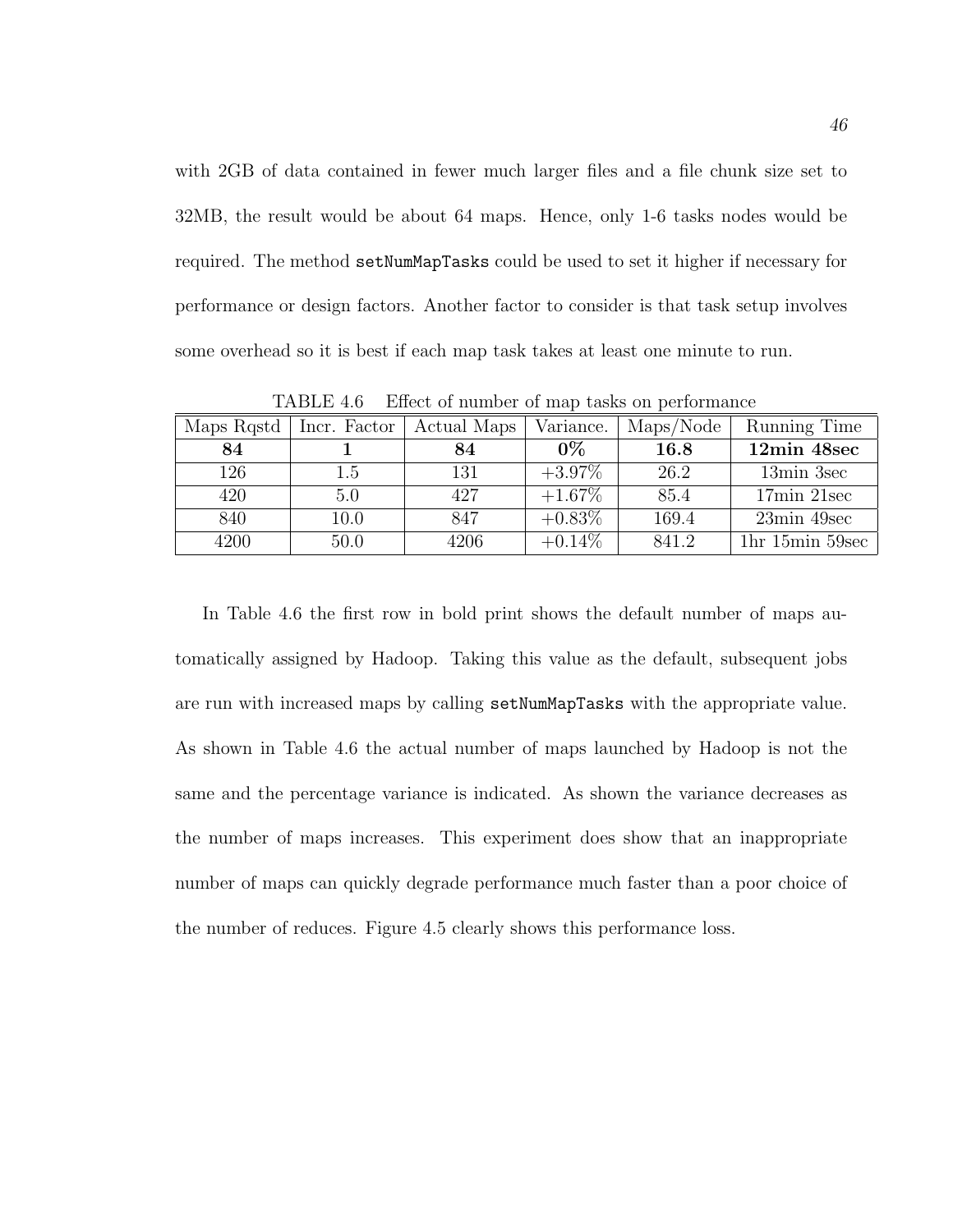with 2GB of data contained in fewer much larger files and a file chunk size set to 32MB, the result would be about 64 maps. Hence, only 1-6 tasks nodes would be required. The method `setNumMapTasks` could be used to set it higher if necessary for performance or design factors. Another factor to consider is that task setup involves some overhead so it is best if each map task takes at least one minute to run.

TABLE 4.6 Effect of number of map tasks on performance

| Maps Rqstd | Incr. Factor | Actual Maps | Variance. | Maps/Node | Running Time |
|---|---|---|---|---|---|
| **84** | **1** | **84** | **0%** | **16.8** | **12min 48sec** |
| 126 | 1.5 | 131 | +3.97% | 26.2 | 13min 3sec |
| 420 | 5.0 | 427 | +1.67% | 85.4 | 17min 21sec |
| 840 | 10.0 | 847 | +0.83% | 169.4 | 23min 49sec |
| 4200 | 50.0 | 4206 | +0.14% | 841.2 | 1hr 15min 59sec |

In Table 4.6 the first row in bold print shows the default number of maps automatically assigned by Hadoop. Taking this value as the default, subsequent jobs are run with increased maps by calling `setNumMapTasks` with the appropriate value. As shown in Table 4.6 the actual number of maps launched by Hadoop is not the same and the percentage variance is indicated. As shown the variance decreases as the number of maps increases. This experiment does show that an inappropriate number of maps can quickly degrade performance much faster than a poor choice of the number of reduces. Figure 4.5 clearly shows this performance loss.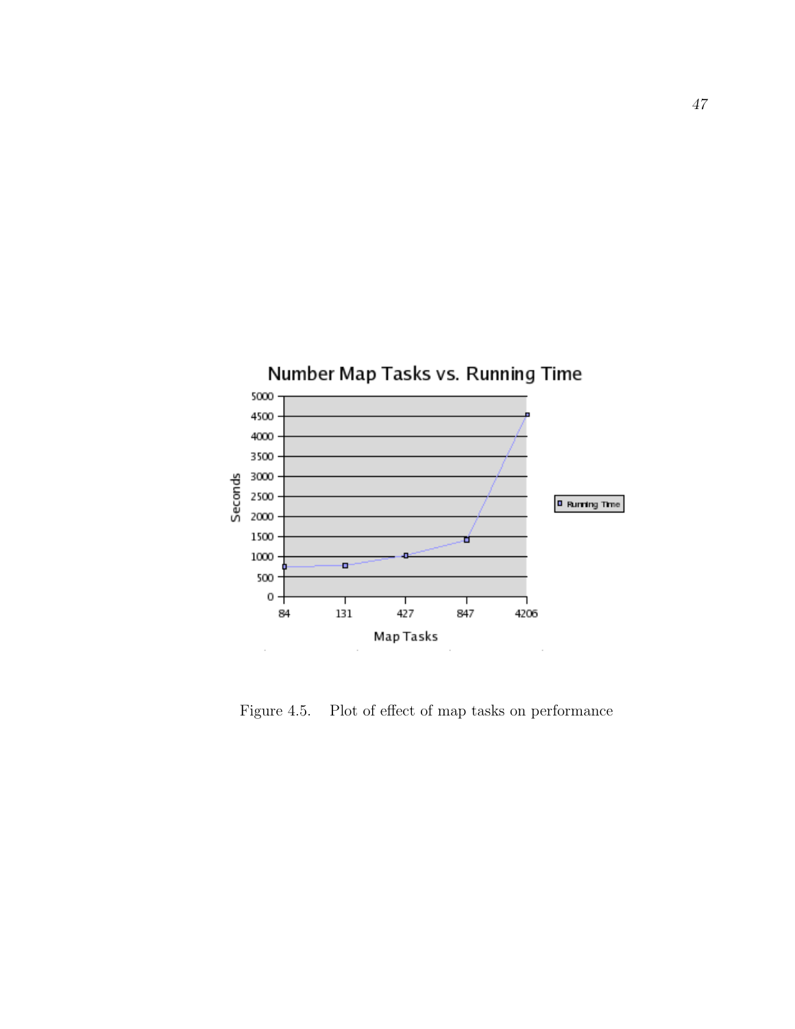Figure 4.5. Plot of effect of map tasks on performance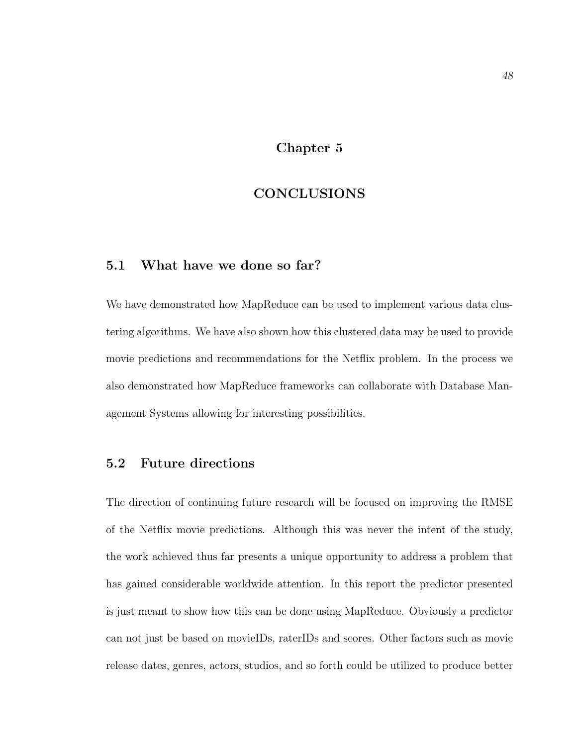# Chapter 5

# CONCLUSIONS

## 5.1 What have we done so far?

We have demonstrated how MapReduce can be used to implement various data clustering algorithms. We have also shown how this clustered data may be used to provide movie predictions and recommendations for the Netflix problem. In the process we also demonstrated how MapReduce frameworks can collaborate with Database Management Systems allowing for interesting possibilities.

## 5.2 Future directions

The direction of continuing future research will be focused on improving the RMSE of the Netflix movie predictions. Although this was never the intent of the study, the work achieved thus far presents a unique opportunity to address a problem that has gained considerable worldwide attention. In this report the predictor presented is just meant to show how this can be done using MapReduce. Obviously a predictor can not just be based on movieIDs, raterIDs and scores. Other factors such as movie release dates, genres, actors, studios, and so forth could be utilized to produce better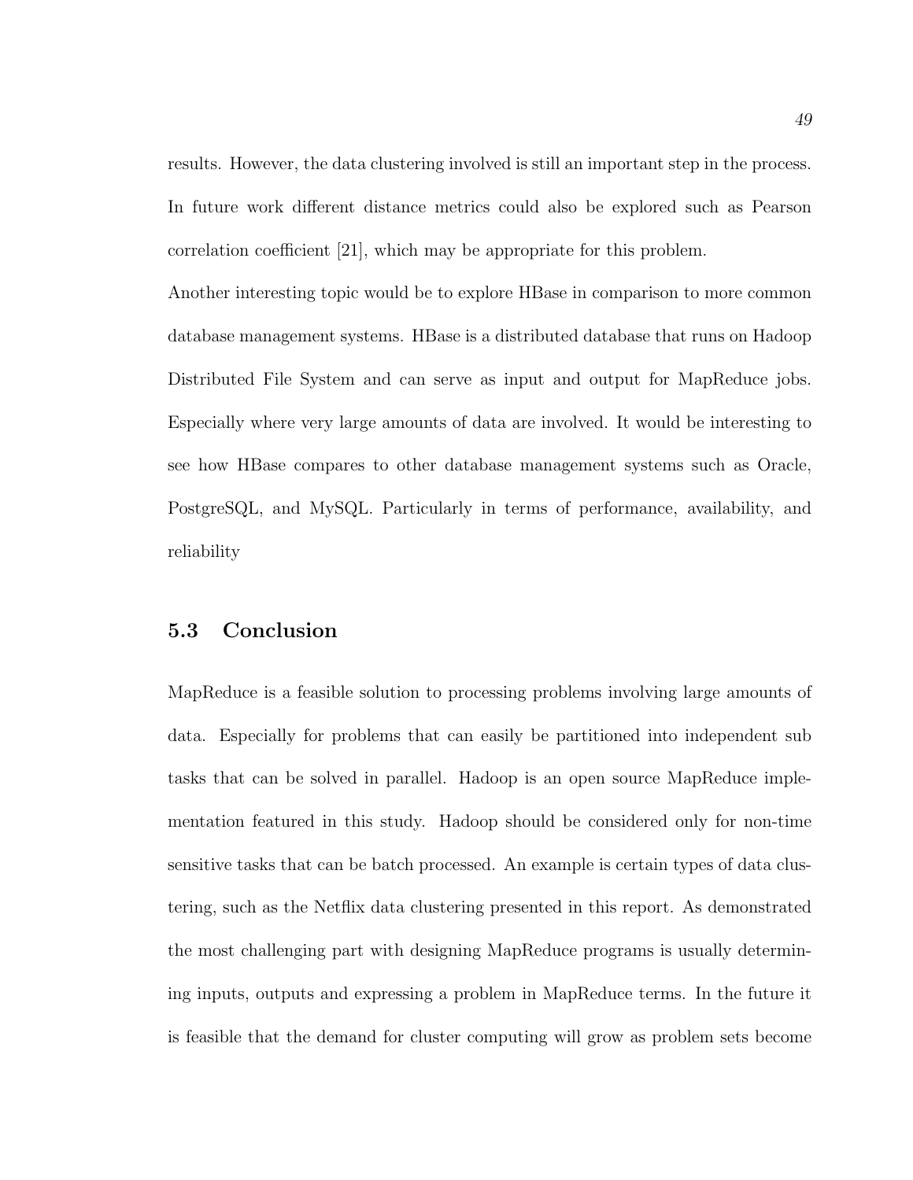results. However, the data clustering involved is still an important step in the process. In future work different distance metrics could also be explored such as Pearson correlation coefficient [21], which may be appropriate for this problem.

Another interesting topic would be to explore HBase in comparison to more common database management systems. HBase is a distributed database that runs on Hadoop Distributed File System and can serve as input and output for MapReduce jobs. Especially where very large amounts of data are involved. It would be interesting to see how HBase compares to other database management systems such as Oracle, PostgreSQL, and MySQL. Particularly in terms of performance, availability, and reliability

## 5.3 Conclusion

MapReduce is a feasible solution to processing problems involving large amounts of data. Especially for problems that can easily be partitioned into independent sub tasks that can be solved in parallel. Hadoop is an open source MapReduce implementation featured in this study. Hadoop should be considered only for non-time sensitive tasks that can be batch processed. An example is certain types of data clustering, such as the Netflix data clustering presented in this report. As demonstrated the most challenging part with designing MapReduce programs is usually determining inputs, outputs and expressing a problem in MapReduce terms. In the future it is feasible that the demand for cluster computing will grow as problem sets become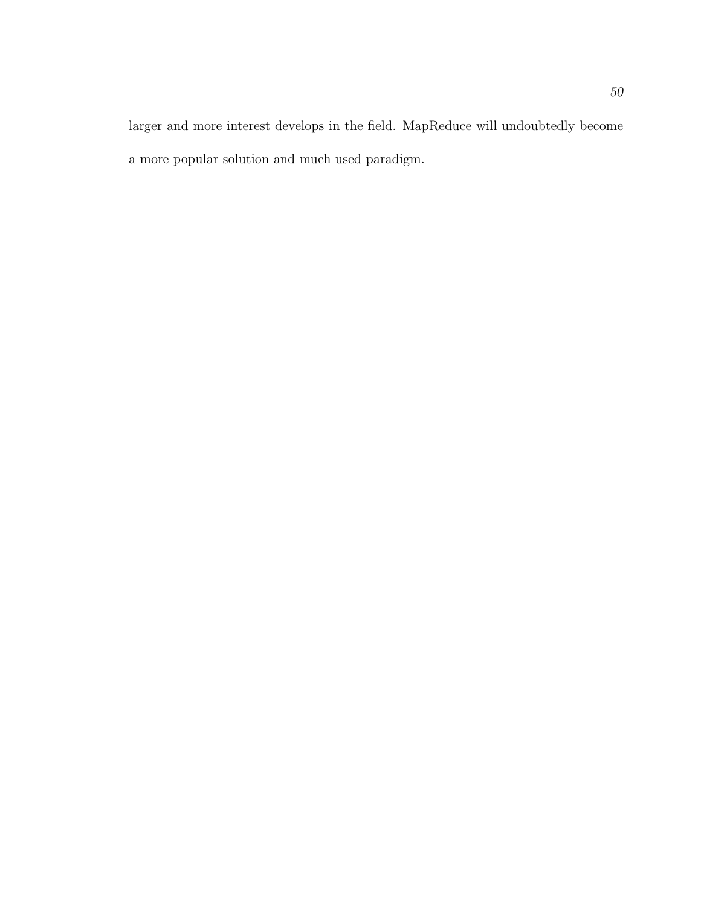larger and more interest develops in the field. MapReduce will undoubtedly become a more popular solution and much used paradigm.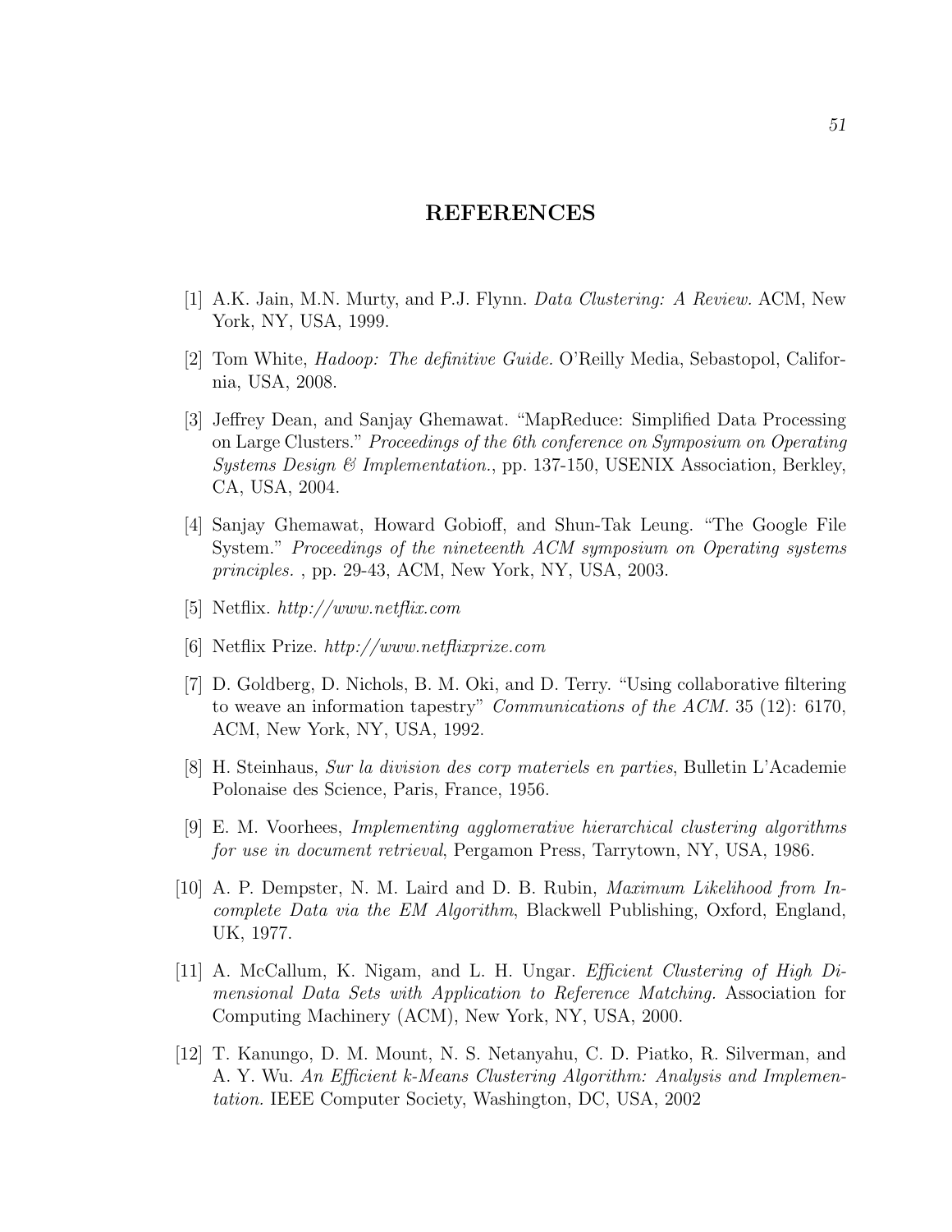# REFERENCES

[1] A.K. Jain, M.N. Murty, and P.J. Flynn. *Data Clustering: A Review.* ACM, New York, NY, USA, 1999.

[2] Tom White, *Hadoop: The definitive Guide.* O'Reilly Media, Sebastopol, California, USA, 2008.

[3] Jeffrey Dean, and Sanjay Ghemawat. "MapReduce: Simplified Data Processing on Large Clusters." *Proceedings of the 6th conference on Symposium on Operating Systems Design & Implementation.*, pp. 137-150, USENIX Association, Berkley, CA, USA, 2004.

[4] Sanjay Ghemawat, Howard Gobioff, and Shun-Tak Leung. "The Google File System." *Proceedings of the nineteenth ACM symposium on Operating systems principles.* , pp. 29-43, ACM, New York, NY, USA, 2003.

[5] Netflix. *http://www.netflix.com*

[6] Netflix Prize. *http://www.netflixprize.com*

[7] D. Goldberg, D. Nichols, B. M. Oki, and D. Terry. "Using collaborative filtering to weave an information tapestry" *Communications of the ACM.* 35 (12): 6170, ACM, New York, NY, USA, 1992.

[8] H. Steinhaus, *Sur la division des corp materiels en parties*, Bulletin L'Academie Polonaise des Science, Paris, France, 1956.

[9] E. M. Voorhees, *Implementing agglomerative hierarchical clustering algorithms for use in document retrieval*, Pergamon Press, Tarrytown, NY, USA, 1986.

[10] A. P. Dempster, N. M. Laird and D. B. Rubin, *Maximum Likelihood from Incomplete Data via the EM Algorithm*, Blackwell Publishing, Oxford, England, UK, 1977.

[11] A. McCallum, K. Nigam, and L. H. Ungar. *Efficient Clustering of High Dimensional Data Sets with Application to Reference Matching.* Association for Computing Machinery (ACM), New York, NY, USA, 2000.

[12] T. Kanungo, D. M. Mount, N. S. Netanyahu, C. D. Piatko, R. Silverman, and A. Y. Wu. *An Efficient k-Means Clustering Algorithm: Analysis and Implementation.* IEEE Computer Society, Washington, DC, USA, 2002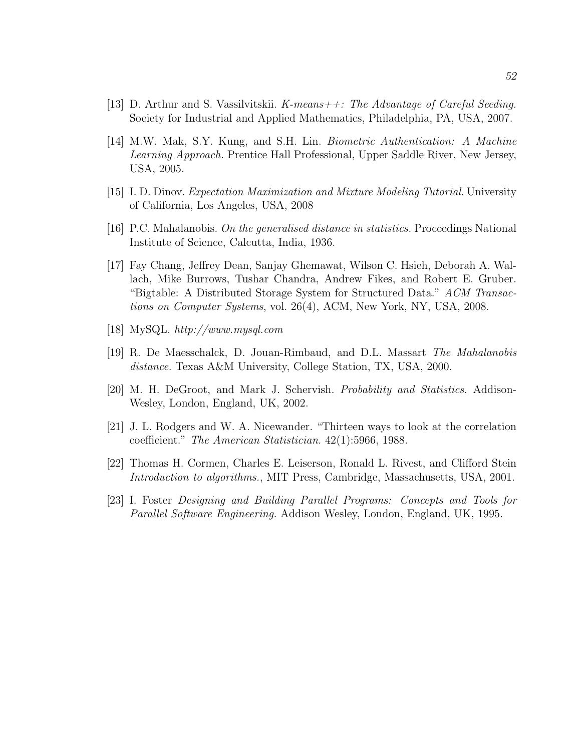[13] D. Arthur and S. Vassilvitskii. *K-means++: The Advantage of Careful Seeding.* Society for Industrial and Applied Mathematics, Philadelphia, PA, USA, 2007.

[14] M.W. Mak, S.Y. Kung, and S.H. Lin. *Biometric Authentication: A Machine Learning Approach.* Prentice Hall Professional, Upper Saddle River, New Jersey, USA, 2005.

[15] I. D. Dinov. *Expectation Maximization and Mixture Modeling Tutorial.* University of California, Los Angeles, USA, 2008

[16] P.C. Mahalanobis. *On the generalised distance in statistics.* Proceedings National Institute of Science, Calcutta, India, 1936.

[17] Fay Chang, Jeffrey Dean, Sanjay Ghemawat, Wilson C. Hsieh, Deborah A. Wallach, Mike Burrows, Tushar Chandra, Andrew Fikes, and Robert E. Gruber. "Bigtable: A Distributed Storage System for Structured Data." *ACM Transactions on Computer Systems*, vol. 26(4), ACM, New York, NY, USA, 2008.

[18] MySQL. *http://www.mysql.com*

[19] R. De Maesschalck, D. Jouan-Rimbaud, and D.L. Massart *The Mahalanobis distance.* Texas A&M University, College Station, TX, USA, 2000.

[20] M. H. DeGroot, and Mark J. Schervish. *Probability and Statistics.* Addison-Wesley, London, England, UK, 2002.

[21] J. L. Rodgers and W. A. Nicewander. "Thirteen ways to look at the correlation coefficient." *The American Statistician.* 42(1):5966, 1988.

[22] Thomas H. Cormen, Charles E. Leiserson, Ronald L. Rivest, and Clifford Stein *Introduction to algorithms.*, MIT Press, Cambridge, Massachusetts, USA, 2001.

[23] I. Foster *Designing and Building Parallel Programs: Concepts and Tools for Parallel Software Engineering.* Addison Wesley, London, England, UK, 1995.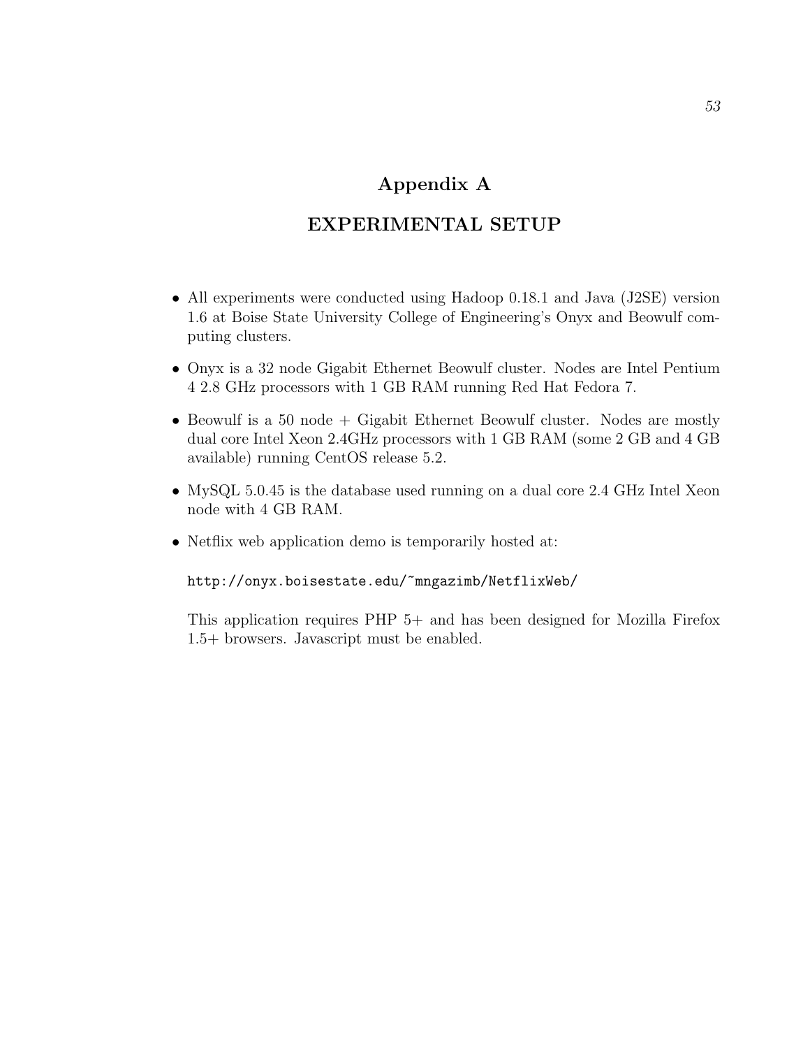# Appendix A

# EXPERIMENTAL SETUP

- All experiments were conducted using Hadoop 0.18.1 and Java (J2SE) version 1.6 at Boise State University College of Engineering's Onyx and Beowulf computing clusters.
- Onyx is a 32 node Gigabit Ethernet Beowulf cluster. Nodes are Intel Pentium 4 2.8 GHz processors with 1 GB RAM running Red Hat Fedora 7.
- Beowulf is a 50 node + Gigabit Ethernet Beowulf cluster. Nodes are mostly dual core Intel Xeon 2.4GHz processors with 1 GB RAM (some 2 GB and 4 GB available) running CentOS release 5.2.
- MySQL 5.0.45 is the database used running on a dual core 2.4 GHz Intel Xeon node with 4 GB RAM.
- Netflix web application demo is temporarily hosted at:

  `http://onyx.boisestate.edu/~mngazimb/NetflixWeb/`

  This application requires PHP 5+ and has been designed for Mozilla Firefox 1.5+ browsers. Javascript must be enabled.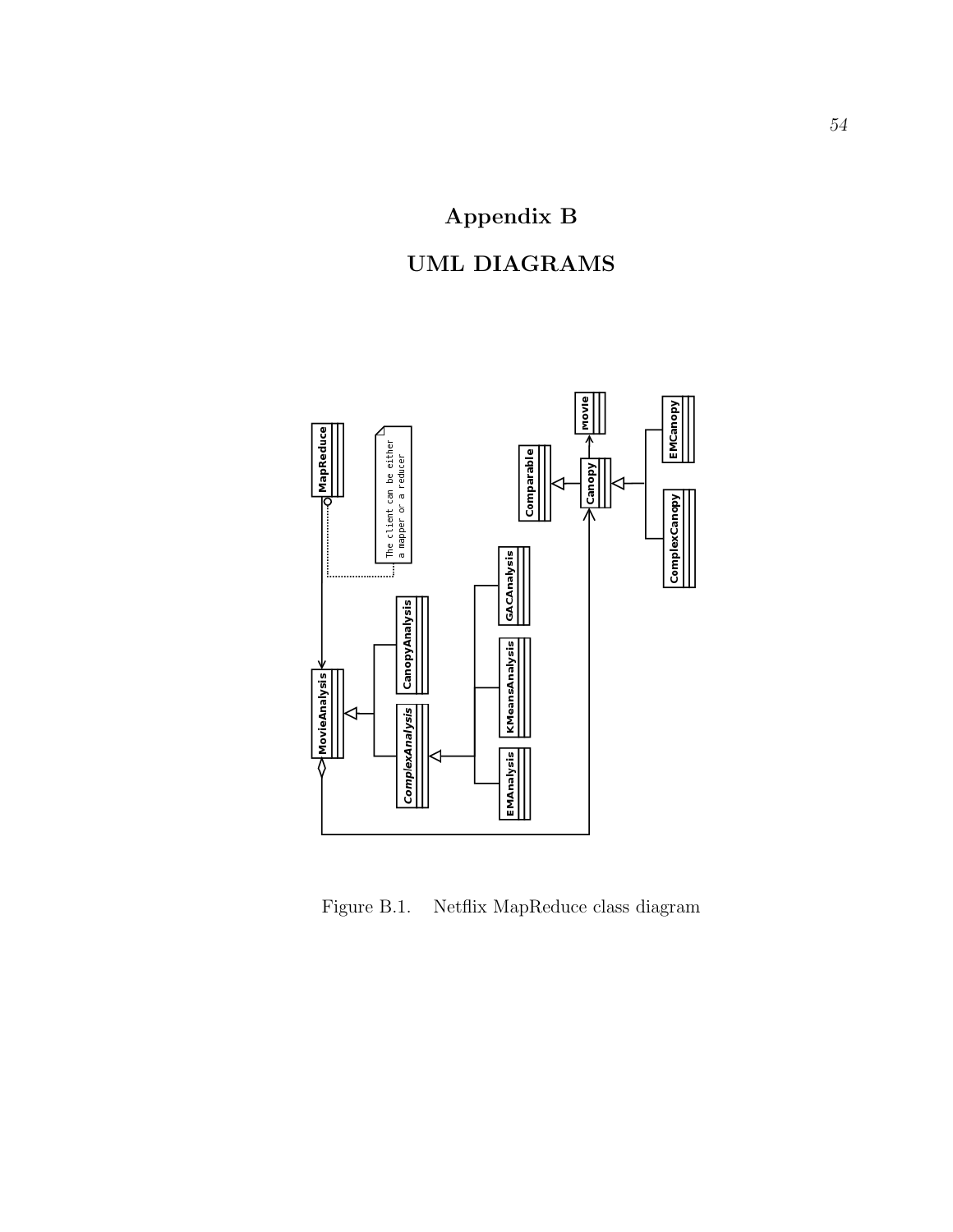# Appendix B

# UML DIAGRAMS

Figure B.1. Netflix MapReduce class diagram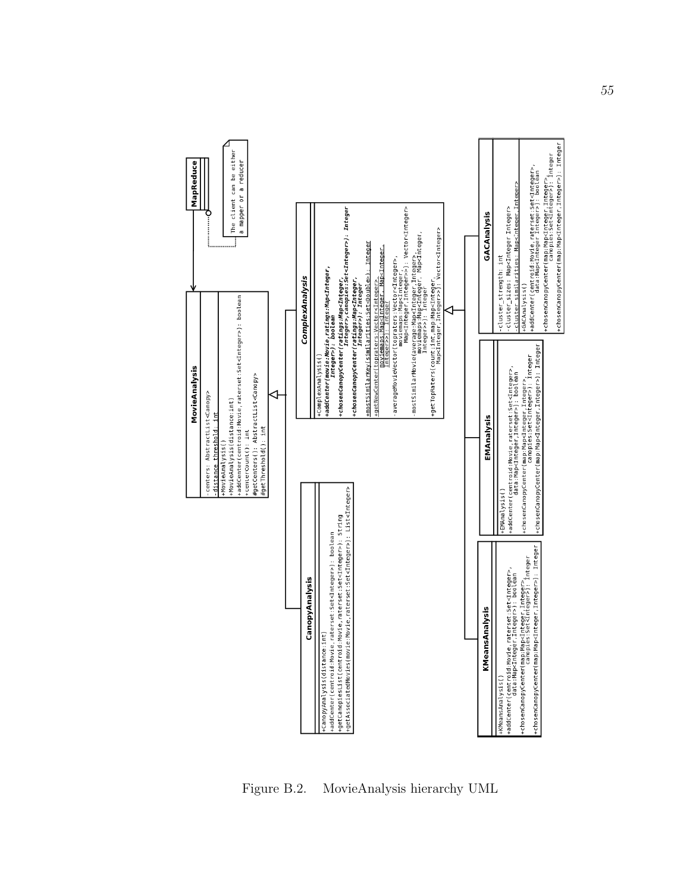**MapReduce**

The client can be either a mapper or a reducer

**MovieAnalysis**

```
-centers: AbstractList<Canopy>
-distance_threshold: int
+MovieAnalysis()
+MovieAnalysis(distance:int)
+addCenter(centroid:Movie,raterset:Set<Integer>): boolean
+centerCount(): int
#getCenters(): AbstractList<Canopy>
#getThreshold(): int
```

**CanopyAnalysis**

```
+CanopyAnalysis(distance:int)
+addCenter(centroid:Movie,raterset:Set<Integer>): boolean
+getCanopiesList(centroid:Movie,raterset:Set<Integer>): String
+getAssociatedMovies(movie:Movie,raterset:Set<Integer>): List<Integer>
```

***ComplexAnalysis***

```
+ComplexAnalysis()
+addCenter(movie:Movie,ratings:Map<Integer,Integer>): boolean
+chosenCanopyCenter(ratings:Map<Integer,Integer>,canopies:Set<Integer>): Integer
+chosenCanopyCenter(ratings:Map<Integer,Integer>): Integer
+mostSimilarKey(similarities:Set<Double>): Integer
+getNewCenter(topraters:Vector<Integer>,moviemaps:Map<Integer, Map<Integer,Integer>>): Integer
-averageMovieVector(topraters:Vector<Integer>,moviemaps:Map<Integer,Map<Integer,Integer>>): Vector<Integer>
-mostSimilarMovie(average:Map<Integer,Integer>,moviemaps:Map<Integer, Map<Integer,Integer>>): Integer
+getTopRaters(count:int,map:Map<Integer,Map<Integer,Integer>>): Vector<Integer>
```

**KMeansAnalysis**

```
+KMeansAnalysis()
+addCenter(centroid:Movie,raterset:Set<Integer>,data:Map<Integer,Integer>): boolean
+chosenCanopyCenter(map:Map<Integer,Integer>,canopies:Set<Integer>): Integer
+chosenCanopyCenter(map:Map<Integer,Integer>): Integer
```

**EMAnalysis**

```
+EMAnalysis()
+addCenter(centroid:Movie,raterset:Set<Integer>,data:Map<Integer,Integer>): boolean
+chosenCanopyCenter(map:Map<Integer,Integer>,canopies:Set<Integer>): Integer
+chosenCanopyCenter(map:Map<Integer,Integer>): Integer
```

**GACAnalysis**

```
-cluster_strength: int
-cluster_sizes: Map<Integer,Integer>
-cluster_similarities: Map<Integer,Integer>
+GACAnalysis()
+addCenter(centroid:Movie,raterset:Set<Integer>,data:Map<Integer,Integer>): boolean
+chosenCanopyCenter(map:Map<Integer,Integer>,canopies:Set<Integer>): Integer
+chosenCanopyCenter(map:Map<Integer,Integer>): Integer
```

Figure B.2. MovieAnalysis hierarchy UML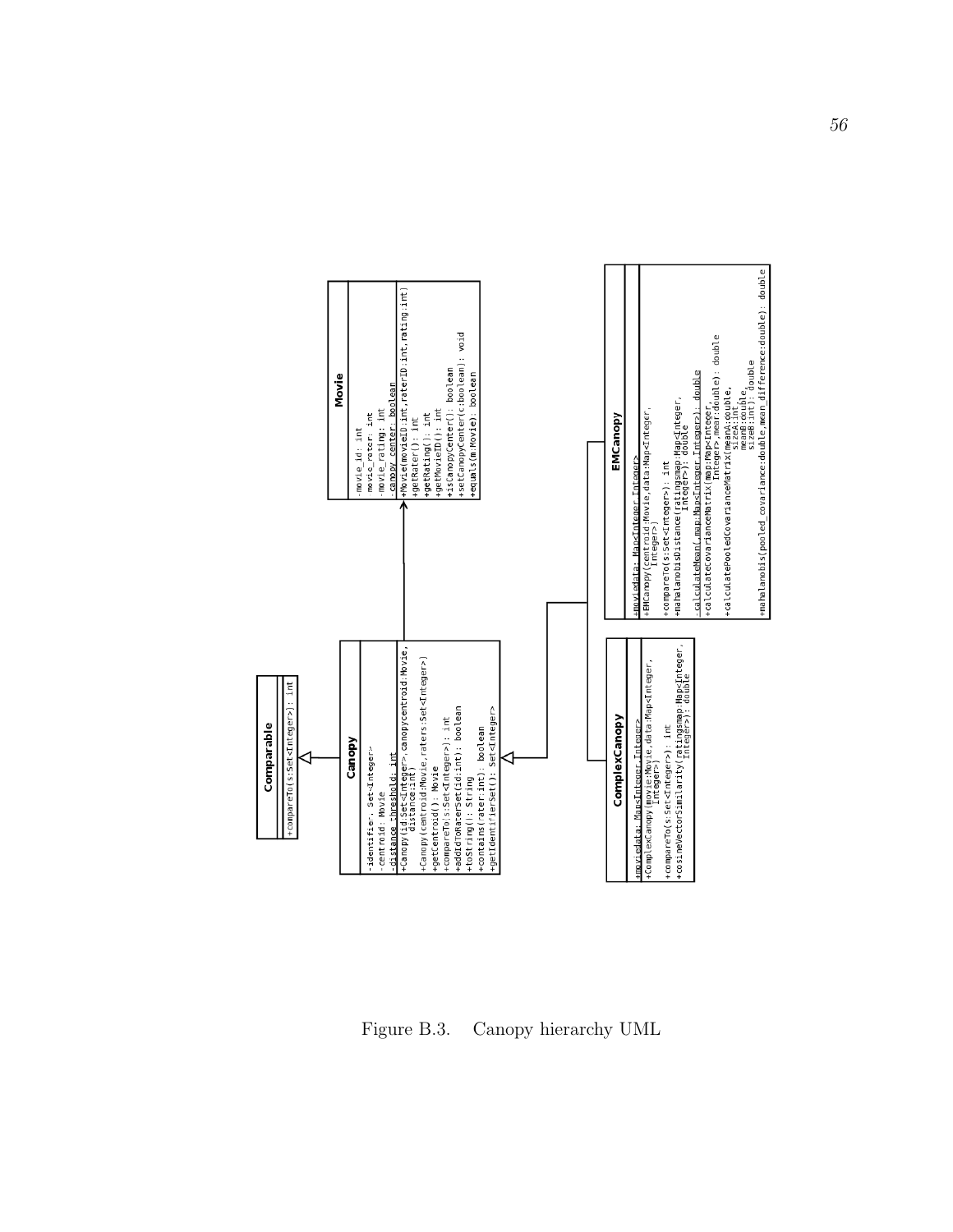```
Comparable
---
+compareTo(s:Set<Integer>): int
```

```
Canopy
---
-identifier: Set<Integer>
-centroid: Movie
-distance_threshold: int
---
+Canopy(id:Set<Integer>,canopycentroid:Movie,
    distance:int)
+Canopy(centroid:Movie,raters:Set<Integer>)
+getCentroid(): Movie
+compareTo(s:Set<Integer>): int
+addIdToRaterSet(id:int): boolean
+toString(): String
+contains(rater:int): boolean
+getIdentifierSet(): Set<Integer>
```

```
Movie
---
-movie_id: int
-movie_rater: int
-movie_rating: int
-canopy_center: boolean
---
+Movie(movieID:int,raterID:int,rating:int)
+getRater(): int
+getRating(): int
+getMovieID(): int
+isCanopyCenter(): boolean
+setCanopyCenter(c:boolean): void
+equals(m:Movie): boolean
```

```
ComplexCanopy
---
+moviedata: Map<Integer,Integer>
---
+ComplexCanopy(movie:Movie,data:Map<Integer,
    Integer>)
+compareTo(s:Set<Integer>): int
+cosineVectorSimilarity(ratingsmap:Map<Integer,
    Integer>): double
```

```
EMCanopy
---
+moviedata: Map<Integer,Integer>
---
+EMCanopy(centroid:Movie,data:Map<Integer,
    Integer>)
+compareTo(s:Set<Integer>): int
+mahalanobisDistance(ratingsmap:Map<Integer,
    Integer>): double
-calculateMean(,map:Map<Integer,Integer>): double
+calculateCovarianceMatrix(map:Map<Integer,
    Integer>,mean:double): double
+calculatePooledCovarianceMatrix(meanA:double,
    sizeA:int,
    meanB:double,
    sizeB:int): double
+mahalanobis(pooled_covariance:double,mean_difference:double): double
```

Figure B.3. Canopy hierarchy UML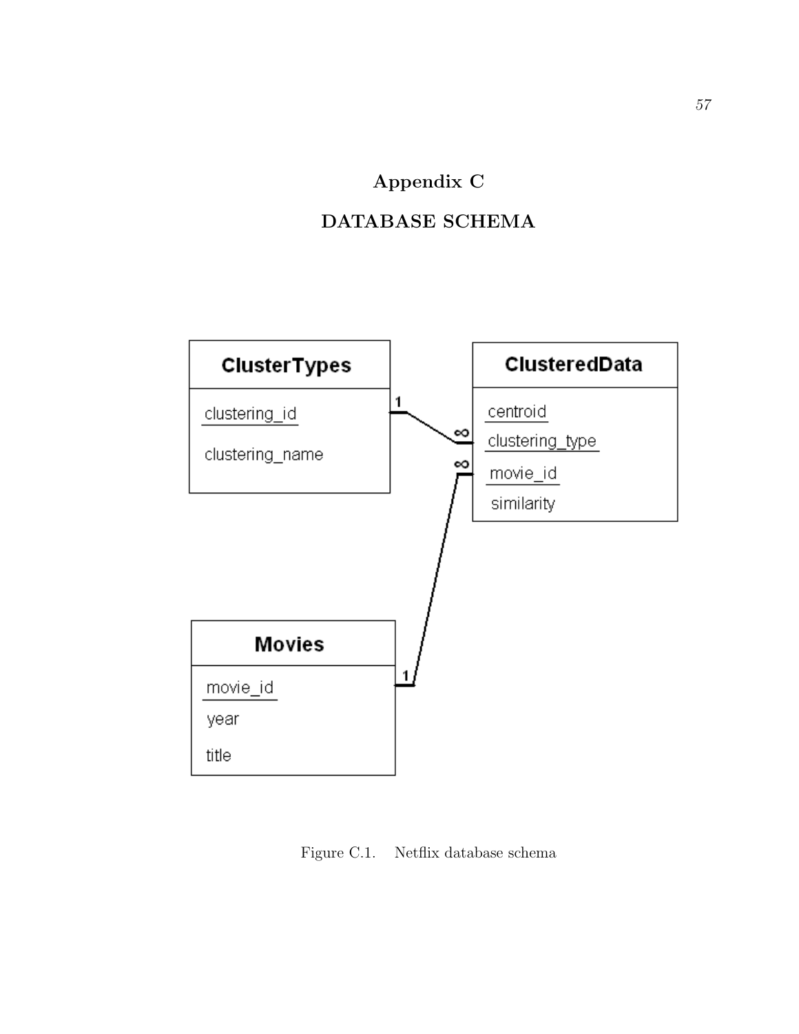# Appendix C

## DATABASE SCHEMA

ClusterTypes

clustering_id

clustering_name

ClusteredData

centroid

clustering_type

movie_id

similarity

Movies

movie_id

year

title

1

∞

∞

1

Figure C.1. Netflix database schema